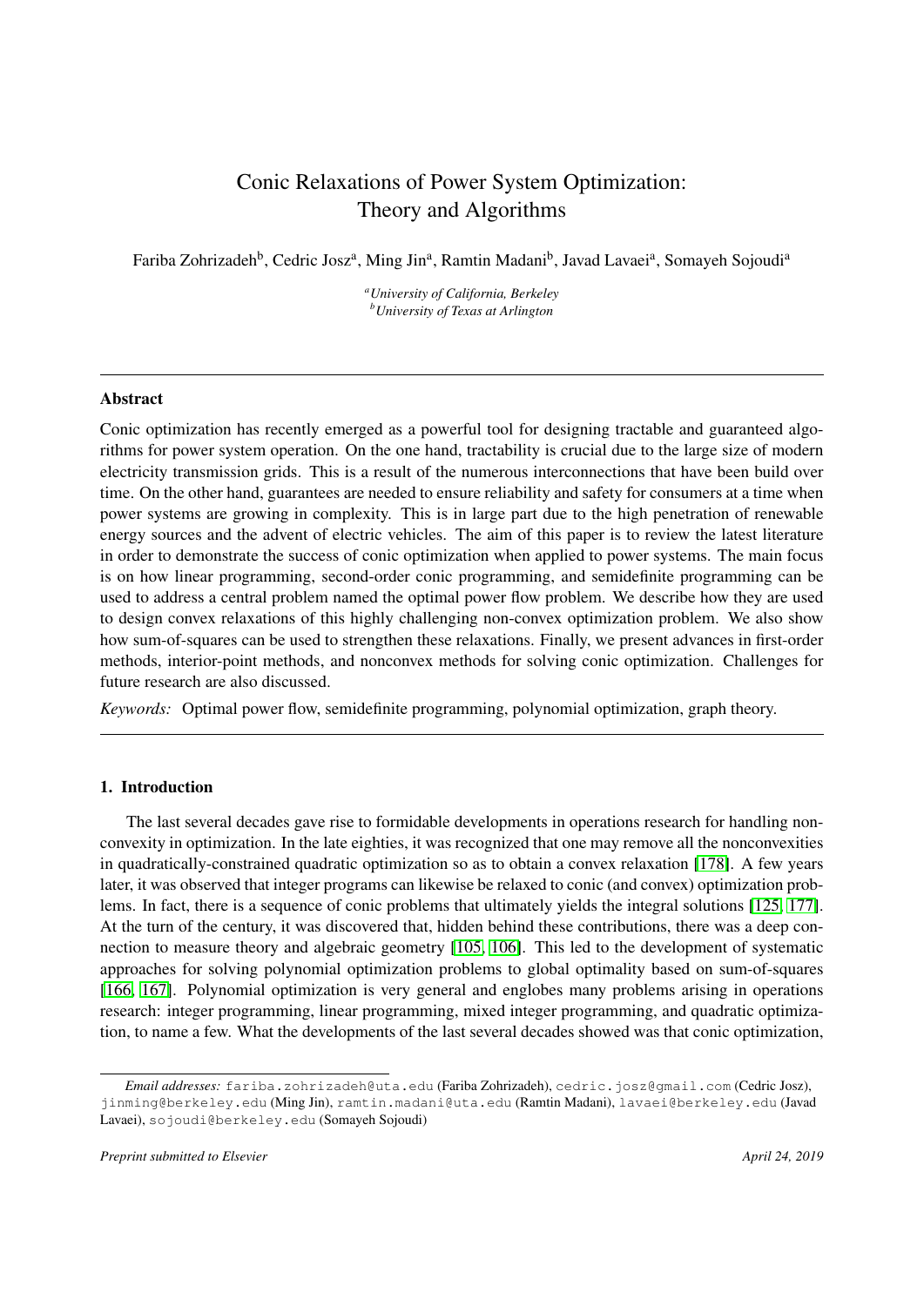# Conic Relaxations of Power System Optimization: Theory and Algorithms

Fariba Zohrizadeh[b], Cedric Josz[a], Ming Jin[a], Ramtin Madani[b], Javad Lavaei[a], Somayeh Sojoudi[a]

[a] *University of California, Berkeley*
[b] *University of Texas at Arlington*

---

## Abstract

Conic optimization has recently emerged as a powerful tool for designing tractable and guaranteed algorithms for power system operation. On the one hand, tractability is crucial due to the large size of modern electricity transmission grids. This is a result of the numerous interconnections that have been build over time. On the other hand, guarantees are needed to ensure reliability and safety for consumers at a time when power systems are growing in complexity. This is in large part due to the high penetration of renewable energy sources and the advent of electric vehicles. The aim of this paper is to review the latest literature in order to demonstrate the success of conic optimization when applied to power systems. The main focus is on how linear programming, second-order conic programming, and semidefinite programming can be used to address a central problem named the optimal power flow problem. We describe how they are used to design convex relaxations of this highly challenging non-convex optimization problem. We also show how sum-of-squares can be used to strengthen these relaxations. Finally, we present advances in first-order methods, interior-point methods, and nonconvex methods for solving conic optimization. Challenges for future research are also discussed.

*Keywords:* Optimal power flow, semidefinite programming, polynomial optimization, graph theory.

---

## 1. Introduction

The last several decades gave rise to formidable developments in operations research for handling nonconvexity in optimization. In the late eighties, it was recognized that one may remove all the nonconvexities in quadratically-constrained quadratic optimization so as to obtain a convex relaxation [178]. A few years later, it was observed that integer programs can likewise be relaxed to conic (and convex) optimization problems. In fact, there is a sequence of conic problems that ultimately yields the integral solutions [125, 177]. At the turn of the century, it was discovered that, hidden behind these contributions, there was a deep connection to measure theory and algebraic geometry [105, 106]. This led to the development of systematic approaches for solving polynomial optimization problems to global optimality based on sum-of-squares [166, 167]. Polynomial optimization is very general and englobes many problems arising in operations research: integer programming, linear programming, mixed integer programming, and quadratic optimization, to name a few. What the developments of the last several decades showed was that conic optimization,

*Email addresses:* fariba.zohrizadeh@uta.edu (Fariba Zohrizadeh), cedric.josz@gmail.com (Cedric Josz), jinming@berkeley.edu (Ming Jin), ramtin.madani@uta.edu (Ramtin Madani), lavaei@berkeley.edu (Javad Lavaei), sojoudi@berkeley.edu (Somayeh Sojoudi)

*Preprint submitted to Elsevier* — *April 24, 2019*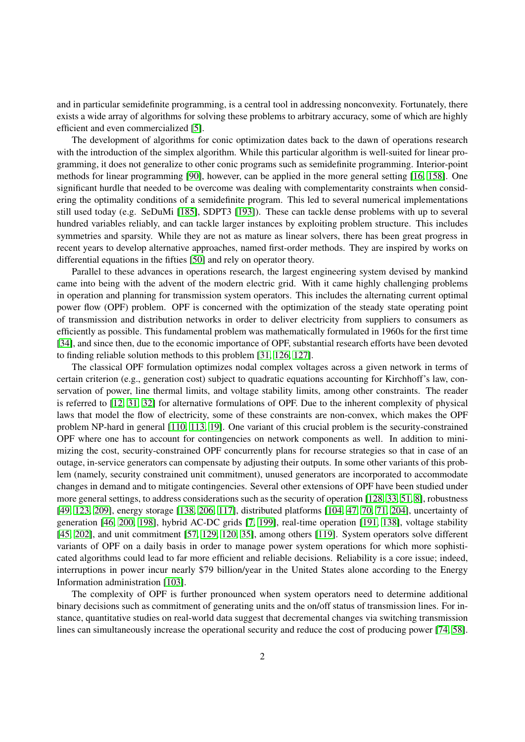and in particular semidefinite programming, is a central tool in addressing nonconvexity. Fortunately, there exists a wide array of algorithms for solving these problems to arbitrary accuracy, some of which are highly efficient and even commercialized [5].

The development of algorithms for conic optimization dates back to the dawn of operations research with the introduction of the simplex algorithm. While this particular algorithm is well-suited for linear programming, it does not generalize to other conic programs such as semidefinite programming. Interior-point methods for linear programming [90], however, can be applied in the more general setting [16, 158]. One significant hurdle that needed to be overcome was dealing with complementarity constraints when considering the optimality conditions of a semidefinite program. This led to several numerical implementations still used today (e.g. SeDuMi [185], SDPT3 [193]). These can tackle dense problems with up to several hundred variables reliably, and can tackle larger instances by exploiting problem structure. This includes symmetries and sparsity. While they are not as mature as linear solvers, there has been great progress in recent years to develop alternative approaches, named first-order methods. They are inspired by works on differential equations in the fifties [50] and rely on operator theory.

Parallel to these advances in operations research, the largest engineering system devised by mankind came into being with the advent of the modern electric grid. With it came highly challenging problems in operation and planning for transmission system operators. This includes the alternating current optimal power flow (OPF) problem. OPF is concerned with the optimization of the steady state operating point of transmission and distribution networks in order to deliver electricity from suppliers to consumers as efficiently as possible. This fundamental problem was mathematically formulated in 1960s for the first time [34], and since then, due to the economic importance of OPF, substantial research efforts have been devoted to finding reliable solution methods to this problem [31, 126, 127].

The classical OPF formulation optimizes nodal complex voltages across a given network in terms of certain criterion (e.g., generation cost) subject to quadratic equations accounting for Kirchhoff's law, conservation of power, line thermal limits, and voltage stability limits, among other constraints. The reader is referred to [12, 31, 32] for alternative formulations of OPF. Due to the inherent complexity of physical laws that model the flow of electricity, some of these constraints are non-convex, which makes the OPF problem NP-hard in general [110, 113, 19]. One variant of this crucial problem is the security-constrained OPF where one has to account for contingencies on network components as well. In addition to minimizing the cost, security-constrained OPF concurrently plans for recourse strategies so that in case of an outage, in-service generators can compensate by adjusting their outputs. In some other variants of this problem (namely, security constrained unit commitment), unused generators are incorporated to accommodate changes in demand and to mitigate contingencies. Several other extensions of OPF have been studied under more general settings, to address considerations such as the security of operation [128, 33, 51, 8], robustness [49, 123, 209], energy storage [138, 206, 117], distributed platforms [104, 47, 70, 71, 204], uncertainty of generation [46, 200, 198], hybrid AC-DC grids [7, 199], real-time operation [191, 138], voltage stability [45, 202], and unit commitment [57, 129, 120, 35], among others [119]. System operators solve different variants of OPF on a daily basis in order to manage power system operations for which more sophisticated algorithms could lead to far more efficient and reliable decisions. Reliability is a core issue; indeed, interruptions in power incur nearly $79 billion/year in the United States alone according to the Energy Information administration [103].

The complexity of OPF is further pronounced when system operators need to determine additional binary decisions such as commitment of generating units and the on/off status of transmission lines. For instance, quantitative studies on real-world data suggest that decremental changes via switching transmission lines can simultaneously increase the operational security and reduce the cost of producing power [74, 58].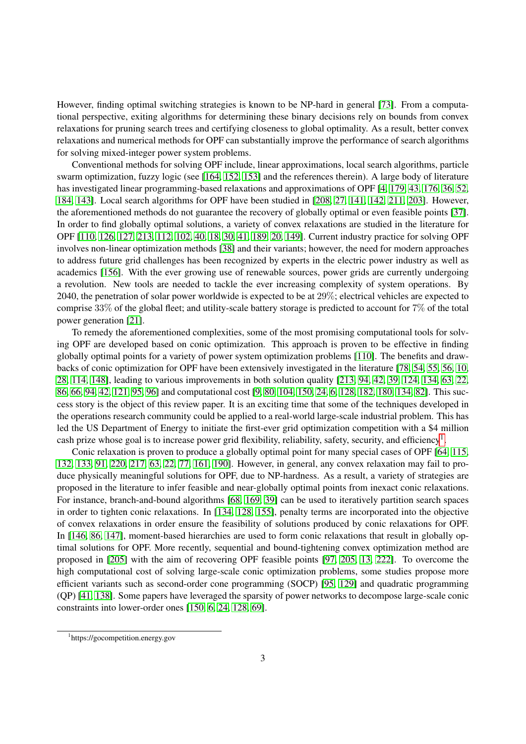However, finding optimal switching strategies is known to be NP-hard in general [73]. From a computational perspective, exiting algorithms for determining these binary decisions rely on bounds from convex relaxations for pruning search trees and certifying closeness to global optimality. As a result, better convex relaxations and numerical methods for OPF can substantially improve the performance of search algorithms for solving mixed-integer power system problems.

Conventional methods for solving OPF include, linear approximations, local search algorithms, particle swarm optimization, fuzzy logic (see [164, 152, 153] and the references therein). A large body of literature has investigated linear programming-based relaxations and approximations of OPF [4, 179, 43, 176, 36, 52, 184, 143]. Local search algorithms for OPF have been studied in [208, 27, 141, 142, 211, 203]. However, the aforementioned methods do not guarantee the recovery of globally optimal or even feasible points [37]. In order to find globally optimal solutions, a variety of convex relaxations are studied in the literature for OPF [110, 126, 127, 213, 112, 102, 40, 18, 30, 41, 189, 20, 149]. Current industry practice for solving OPF involves non-linear optimization methods [38] and their variants; however, the need for modern approaches to address future grid challenges has been recognized by experts in the electric power industry as well as academics [156]. With the ever growing use of renewable sources, power grids are currently undergoing a revolution. New tools are needed to tackle the ever increasing complexity of system operations. By 2040, the penetration of solar power worldwide is expected to be at 29%; electrical vehicles are expected to comprise 33% of the global fleet; and utility-scale battery storage is predicted to account for 7% of the total power generation [21].

To remedy the aforementioned complexities, some of the most promising computational tools for solving OPF are developed based on conic optimization. This approach is proven to be effective in finding globally optimal points for a variety of power system optimization problems [110]. The benefits and drawbacks of conic optimization for OPF have been extensively investigated in the literature [78, 54, 55, 56, 10, 28, 114, 148], leading to various improvements in both solution quality [213, 94, 42, 39, 124, 134, 63, 22, 86, 66, 94, 42, 121, 95, 96] and computational cost [9, 80, 104, 150, 24, 6, 128, 182, 180, 134, 82]. This success story is the object of this review paper. It is an exciting time that some of the techniques developed in the operations research community could be applied to a real-world large-scale industrial problem. This has led the US Department of Energy to initiate the first-ever grid optimization competition with a $4 million cash prize whose goal is to increase power grid flexibility, reliability, safety, security, and efficiency[1].

Conic relaxation is proven to produce a globally optimal point for many special cases of OPF [64, 115, 132, 133, 91, 220, 217, 63, 22, 77, 161, 190]. However, in general, any convex relaxation may fail to produce physically meaningful solutions for OPF, due to NP-hardness. As a result, a variety of strategies are proposed in the literature to infer feasible and near-globally optimal points from inexact conic relaxations. For instance, branch-and-bound algorithms [68, 169, 39] can be used to iteratively partition search spaces in order to tighten conic relaxations. In [134, 128, 155], penalty terms are incorporated into the objective of convex relaxations in order ensure the feasibility of solutions produced by conic relaxations for OPF. In [146, 86, 147], moment-based hierarchies are used to form conic relaxations that result in globally optimal solutions for OPF. More recently, sequential and bound-tightening convex optimization method are proposed in [205] with the aim of recovering OPF feasible points [97, 205, 13, 222]. To overcome the high computational cost of solving large-scale conic optimization problems, some studies propose more efficient variants such as second-order cone programming (SOCP) [95, 129] and quadratic programming (QP) [41, 138]. Some papers have leveraged the sparsity of power networks to decompose large-scale conic constraints into lower-order ones [150, 6, 24, 128, 69].

[1] https://gocompetition.energy.gov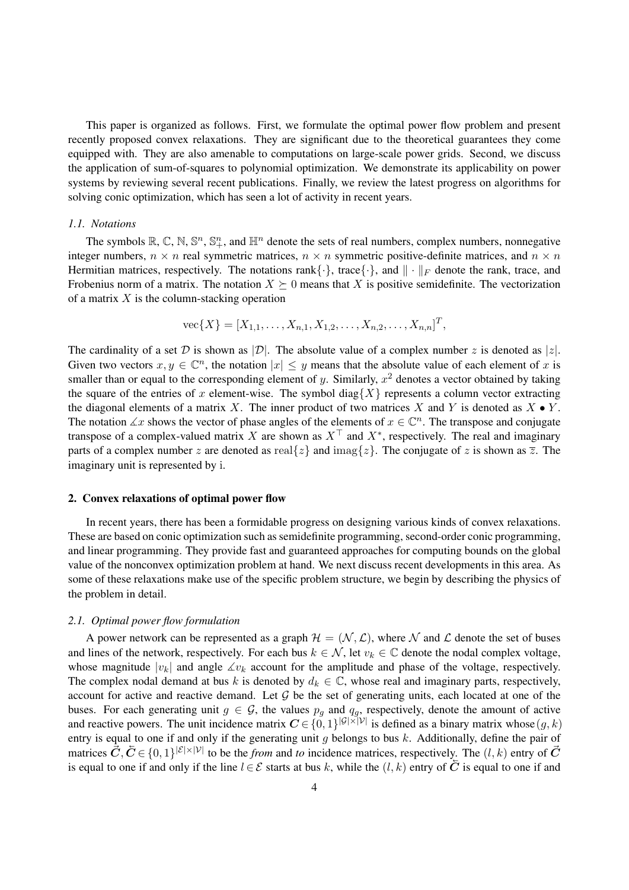This paper is organized as follows. First, we formulate the optimal power flow problem and present recently proposed convex relaxations. They are significant due to the theoretical guarantees they come equipped with. They are also amenable to computations on large-scale power grids. Second, we discuss the application of sum-of-squares to polynomial optimization. We demonstrate its applicability on power systems by reviewing several recent publications. Finally, we review the latest progress on algorithms for solving conic optimization, which has seen a lot of activity in recent years.

### *1.1. Notations*

The symbols $\mathbb{R}$, $\mathbb{C}$, $\mathbb{N}$, $\mathbb{S}^n$, $\mathbb{S}^n_+$, and $\mathbb{H}^n$ denote the sets of real numbers, complex numbers, nonnegative integer numbers, $n \times n$ real symmetric matrices, $n \times n$ symmetric positive-definite matrices, and $n \times n$ Hermitian matrices, respectively. The notations $\text{rank}\{\cdot\}$, $\text{trace}\{\cdot\}$, and $\|\cdot\|_F$ denote the rank, trace, and Frobenius norm of a matrix. The notation $X \succeq 0$ means that $X$ is positive semidefinite. The vectorization of a matrix $X$ is the column-stacking operation

$$\text{vec}\{X\} = [X_{1,1}, \ldots, X_{n,1}, X_{1,2}, \ldots, X_{n,2}, \ldots, X_{n,n}]^T,$$

The cardinality of a set $\mathcal{D}$ is shown as $|\mathcal{D}|$. The absolute value of a complex number $z$ is denoted as $|z|$. Given two vectors $x, y \in \mathbb{C}^n$, the notation $|x| \leq y$ means that the absolute value of each element of $x$ is smaller than or equal to the corresponding element of $y$. Similarly, $x^2$ denotes a vector obtained by taking the square of the entries of $x$ element-wise. The symbol $\text{diag}\{X\}$ represents a column vector extracting the diagonal elements of a matrix $X$. The inner product of two matrices $X$ and $Y$ is denoted as $X \bullet Y$. The notation $\measuredangle x$ shows the vector of phase angles of the elements of $x \in \mathbb{C}^n$. The transpose and conjugate transpose of a complex-valued matrix $X$ are shown as $X^\top$ and $X^*$, respectively. The real and imaginary parts of a complex number $z$ are denoted as $\text{real}\{z\}$ and $\text{imag}\{z\}$. The conjugate of $z$ is shown as $\overline{z}$. The imaginary unit is represented by $\mathrm{i}$.

## 2. Convex relaxations of optimal power flow

In recent years, there has been a formidable progress on designing various kinds of convex relaxations. These are based on conic optimization such as semidefinite programming, second-order conic programming, and linear programming. They provide fast and guaranteed approaches for computing bounds on the global value of the nonconvex optimization problem at hand. We next discuss recent developments in this area. As some of these relaxations make use of the specific problem structure, we begin by describing the physics of the problem in detail.

### *2.1. Optimal power flow formulation*

A power network can be represented as a graph $\mathcal{H} = (\mathcal{N}, \mathcal{L})$, where $\mathcal{N}$ and $\mathcal{L}$ denote the set of buses and lines of the network, respectively. For each bus $k \in \mathcal{N}$, let $v_k \in \mathbb{C}$ denote the nodal complex voltage, whose magnitude $|v_k|$ and angle $\measuredangle v_k$ account for the amplitude and phase of the voltage, respectively. The complex nodal demand at bus $k$ is denoted by $d_k \in \mathbb{C}$, whose real and imaginary parts, respectively, account for active and reactive demand. Let $\mathcal{G}$ be the set of generating units, each located at one of the buses. For each generating unit $g \in \mathcal{G}$, the values $p_g$ and $q_g$, respectively, denote the amount of active and reactive powers. The unit incidence matrix $\boldsymbol{C} \in \{0,1\}^{|\mathcal{G}|\times|\mathcal{V}|}$ is defined as a binary matrix whose $(g, k)$ entry is equal to one if and only if the generating unit $g$ belongs to bus $k$. Additionally, define the pair of matrices $\vec{\boldsymbol{C}}, \overleftarrow{\boldsymbol{C}} \in \{0,1\}^{|\mathcal{E}|\times|\mathcal{V}|}$ to be the *from* and *to* incidence matrices, respectively. The $(l, k)$ entry of $\vec{\boldsymbol{C}}$ is equal to one if and only if the line $l \in \mathcal{E}$ starts at bus $k$, while the $(l, k)$ entry of $\overleftarrow{\boldsymbol{C}}$ is equal to one if and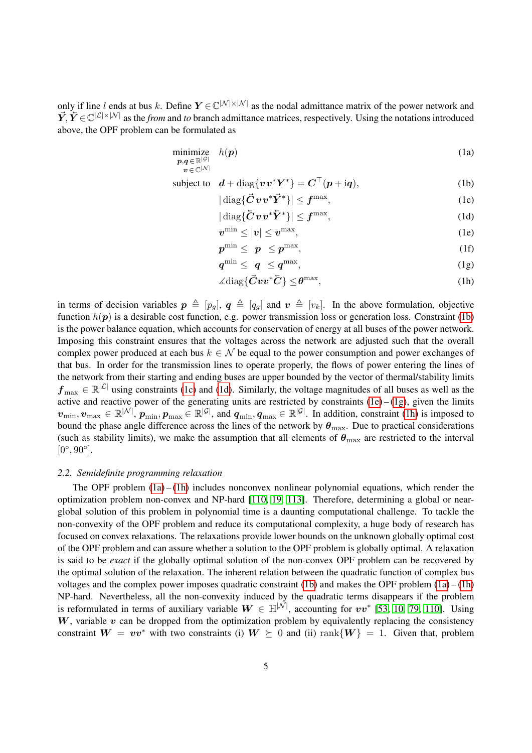only if line $l$ ends at bus $k$. Define $\boldsymbol{Y} \in \mathbb{C}^{|\mathcal{N}|\times|\mathcal{N}|}$ as the nodal admittance matrix of the power network and $\vec{\boldsymbol{Y}}, \overleftarrow{\boldsymbol{Y}} \in \mathbb{C}^{|\mathcal{L}|\times|\mathcal{N}|}$ as the *from* and *to* branch admittance matrices, respectively. Using the notations introduced above, the OPF problem can be formulated as

$$
\begin{aligned}
\underset{\substack{\boldsymbol{p},\boldsymbol{q} \in \mathbb{R}^{|\mathcal{G}|} \\ \boldsymbol{v} \in \mathbb{C}^{|\mathcal{N}|}}}{\text{minimize}} \quad & h(\boldsymbol{p}) && \text{(1a)}\\
\text{subject to} \quad & \boldsymbol{d} + \operatorname{diag}\{\boldsymbol{v}\boldsymbol{v}^{*}\boldsymbol{Y}^{*}\} = \boldsymbol{C}^{\top}(\boldsymbol{p} + \mathrm{i}\boldsymbol{q}), && \text{(1b)}\\
& |\operatorname{diag}\{\vec{\boldsymbol{C}}\boldsymbol{v}\boldsymbol{v}^{*}\vec{\boldsymbol{Y}}^{*}\}| \leq \boldsymbol{f}^{\max}, && \text{(1c)}\\
& |\operatorname{diag}\{\overleftarrow{\boldsymbol{C}}\boldsymbol{v}\boldsymbol{v}^{*}\overleftarrow{\boldsymbol{Y}}^{*}\}| \leq \boldsymbol{f}^{\max}, && \text{(1d)}\\
& \boldsymbol{v}^{\min} \leq |\boldsymbol{v}| \leq \boldsymbol{v}^{\max}, && \text{(1e)}\\
& \boldsymbol{p}^{\min} \leq \ \boldsymbol{p} \ \leq \boldsymbol{p}^{\max}, && \text{(1f)}\\
& \boldsymbol{q}^{\min} \leq \ \boldsymbol{q} \ \leq \boldsymbol{q}^{\max}, && \text{(1g)}\\
& \measuredangle \operatorname{diag}\{\vec{\boldsymbol{C}}\boldsymbol{v}\boldsymbol{v}^{*}\overleftarrow{\boldsymbol{C}}\} \leq \boldsymbol{\theta}^{\max}, && \text{(1h)}
\end{aligned}
$$

in terms of decision variables $\boldsymbol{p} \triangleq [p_g]$, $\boldsymbol{q} \triangleq [q_g]$ and $\boldsymbol{v} \triangleq [v_k]$. In the above formulation, objective function $h(\boldsymbol{p})$ is a desirable cost function, e.g. power transmission loss or generation loss. Constraint (1b) is the power balance equation, which accounts for conservation of energy at all buses of the power network. Imposing this constraint ensures that the voltages across the network are adjusted such that the overall complex power produced at each bus $k \in \mathcal{N}$ be equal to the power consumption and power exchanges of that bus. In order for the transmission lines to operate properly, the flows of power entering the lines of the network from their starting and ending buses are upper bounded by the vector of thermal/stability limits $\boldsymbol{f}_{\max} \in \mathbb{R}^{|\mathcal{L}|}$ using constraints (1c) and (1d). Similarly, the voltage magnitudes of all buses as well as the active and reactive power of the generating units are restricted by constraints (1e) – (1g), given the limits $\boldsymbol{v}_{\min}, \boldsymbol{v}_{\max} \in \mathbb{R}^{|\mathcal{N}|}$, $\boldsymbol{p}_{\min}, \boldsymbol{p}_{\max} \in \mathbb{R}^{|\mathcal{G}|}$, and $\boldsymbol{q}_{\min}, \boldsymbol{q}_{\max} \in \mathbb{R}^{|\mathcal{G}|}$. In addition, constraint (1h) is imposed to bound the phase angle difference across the lines of the network by $\boldsymbol{\theta}_{\max}$. Due to practical considerations (such as stability limits), we make the assumption that all elements of $\boldsymbol{\theta}_{\max}$ are restricted to the interval $[0^{\circ}, 90^{\circ}]$.

### 2.2. Semidefinite programming relaxation

The OPF problem (1a) – (1h) includes nonconvex nonlinear polynomial equations, which render the optimization problem non-convex and NP-hard [110, 19, 113]. Therefore, determining a global or near-global solution of this problem in polynomial time is a daunting computational challenge. To tackle the non-convexity of the OPF problem and reduce its computational complexity, a huge body of research has focused on convex relaxations. The relaxations provide lower bounds on the unknown globally optimal cost of the OPF problem and can assure whether a solution to the OPF problem is globally optimal. A relaxation is said to be *exact* if the globally optimal solution of the non-convex OPF problem can be recovered by the optimal solution of the relaxation. The inherent relation between the quadratic function of complex bus voltages and the complex power imposes quadratic constraint (1b) and makes the OPF problem (1a) – (1h) NP-hard. Nevertheless, all the non-convexity induced by the quadratic terms disappears if the problem is reformulated in terms of auxiliary variable $\boldsymbol{W} \in \mathbb{H}^{|\mathcal{N}|}$, accounting for $\boldsymbol{v}\boldsymbol{v}^{*}$ [53, 10, 79, 110]. Using $\boldsymbol{W}$, variable $\boldsymbol{v}$ can be dropped from the optimization problem by equivalently replacing the consistency constraint $\boldsymbol{W} = \boldsymbol{v}\boldsymbol{v}^{*}$ with two constraints (i) $\boldsymbol{W} \succeq 0$ and (ii) $\operatorname{rank}\{\boldsymbol{W}\} = 1$. Given that, problem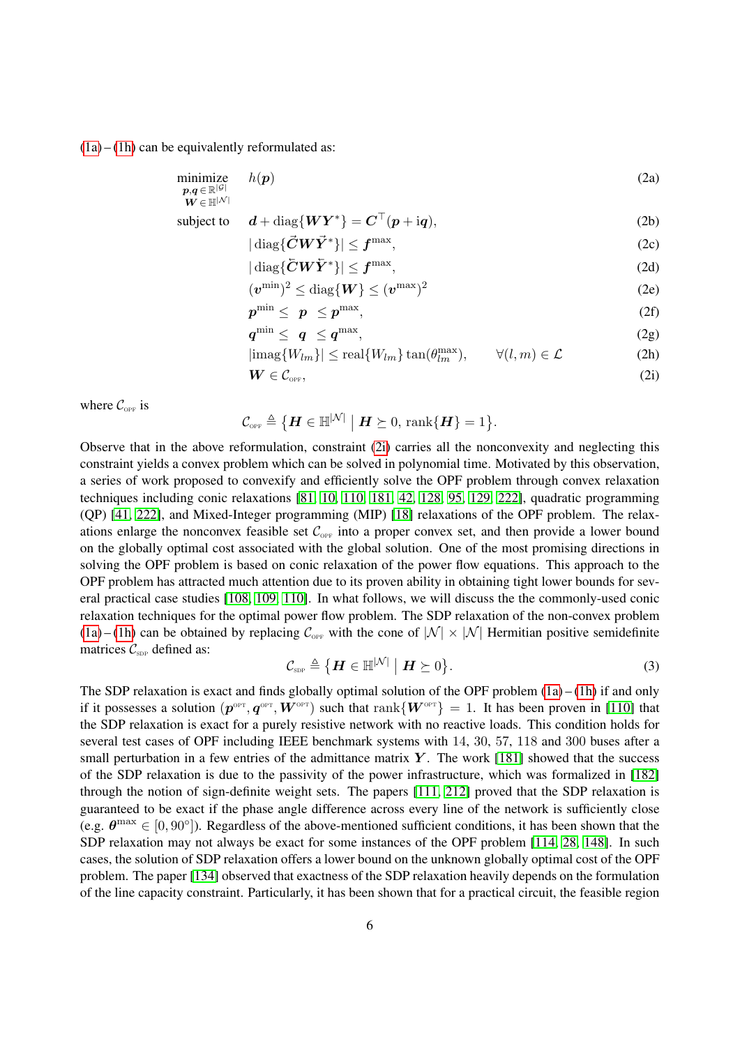(1a) – (1h) can be equivalently reformulated as:

$$
\begin{aligned}
\underset{\substack{\boldsymbol{p},\boldsymbol{q}\,\in\,\mathbb{R}^{|\mathcal{G}|}\\ \boldsymbol{W}\,\in\,\mathbb{H}^{|\mathcal{N}|}}}{\text{minimize}} \quad & h(\boldsymbol{p}) && \text{(2a)}\\
\text{subject to} \quad & \boldsymbol{d} + \operatorname{diag}\{\boldsymbol{W}\boldsymbol{Y}^{*}\} = \boldsymbol{C}^{\top}(\boldsymbol{p} + \mathrm{i}\boldsymbol{q}), && \text{(2b)}\\
& |\operatorname{diag}\{\vec{\boldsymbol{C}}\boldsymbol{W}\vec{\boldsymbol{Y}}^{*}\}| \leq \boldsymbol{f}^{\max}, && \text{(2c)}\\
& |\operatorname{diag}\{\overleftarrow{\boldsymbol{C}}\boldsymbol{W}\overleftarrow{\boldsymbol{Y}}^{*}\}| \leq \boldsymbol{f}^{\max}, && \text{(2d)}\\
& (\boldsymbol{v}^{\min})^{2} \leq \operatorname{diag}\{\boldsymbol{W}\} \leq (\boldsymbol{v}^{\max})^{2} && \text{(2e)}\\
& \boldsymbol{p}^{\min} \leq \ \boldsymbol{p} \ \leq \boldsymbol{p}^{\max}, && \text{(2f)}\\
& \boldsymbol{q}^{\min} \leq \ \boldsymbol{q} \ \leq \boldsymbol{q}^{\max}, && \text{(2g)}\\
& |\operatorname{imag}\{W_{lm}\}| \leq \operatorname{real}\{W_{lm}\} \tan(\theta_{lm}^{\max}), \qquad \forall (l,m) \in \mathcal{L} && \text{(2h)}\\
& \boldsymbol{W} \in \mathcal{C}_{\text{OPF}}, && \text{(2i)}
\end{aligned}
$$

where $\mathcal{C}_{\text{OPF}}$ is

$$
\mathcal{C}_{\text{OPF}} \triangleq \big\{ \boldsymbol{H} \in \mathbb{H}^{|\mathcal{N}|} \;\big|\; \boldsymbol{H} \succeq 0,\ \operatorname{rank}\{\boldsymbol{H}\} = 1 \big\}.
$$

Observe that in the above reformulation, constraint (2i) carries all the nonconvexity and neglecting this constraint yields a convex problem which can be solved in polynomial time. Motivated by this observation, a series of work proposed to convexify and efficiently solve the OPF problem through convex relaxation techniques including conic relaxations [81, 10, 110, 181, 42, 128, 95, 129, 222], quadratic programming (QP) [41, 222], and Mixed-Integer programming (MIP) [18] relaxations of the OPF problem. The relaxations enlarge the nonconvex feasible set $\mathcal{C}_{\text{OPF}}$ into a proper convex set, and then provide a lower bound on the globally optimal cost associated with the global solution. One of the most promising directions in solving the OPF problem is based on conic relaxation of the power flow equations. This approach to the OPF problem has attracted much attention due to its proven ability in obtaining tight lower bounds for several practical case studies [108, 109, 110]. In what follows, we will discuss the the commonly-used conic relaxation techniques for the optimal power flow problem. The SDP relaxation of the non-convex problem (1a) – (1h) can be obtained by replacing $\mathcal{C}_{\text{OPF}}$ with the cone of $|\mathcal{N}| \times |\mathcal{N}|$ Hermitian positive semidefinite matrices $\mathcal{C}_{\text{SDP}}$ defined as:

$$
\mathcal{C}_{\text{SDP}} \triangleq \big\{ \boldsymbol{H} \in \mathbb{H}^{|\mathcal{N}|} \;\big|\; \boldsymbol{H} \succeq 0 \big\}. \tag{3}
$$

The SDP relaxation is exact and finds globally optimal solution of the OPF problem (1a) – (1h) if and only if it possesses a solution $(\boldsymbol{p}^{\text{OPT}}, \boldsymbol{q}^{\text{OPT}}, \boldsymbol{W}^{\text{OPT}})$ such that $\operatorname{rank}\{\boldsymbol{W}^{\text{OPT}}\} = 1$. It has been proven in [110] that the SDP relaxation is exact for a purely resistive network with no reactive loads. This condition holds for several test cases of OPF including IEEE benchmark systems with 14, 30, 57, 118 and 300 buses after a small perturbation in a few entries of the admittance matrix $\boldsymbol{Y}$. The work [181] showed that the success of the SDP relaxation is due to the passivity of the power infrastructure, which was formalized in [182] through the notion of sign-definite weight sets. The papers [111, 212] proved that the SDP relaxation is guaranteed to be exact if the phase angle difference across every line of the network is sufficiently close (e.g. $\boldsymbol{\theta}^{\max} \in [0, 90^{\circ}]$). Regardless of the above-mentioned sufficient conditions, it has been shown that the SDP relaxation may not always be exact for some instances of the OPF problem [114, 28, 148]. In such cases, the solution of SDP relaxation offers a lower bound on the unknown globally optimal cost of the OPF problem. The paper [134] observed that exactness of the SDP relaxation heavily depends on the formulation of the line capacity constraint. Particularly, it has been shown that for a practical circuit, the feasible region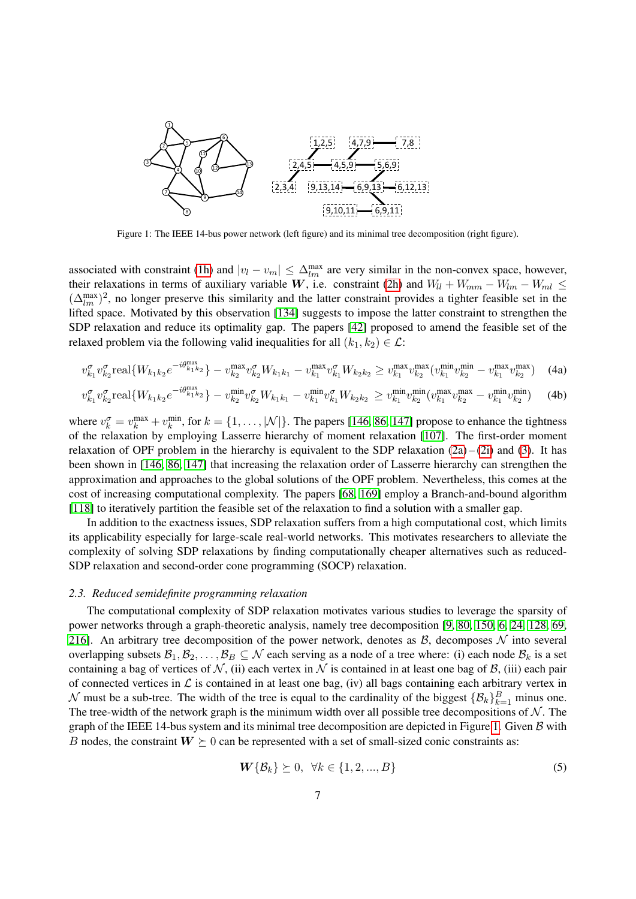Figure 1: The IEEE 14-bus power network (left figure) and its minimal tree decomposition (right figure).

associated with constraint (1h) and $|v_l - v_m| \leq \Delta_{lm}^{\max}$ are very similar in the non-convex space, however, their relaxations in terms of auxiliary variable $\boldsymbol{W}$, i.e. constraint (2h) and $W_{ll} + W_{mm} - W_{lm} - W_{ml} \leq (\Delta_{lm}^{\max})^2$, no longer preserve this similarity and the latter constraint provides a tighter feasible set in the lifted space. Motivated by this observation [134] suggests to impose the latter constraint to strengthen the SDP relaxation and reduce its optimality gap. The papers [42] proposed to amend the feasible set of the relaxed problem via the following valid inequalities for all $(k_1, k_2) \in \mathcal{L}$:

$$v_{k_1}^{\sigma} v_{k_2}^{\sigma} \text{real}\{W_{k_1k_2} e^{-i\theta_{k_1k_2}^{\max}}\} - v_{k_2}^{\max} v_{k_2}^{\sigma} W_{k_1k_1} - v_{k_1}^{\max} v_{k_1}^{\sigma} W_{k_2k_2} \geq v_{k_1}^{\max} v_{k_2}^{\max} (v_{k_1}^{\min} v_{k_2}^{\min} - v_{k_1}^{\max} v_{k_2}^{\max}) \quad (4a)$$

$$v_{k_1}^{\sigma} v_{k_2}^{\sigma} \text{real}\{W_{k_1k_2} e^{-i\theta_{k_1k_2}^{\max}}\} - v_{k_2}^{\min} v_{k_2}^{\sigma} W_{k_1k_1} - v_{k_1}^{\min} v_{k_1}^{\sigma} W_{k_2k_2} \geq v_{k_1}^{\min} v_{k_2}^{\min} (v_{k_1}^{\max} v_{k_2}^{\max} - v_{k_1}^{\min} v_{k_2}^{\min}) \quad (4b)$$

where $v_k^{\sigma} = v_k^{\max} + v_k^{\min}$, for $k = \{1, \ldots, |\mathcal{N}|\}$. The papers [146, 86, 147] propose to enhance the tightness of the relaxation by employing Lasserre hierarchy of moment relaxation [107]. The first-order moment relaxation of OPF problem in the hierarchy is equivalent to the SDP relaxation (2a) – (2i) and (3). It has been shown in [146, 86, 147] that increasing the relaxation order of Lasserre hierarchy can strengthen the approximation and approaches to the global solutions of the OPF problem. Nevertheless, this comes at the cost of increasing computational complexity. The papers [68, 169] employ a Branch-and-bound algorithm [118] to iteratively partition the feasible set of the relaxation to find a solution with a smaller gap.

In addition to the exactness issues, SDP relaxation suffers from a high computational cost, which limits its applicability especially for large-scale real-world networks. This motivates researchers to alleviate the complexity of solving SDP relaxations by finding computationally cheaper alternatives such as reduced-SDP relaxation and second-order cone programming (SOCP) relaxation.

### 2.3. Reduced semidefinite programming relaxation

The computational complexity of SDP relaxation motivates various studies to leverage the sparsity of power networks through a graph-theoretic analysis, namely tree decomposition [9, 80, 150, 6, 24, 128, 69, 216]. An arbitrary tree decomposition of the power network, denotes as $\mathcal{B}$, decomposes $\mathcal{N}$ into several overlapping subsets $\mathcal{B}_1, \mathcal{B}_2, \ldots, \mathcal{B}_B \subseteq \mathcal{N}$ each serving as a node of a tree where: (i) each node $\mathcal{B}_k$ is a set containing a bag of vertices of $\mathcal{N}$, (ii) each vertex in $\mathcal{N}$ is contained in at least one bag of $\mathcal{B}$, (iii) each pair of connected vertices in $\mathcal{L}$ is contained in at least one bag, (iv) all bags containing each arbitrary vertex in $\mathcal{N}$ must be a sub-tree. The width of the tree is equal to the cardinality of the biggest $\{\mathcal{B}_k\}_{k=1}^{B}$ minus one. The tree-width of the network graph is the minimum width over all possible tree decompositions of $\mathcal{N}$. The graph of the IEEE 14-bus system and its minimal tree decomposition are depicted in Figure 1. Given $\mathcal{B}$ with $B$ nodes, the constraint $\boldsymbol{W} \succeq 0$ can be represented with a set of small-sized conic constraints as:

$$\boldsymbol{W}\{\mathcal{B}_k\} \succeq 0, \;\; \forall k \in \{1, 2, ..., B\} \quad (5)$$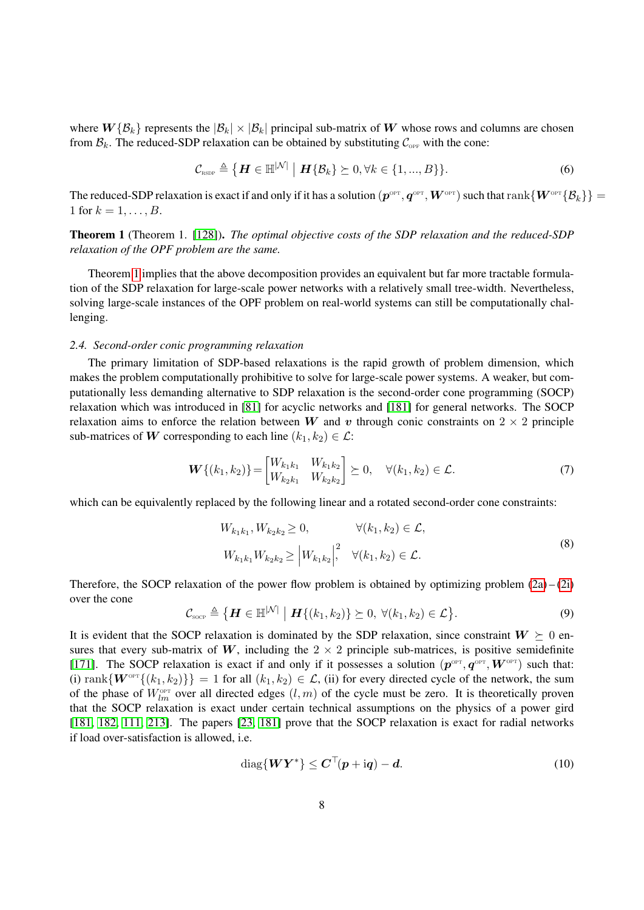where $\boldsymbol{W}\{\mathcal{B}_k\}$ represents the $|\mathcal{B}_k| \times |\mathcal{B}_k|$ principal sub-matrix of $\boldsymbol{W}$ whose rows and columns are chosen from $\mathcal{B}_k$. The reduced-SDP relaxation can be obtained by substituting $\mathcal{C}_{\text{OPF}}$ with the cone:

$$\mathcal{C}_{\text{RSDP}} \triangleq \left\{ \boldsymbol{H} \in \mathbb{H}^{|\mathcal{N}|} \;\middle|\; \boldsymbol{H}\{\mathcal{B}_k\} \succeq 0, \forall k \in \{1, ..., B\} \right\}. \tag{6}$$

The reduced-SDP relaxation is exact if and only if it has a solution $(\boldsymbol{p}^{\text{OPT}}, \boldsymbol{q}^{\text{OPT}}, \boldsymbol{W}^{\text{OPT}})$ such that $\operatorname{rank}\{\boldsymbol{W}^{\text{OPT}}\{\mathcal{B}_k\}\} = 1$ for $k = 1, \ldots, B$.

**Theorem 1** (Theorem 1. [128]). *The optimal objective costs of the SDP relaxation and the reduced-SDP relaxation of the OPF problem are the same.*

Theorem 1 implies that the above decomposition provides an equivalent but far more tractable formulation of the SDP relaxation for large-scale power networks with a relatively small tree-width. Nevertheless, solving large-scale instances of the OPF problem on real-world systems can still be computationally challenging.

### *2.4. Second-order conic programming relaxation*

The primary limitation of SDP-based relaxations is the rapid growth of problem dimension, which makes the problem computationally prohibitive to solve for large-scale power systems. A weaker, but computationally less demanding alternative to SDP relaxation is the second-order cone programming (SOCP) relaxation which was introduced in [81] for acyclic networks and [181] for general networks. The SOCP relaxation aims to enforce the relation between $\boldsymbol{W}$ and $\boldsymbol{v}$ through conic constraints on $2 \times 2$ principle sub-matrices of $\boldsymbol{W}$ corresponding to each line $(k_1, k_2) \in \mathcal{L}$:

$$\boldsymbol{W}\{(k_1, k_2)\} = \begin{bmatrix} W_{k_1k_1} & W_{k_1k_2} \\ W_{k_2k_1} & W_{k_2k_2} \end{bmatrix} \succeq 0, \quad \forall (k_1, k_2) \in \mathcal{L}. \tag{7}$$

which can be equivalently replaced by the following linear and a rotated second-order cone constraints:

$$\begin{aligned} &W_{k_1k_1}, W_{k_2k_2} \geq 0, && \forall (k_1, k_2) \in \mathcal{L}, \\ &W_{k_1k_1} W_{k_2k_2} \geq \left| W_{k_1k_2} \right|^2, && \forall (k_1, k_2) \in \mathcal{L}. \end{aligned} \tag{8}$$

Therefore, the SOCP relaxation of the power flow problem is obtained by optimizing problem (2a) – (2i) over the cone

$$\mathcal{C}_{\text{SOCP}} \triangleq \left\{ \boldsymbol{H} \in \mathbb{H}^{|\mathcal{N}|} \;\middle|\; \boldsymbol{H}\{(k_1, k_2)\} \succeq 0, \; \forall (k_1, k_2) \in \mathcal{L} \right\}. \tag{9}$$

It is evident that the SOCP relaxation is dominated by the SDP relaxation, since constraint $\boldsymbol{W} \succeq 0$ ensures that every sub-matrix of $\boldsymbol{W}$, including the $2 \times 2$ principle sub-matrices, is positive semidefinite [171]. The SOCP relaxation is exact if and only if it possesses a solution $(\boldsymbol{p}^{\text{OPT}}, \boldsymbol{q}^{\text{OPT}}, \boldsymbol{W}^{\text{OPT}})$ such that: (i) $\operatorname{rank}\{\boldsymbol{W}^{\text{OPT}}\{(k_1, k_2)\}\} = 1$ for all $(k_1, k_2) \in \mathcal{L}$, (ii) for every directed cycle of the network, the sum of the phase of $W_{lm}^{\text{OPT}}$ over all directed edges $(l, m)$ of the cycle must be zero. It is theoretically proven that the SOCP relaxation is exact under certain technical assumptions on the physics of a power gird [181, 182, 111, 213]. The papers [23, 181] prove that the SOCP relaxation is exact for radial networks if load over-satisfaction is allowed, i.e.

$$\operatorname{diag}\{\boldsymbol{W}\boldsymbol{Y}^*\} \leq \boldsymbol{C}^\top(\boldsymbol{p} + \mathrm{i}\boldsymbol{q}) - \boldsymbol{d}. \tag{10}$$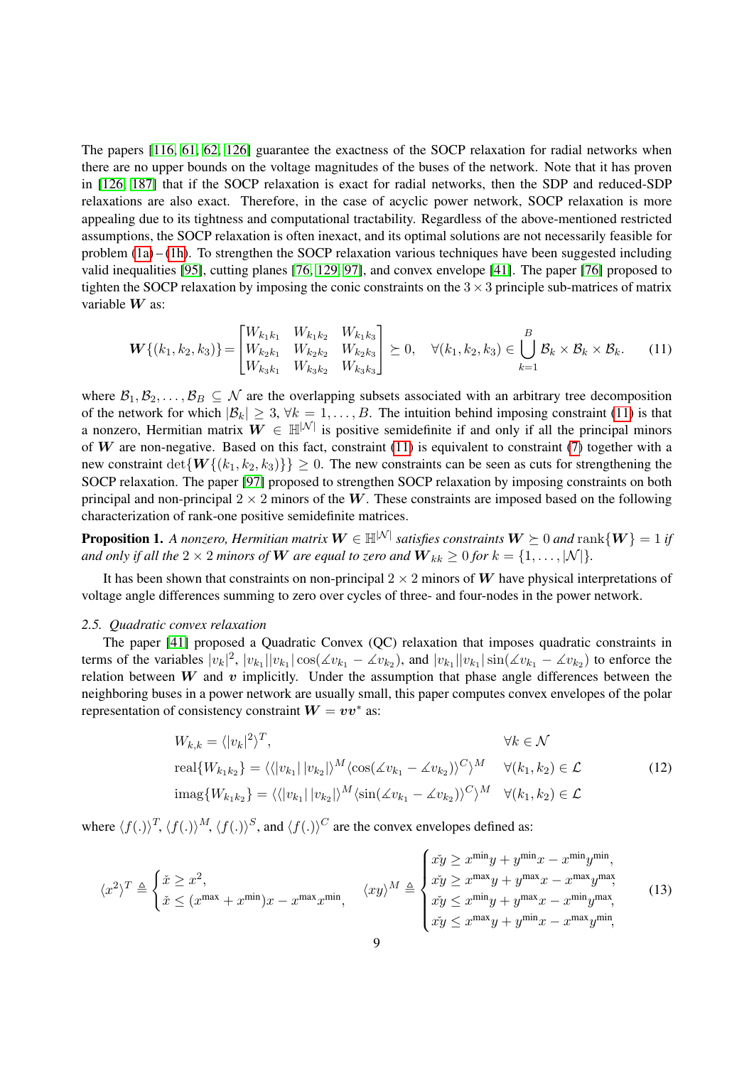The papers [116, 61, 62, 126] guarantee the exactness of the SOCP relaxation for radial networks when there are no upper bounds on the voltage magnitudes of the buses of the network. Note that it has proven in [126, 187] that if the SOCP relaxation is exact for radial networks, then the SDP and reduced-SDP relaxations are also exact. Therefore, in the case of acyclic power network, SOCP relaxation is more appealing due to its tightness and computational tractability. Regardless of the above-mentioned restricted assumptions, the SOCP relaxation is often inexact, and its optimal solutions are not necessarily feasible for problem (1a) – (1h). To strengthen the SOCP relaxation various techniques have been suggested including valid inequalities [95], cutting planes [76, 129, 97], and convex envelope [41]. The paper [76] proposed to tighten the SOCP relaxation by imposing the conic constraints on the $3 \times 3$ principle sub-matrices of matrix variable $\boldsymbol{W}$ as:

$$\boldsymbol{W}\{(k_1,k_2,k_3)\} = \begin{bmatrix} W_{k_1k_1} & W_{k_1k_2} & W_{k_1k_3} \\ W_{k_2k_1} & W_{k_2k_2} & W_{k_2k_3} \\ W_{k_3k_1} & W_{k_3k_2} & W_{k_3k_3} \end{bmatrix} \succeq 0, \quad \forall (k_1,k_2,k_3) \in \bigcup_{k=1}^{B} \mathcal{B}_k \times \mathcal{B}_k \times \mathcal{B}_k. \tag{11}$$

where $\mathcal{B}_1, \mathcal{B}_2, \ldots, \mathcal{B}_B \subseteq \mathcal{N}$ are the overlapping subsets associated with an arbitrary tree decomposition of the network for which $|\mathcal{B}_k| \geq 3$, $\forall k = 1, \ldots, B$. The intuition behind imposing constraint (11) is that a nonzero, Hermitian matrix $\boldsymbol{W} \in \mathbb{H}^{|\mathcal{N}|}$ is positive semidefinite if and only if all the principal minors of $\boldsymbol{W}$ are non-negative. Based on this fact, constraint (11) is equivalent to constraint (7) together with a new constraint $\det\{\boldsymbol{W}\{(k_1,k_2,k_3)\}\} \geq 0$. The new constraints can be seen as cuts for strengthening the SOCP relaxation. The paper [97] proposed to strengthen SOCP relaxation by imposing constraints on both principal and non-principal $2 \times 2$ minors of the $\boldsymbol{W}$. These constraints are imposed based on the following characterization of rank-one positive semidefinite matrices.

**Proposition 1.** *A nonzero, Hermitian matrix $\boldsymbol{W} \in \mathbb{H}^{|\mathcal{N}|}$ satisfies constraints $\boldsymbol{W} \succeq 0$ and $\mathrm{rank}\{\boldsymbol{W}\} = 1$ if and only if all the $2 \times 2$ minors of $\boldsymbol{W}$ are equal to zero and $\boldsymbol{W}_{kk} \geq 0$ for $k = \{1, \ldots, |\mathcal{N}|\}$.*

It has been shown that constraints on non-principal $2 \times 2$ minors of $\boldsymbol{W}$ have physical interpretations of voltage angle differences summing to zero over cycles of three- and four-nodes in the power network.

### 2.5. Quadratic convex relaxation

The paper [41] proposed a Quadratic Convex (QC) relaxation that imposes quadratic constraints in terms of the variables $|v_k|^2$, $|v_{k_1}||v_{k_1}|\cos(\measuredangle v_{k_1} - \measuredangle v_{k_2})$, and $|v_{k_1}||v_{k_1}|\sin(\measuredangle v_{k_1} - \measuredangle v_{k_2})$ to enforce the relation between $\boldsymbol{W}$ and $\boldsymbol{v}$ implicitly. Under the assumption that phase angle differences between the neighboring buses in a power network are usually small, this paper computes convex envelopes of the polar representation of consistency constraint $\boldsymbol{W} = \boldsymbol{v}\boldsymbol{v}^*$ as:

$$\begin{aligned} &W_{k,k} = \langle |v_k|^2 \rangle^T, && \forall k \in \mathcal{N} \\ &\mathrm{real}\{W_{k_1k_2}\} = \langle \langle |v_{k_1}|\,|v_{k_2}| \rangle^M \langle \cos(\measuredangle v_{k_1} - \measuredangle v_{k_2}) \rangle^C \rangle^M && \forall (k_1,k_2) \in \mathcal{L} \\ &\mathrm{imag}\{W_{k_1k_2}\} = \langle \langle |v_{k_1}|\,|v_{k_2}| \rangle^M \langle \sin(\measuredangle v_{k_1} - \measuredangle v_{k_2}) \rangle^C \rangle^M && \forall (k_1,k_2) \in \mathcal{L} \end{aligned} \tag{12}$$

where $\langle f(.) \rangle^T$, $\langle f(.) \rangle^M$, $\langle f(.) \rangle^S$, and $\langle f(.) \rangle^C$ are the convex envelopes defined as:

$$\langle x^2 \rangle^T \triangleq \begin{cases} \check{x} \geq x^2, \\ \check{x} \leq (x^{\max} + x^{\min})x - x^{\max}x^{\min}, \end{cases} \quad \langle xy \rangle^M \triangleq \begin{cases} \check{xy} \geq x^{\min}y + y^{\min}x - x^{\min}y^{\min}, \\ \check{xy} \geq x^{\max}y + y^{\max}x - x^{\max}y^{\max}, \\ \check{xy} \leq x^{\min}y + y^{\max}x - x^{\min}y^{\max}, \\ \check{xy} \leq x^{\max}y + y^{\min}x - x^{\max}y^{\min}, \end{cases} \tag{13}$$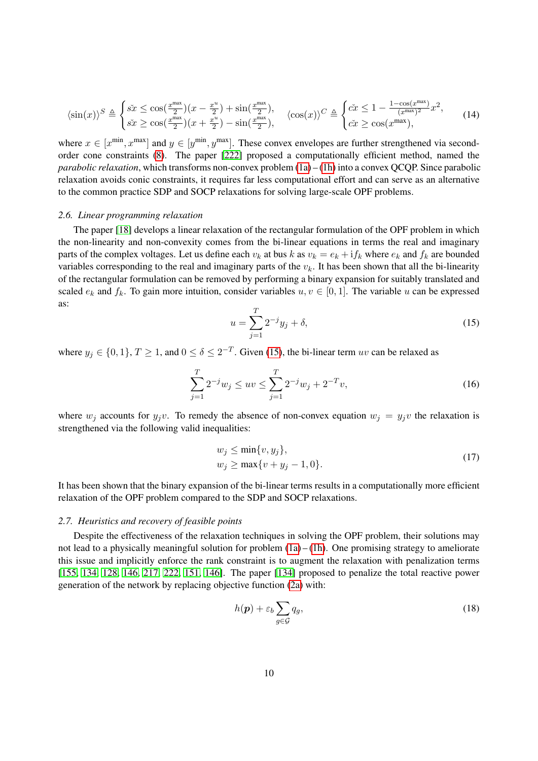$$\langle \sin(x) \rangle^S \triangleq \begin{cases} \breve{sx} \leq \cos(\frac{x^{\max}}{2})(x - \frac{x^u}{2}) + \sin(\frac{x^{\max}}{2}), \\ \breve{sx} \geq \cos(\frac{x^{\max}}{2})(x + \frac{x^u}{2}) - \sin(\frac{x^{\max}}{2}), \end{cases} \quad \langle \cos(x) \rangle^C \triangleq \begin{cases} \breve{cx} \leq 1 - \frac{1-\cos(x^{\max})}{(x^{\max})^2} x^2, \\ \breve{cx} \geq \cos(x^{\max}), \end{cases} \tag{14}$$

where $x \in [x^{\min}, x^{\max}]$ and $y \in [y^{\min}, y^{\max}]$. These convex envelopes are further strengthened via second-order cone constraints (8). The paper [222] proposed a computationally efficient method, named the *parabolic relaxation*, which transforms non-convex problem (1a) – (1h) into a convex QCQP. Since parabolic relaxation avoids conic constraints, it requires far less computational effort and can serve as an alternative to the common practice SDP and SOCP relaxations for solving large-scale OPF problems.

### 2.6. Linear programming relaxation

The paper [18] develops a linear relaxation of the rectangular formulation of the OPF problem in which the non-linearity and non-convexity comes from the bi-linear equations in terms the real and imaginary parts of the complex voltages. Let us define each $v_k$ at bus $k$ as $v_k = e_k + \mathrm{i} f_k$ where $e_k$ and $f_k$ are bounded variables corresponding to the real and imaginary parts of the $v_k$. It has been shown that all the bi-linearity of the rectangular formulation can be removed by performing a binary expansion for suitably translated and scaled $e_k$ and $f_k$. To gain more intuition, consider variables $u, v \in [0, 1]$. The variable $u$ can be expressed as:

$$u = \sum_{j=1}^{T} 2^{-j} y_j + \delta, \tag{15}$$

where $y_j \in \{0, 1\}$, $T \geq 1$, and $0 \leq \delta \leq 2^{-T}$. Given (15), the bi-linear term $uv$ can be relaxed as

$$\sum_{j=1}^{T} 2^{-j} w_j \leq uv \leq \sum_{j=1}^{T} 2^{-j} w_j + 2^{-T} v, \tag{16}$$

where $w_j$ accounts for $y_j v$. To remedy the absence of non-convex equation $w_j = y_j v$ the relaxation is strengthened via the following valid inequalities:

$$\begin{aligned} w_j &\leq \min\{v, y_j\}, \\ w_j &\geq \max\{v + y_j - 1, 0\}. \end{aligned} \tag{17}$$

It has been shown that the binary expansion of the bi-linear terms results in a computationally more efficient relaxation of the OPF problem compared to the SDP and SOCP relaxations.

### 2.7. Heuristics and recovery of feasible points

Despite the effectiveness of the relaxation techniques in solving the OPF problem, their solutions may not lead to a physically meaningful solution for problem (1a) – (1h). One promising strategy to ameliorate this issue and implicitly enforce the rank constraint is to augment the relaxation with penalization terms [155, 134, 128, 146, 217, 222, 151, 146]. The paper [134] proposed to penalize the total reactive power generation of the network by replacing objective function (2a) with:

$$h(\boldsymbol{p}) + \varepsilon_b \sum_{g \in \mathcal{G}} q_g, \tag{18}$$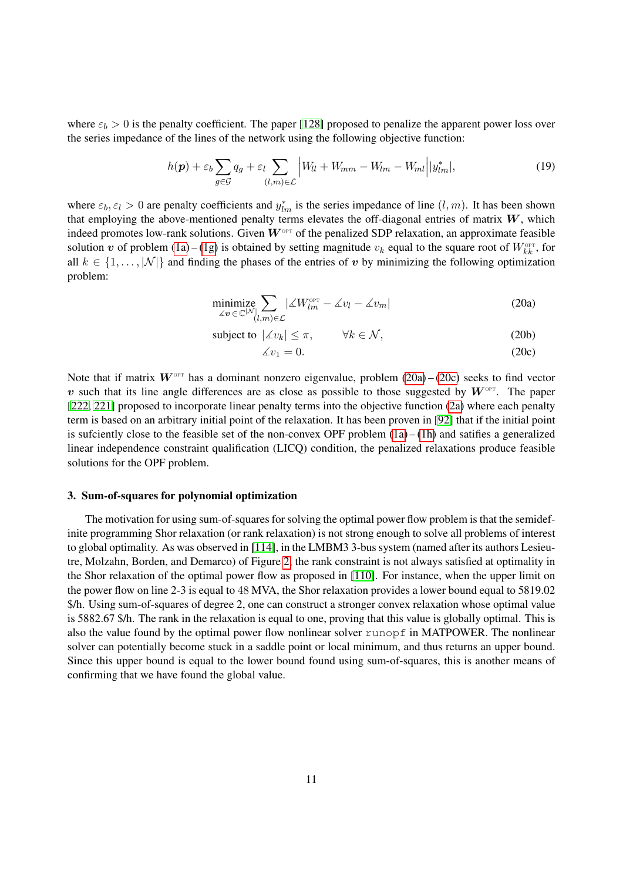where $\varepsilon_b > 0$ is the penalty coefficient. The paper [128] proposed to penalize the apparent power loss over the series impedance of the lines of the network using the following objective function:

$$h(\boldsymbol{p}) + \varepsilon_b \sum_{g \in \mathcal{G}} q_g + \varepsilon_l \sum_{(l,m) \in \mathcal{L}} \Big| W_{ll} + W_{mm} - W_{lm} - W_{ml} \Big| |y^*_{lm}|, \tag{19}$$

where $\varepsilon_b, \varepsilon_l > 0$ are penalty coefficients and $y^*_{lm}$ is the series impedance of line $(l,m)$. It has been shown that employing the above-mentioned penalty terms elevates the off-diagonal entries of matrix $\boldsymbol{W}$, which indeed promotes low-rank solutions. Given $\boldsymbol{W}^{\text{OPT}}$ of the penalized SDP relaxation, an approximate feasible solution $\boldsymbol{v}$ of problem (1a) – (1g) is obtained by setting magnitude $v_k$ equal to the square root of $W^{\text{OPT}}_{kk}$, for all $k \in \{1, \ldots, |\mathcal{N}|\}$ and finding the phases of the entries of $\boldsymbol{v}$ by minimizing the following optimization problem:

$$\underset{\measuredangle \boldsymbol{v} \in \mathbb{C}^{|\mathcal{N}|}}{\text{minimize}} \sum_{(l,m) \in \mathcal{L}} |\measuredangle W^{\text{OPT}}_{lm} - \measuredangle v_l - \measuredangle v_m| \tag{20a}$$

$$\text{subject to } \ |\measuredangle v_k| \leq \pi, \qquad \forall k \in \mathcal{N}, \tag{20b}$$

$$\measuredangle v_1 = 0. \tag{20c}$$

Note that if matrix $\boldsymbol{W}^{\text{OPT}}$ has a dominant nonzero eigenvalue, problem (20a) – (20c) seeks to find vector $\boldsymbol{v}$ such that its line angle differences are as close as possible to those suggested by $\boldsymbol{W}^{\text{OPT}}$. The paper [222, 221] proposed to incorporate linear penalty terms into the objective function (2a) where each penalty term is based on an arbitrary initial point of the relaxation. It has been proven in [92] that if the initial point is sufciently close to the feasible set of the non-convex OPF problem (1a) – (1h) and satifies a generalized linear independence constraint qualification (LICQ) condition, the penalized relaxations produce feasible solutions for the OPF problem.

### 3. Sum-of-squares for polynomial optimization

The motivation for using sum-of-squares for solving the optimal power flow problem is that the semidefinite programming Shor relaxation (or rank relaxation) is not strong enough to solve all problems of interest to global optimality. As was observed in [114], in the LMBM3 3-bus system (named after its authors Lesieutre, Molzahn, Borden, and Demarco) of Figure 2, the rank constraint is not always satisfied at optimality in the Shor relaxation of the optimal power flow as proposed in [110]. For instance, when the upper limit on the power flow on line 2-3 is equal to 48 MVA, the Shor relaxation provides a lower bound equal to 5819.02 \$/h. Using sum-of-squares of degree 2, one can construct a stronger convex relaxation whose optimal value is 5882.67 \$/h. The rank in the relaxation is equal to one, proving that this value is globally optimal. This is also the value found by the optimal power flow nonlinear solver `runopf` in MATPOWER. The nonlinear solver can potentially become stuck in a saddle point or local minimum, and thus returns an upper bound. Since this upper bound is equal to the lower bound found using sum-of-squares, this is another means of confirming that we have found the global value.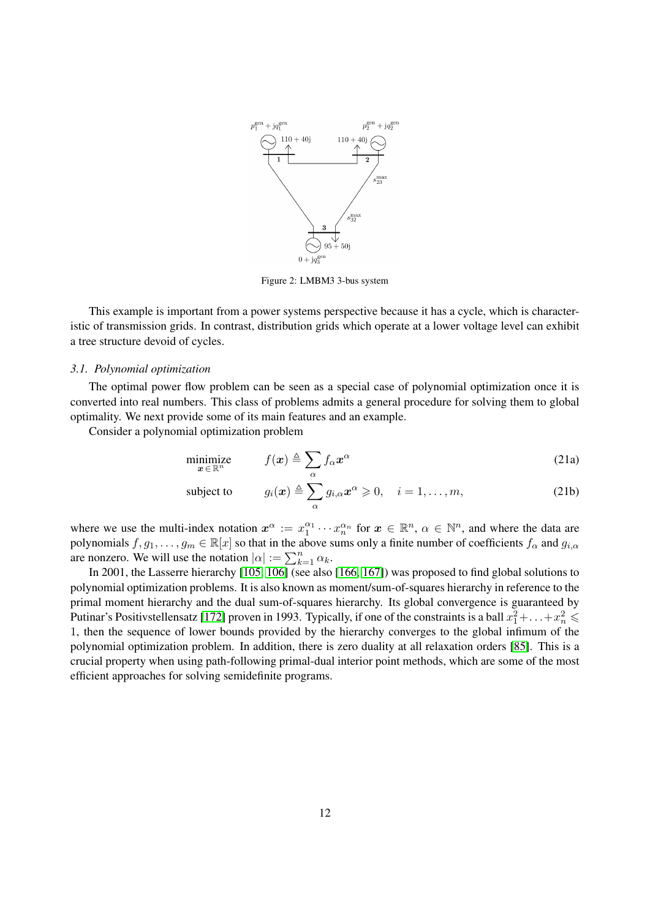Figure 2: LMBM3 3-bus system

This example is important from a power systems perspective because it has a cycle, which is characteristic of transmission grids. In contrast, distribution grids which operate at a lower voltage level can exhibit a tree structure devoid of cycles.

### *3.1. Polynomial optimization*

The optimal power flow problem can be seen as a special case of polynomial optimization once it is converted into real numbers. This class of problems admits a general procedure for solving them to global optimality. We next provide some of its main features and an example.

Consider a polynomial optimization problem

$$\underset{\boldsymbol{x} \in \mathbb{R}^n}{\text{minimize}} \qquad f(\boldsymbol{x}) \triangleq \sum_{\alpha} f_\alpha \boldsymbol{x}^\alpha \tag{21a}$$

$$\text{subject to} \qquad g_i(\boldsymbol{x}) \triangleq \sum_{\alpha} g_{i,\alpha} \boldsymbol{x}^\alpha \geqslant 0, \quad i = 1, \ldots, m, \tag{21b}$$

where we use the multi-index notation $\boldsymbol{x}^\alpha := x_1^{\alpha_1} \cdots x_n^{\alpha_n}$ for $\boldsymbol{x} \in \mathbb{R}^n$, $\alpha \in \mathbb{N}^n$, and where the data are polynomials $f, g_1, \ldots, g_m \in \mathbb{R}[x]$ so that in the above sums only a finite number of coefficients $f_\alpha$ and $g_{i,\alpha}$ are nonzero. We will use the notation $|\alpha| := \sum_{k=1}^n \alpha_k$.

In 2001, the Lasserre hierarchy [105, 106] (see also [166, 167]) was proposed to find global solutions to polynomial optimization problems. It is also known as moment/sum-of-squares hierarchy in reference to the primal moment hierarchy and the dual sum-of-squares hierarchy. Its global convergence is guaranteed by Putinar's Positivstellensatz [172] proven in 1993. Typically, if one of the constraints is a ball $x_1^2 + \ldots + x_n^2 \leqslant 1$, then the sequence of lower bounds provided by the hierarchy converges to the global infimum of the polynomial optimization problem. In addition, there is zero duality at all relaxation orders [85]. This is a crucial property when using path-following primal-dual interior point methods, which are some of the most efficient approaches for solving semidefinite programs.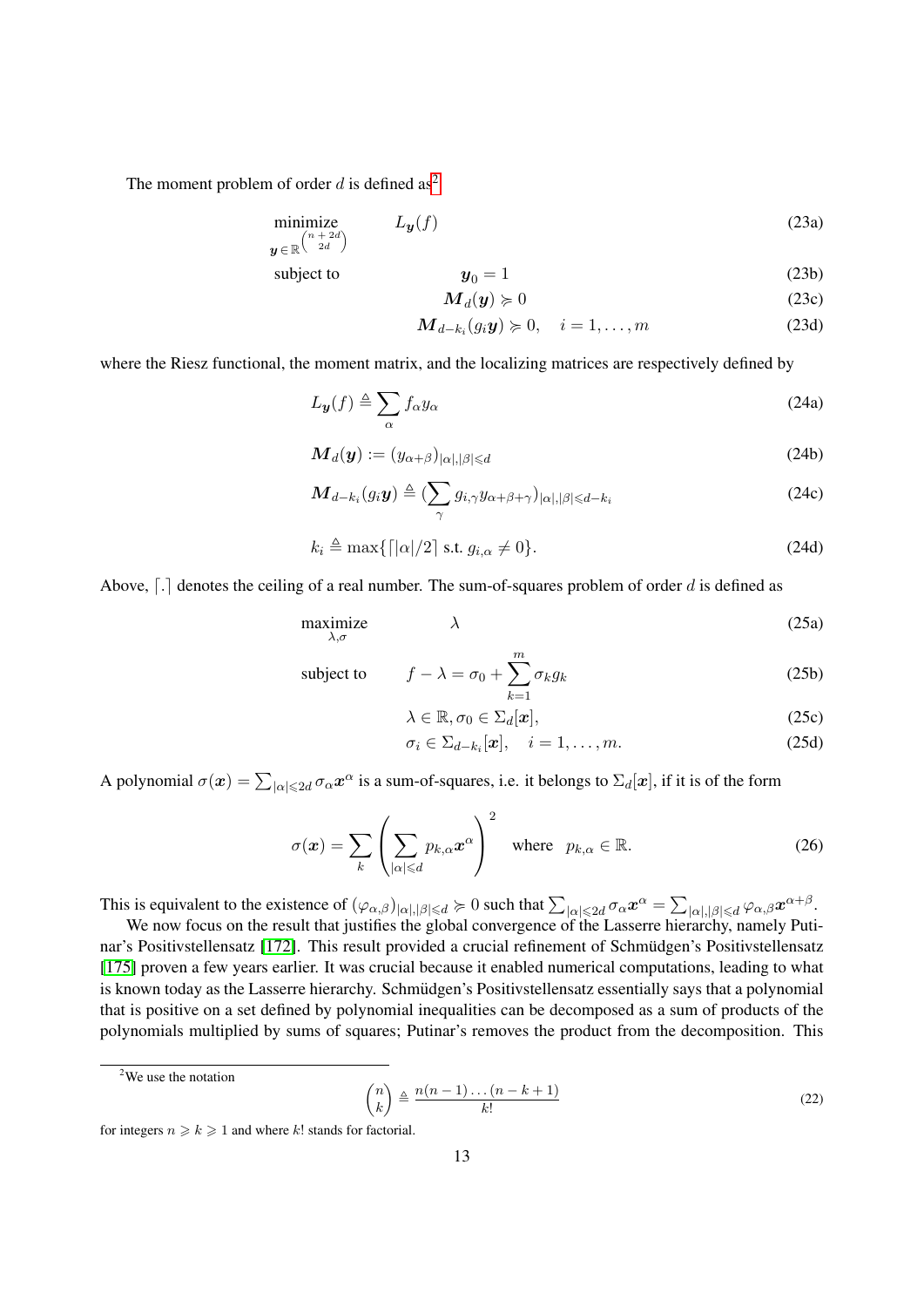The moment problem of order $d$ is defined as[2]

$$
\begin{aligned}
&\underset{\boldsymbol{y} \in \mathbb{R}^{\binom{n+2d}{2d}}}{\text{minimize}} && L_{\boldsymbol{y}}(f) && \text{(23a)}\\
&\text{subject to} && \boldsymbol{y}_0 = 1 && \text{(23b)}\\
& && \boldsymbol{M}_d(\boldsymbol{y}) \succcurlyeq 0 && \text{(23c)}\\
& && \boldsymbol{M}_{d-k_i}(g_i \boldsymbol{y}) \succcurlyeq 0, \quad i = 1, \ldots, m && \text{(23d)}
\end{aligned}
$$

where the Riesz functional, the moment matrix, and the localizing matrices are respectively defined by

$$
L_{\boldsymbol{y}}(f) \triangleq \sum_{\alpha} f_\alpha y_\alpha \tag{24a}
$$

$$
\boldsymbol{M}_d(\boldsymbol{y}) := (y_{\alpha+\beta})_{|\alpha|,|\beta| \leqslant d} \tag{24b}
$$

$$
\boldsymbol{M}_{d-k_i}(g_i \boldsymbol{y}) \triangleq (\sum_{\gamma} g_{i,\gamma} y_{\alpha+\beta+\gamma})_{|\alpha|,|\beta| \leqslant d-k_i} \tag{24c}
$$

$$
k_i \triangleq \max\{\lceil |\alpha|/2 \rceil \text{ s.t. } g_{i,\alpha} \neq 0\}. \tag{24d}
$$

Above, $\lceil . \rceil$ denotes the ceiling of a real number. The sum-of-squares problem of order $d$ is defined as

$$
\begin{aligned}
&\underset{\lambda,\sigma}{\text{maximize}} && \lambda && \text{(25a)}\\
&\text{subject to} && f - \lambda = \sigma_0 + \sum_{k=1}^{m} \sigma_k g_k && \text{(25b)}\\
& && \lambda \in \mathbb{R}, \sigma_0 \in \Sigma_d[\boldsymbol{x}], && \text{(25c)}\\
& && \sigma_i \in \Sigma_{d-k_i}[\boldsymbol{x}], \quad i = 1, \ldots, m. && \text{(25d)}
\end{aligned}
$$

A polynomial $\sigma(\boldsymbol{x}) = \sum_{|\alpha| \leqslant 2d} \sigma_\alpha \boldsymbol{x}^\alpha$ is a sum-of-squares, i.e. it belongs to $\Sigma_d[\boldsymbol{x}]$, if it is of the form

$$
\sigma(\boldsymbol{x}) = \sum_k \left( \sum_{|\alpha| \leqslant d} p_{k,\alpha} \boldsymbol{x}^\alpha \right)^2 \quad \text{where} \quad p_{k,\alpha} \in \mathbb{R}. \tag{26}
$$

This is equivalent to the existence of $(\varphi_{\alpha,\beta})_{|\alpha|,|\beta| \leqslant d} \succcurlyeq 0$ such that $\sum_{|\alpha| \leqslant 2d} \sigma_\alpha \boldsymbol{x}^\alpha = \sum_{|\alpha|,|\beta| \leqslant d} \varphi_{\alpha,\beta} \boldsymbol{x}^{\alpha+\beta}$.

We now focus on the result that justifies the global convergence of the Lasserre hierarchy, namely Putinar's Positivstellensatz [172]. This result provided a crucial refinement of Schmüdgen's Positivstellensatz [175] proven a few years earlier. It was crucial because it enabled numerical computations, leading to what is known today as the Lasserre hierarchy. Schmüdgen's Positivstellensatz essentially says that a polynomial that is positive on a set defined by polynomial inequalities can be decomposed as a sum of products of the polynomials multiplied by sums of squares; Putinar's removes the product from the decomposition. This

[2] We use the notation

$$
\binom{n}{k} \triangleq \frac{n(n-1)\ldots(n-k+1)}{k!} \tag{22}
$$

for integers $n \geqslant k \geqslant 1$ and where $k!$ stands for factorial.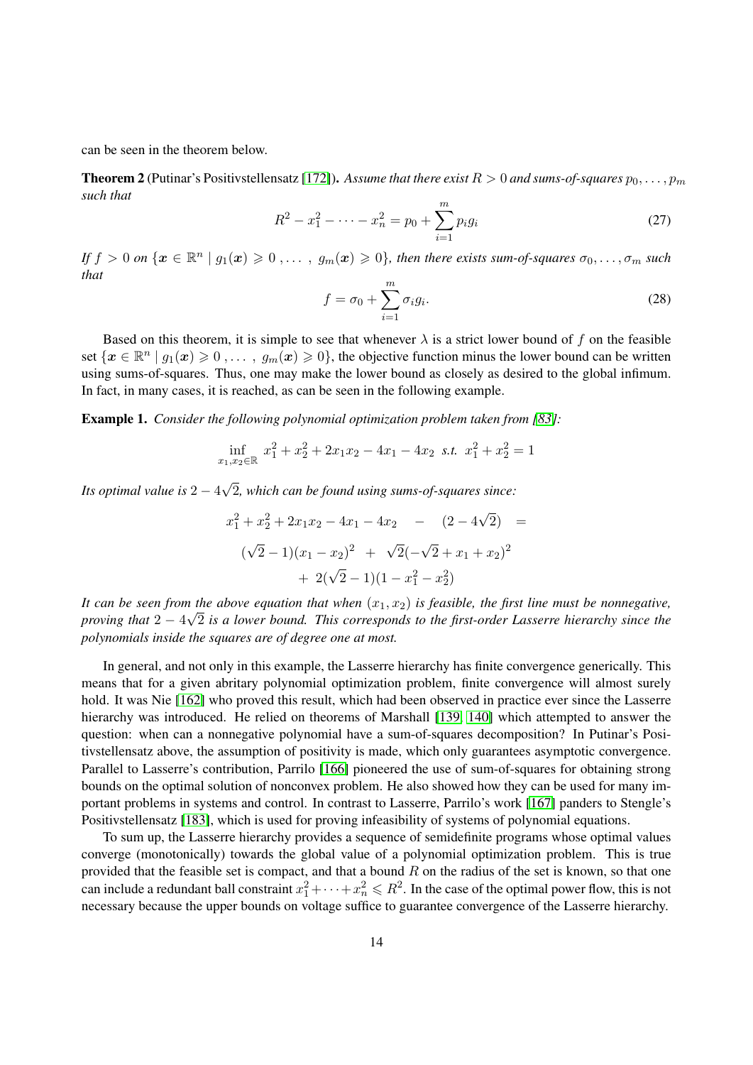can be seen in the theorem below.

**Theorem 2** (Putinar's Positivstellensatz [172]). *Assume that there exist $R > 0$ and sums-of-squares $p_0, \dots, p_m$ such that*

$$R^2 - x_1^2 - \cdots - x_n^2 = p_0 + \sum_{i=1}^{m} p_i g_i \tag{27}$$

*If $f > 0$ on $\{\boldsymbol{x} \in \mathbb{R}^n \mid g_1(\boldsymbol{x}) \geqslant 0 \,, \dots \,, \, g_m(\boldsymbol{x}) \geqslant 0\}$, then there exists sum-of-squares $\sigma_0, \dots, \sigma_m$ such that*

$$f = \sigma_0 + \sum_{i=1}^{m} \sigma_i g_i. \tag{28}$$

Based on this theorem, it is simple to see that whenever $\lambda$ is a strict lower bound of $f$ on the feasible set $\{\boldsymbol{x} \in \mathbb{R}^n \mid g_1(\boldsymbol{x}) \geqslant 0 \,, \dots \,, \, g_m(\boldsymbol{x}) \geqslant 0\}$, the objective function minus the lower bound can be written using sums-of-squares. Thus, one may make the lower bound as closely as desired to the global infimum. In fact, in many cases, it is reached, as can be seen in the following example.

**Example 1.** *Consider the following polynomial optimization problem taken from [83]:*

$$\inf_{x_1, x_2 \in \mathbb{R}} \; x_1^2 + x_2^2 + 2x_1x_2 - 4x_1 - 4x_2 \;\; \text{s.t.} \;\; x_1^2 + x_2^2 = 1$$

*Its optimal value is $2 - 4\sqrt{2}$, which can be found using sums-of-squares since:*

$$\begin{aligned} x_1^2 + x_2^2 + 2x_1x_2 - 4x_1 - 4x_2 \quad - \quad (2 - 4\sqrt{2}) \quad = \\ (\sqrt{2} - 1)(x_1 - x_2)^2 \;\; + \;\; \sqrt{2}(-\sqrt{2} + x_1 + x_2)^2 \\ + \; 2(\sqrt{2} - 1)(1 - x_1^2 - x_2^2) \end{aligned}$$

*It can be seen from the above equation that when $(x_1, x_2)$ is feasible, the first line must be nonnegative, proving that $2 - 4\sqrt{2}$ is a lower bound. This corresponds to the first-order Lasserre hierarchy since the polynomials inside the squares are of degree one at most.*

In general, and not only in this example, the Lasserre hierarchy has finite convergence generically. This means that for a given abritary polynomial optimization problem, finite convergence will almost surely hold. It was Nie [162] who proved this result, which had been observed in practice ever since the Lasserre hierarchy was introduced. He relied on theorems of Marshall [139, 140] which attempted to answer the question: when can a nonnegative polynomial have a sum-of-squares decomposition? In Putinar's Positivstellensatz above, the assumption of positivity is made, which only guarantees asymptotic convergence. Parallel to Lasserre's contribution, Parrilo [166] pioneered the use of sum-of-squares for obtaining strong bounds on the optimal solution of nonconvex problem. He also showed how they can be used for many important problems in systems and control. In contrast to Lasserre, Parrilo's work [167] panders to Stengle's Positivstellensatz [183], which is used for proving infeasibility of systems of polynomial equations.

To sum up, the Lasserre hierarchy provides a sequence of semidefinite programs whose optimal values converge (monotonically) towards the global value of a polynomial optimization problem. This is true provided that the feasible set is compact, and that a bound $R$ on the radius of the set is known, so that one can include a redundant ball constraint $x_1^2 + \cdots + x_n^2 \leqslant R^2$. In the case of the optimal power flow, this is not necessary because the upper bounds on voltage suffice to guarantee convergence of the Lasserre hierarchy.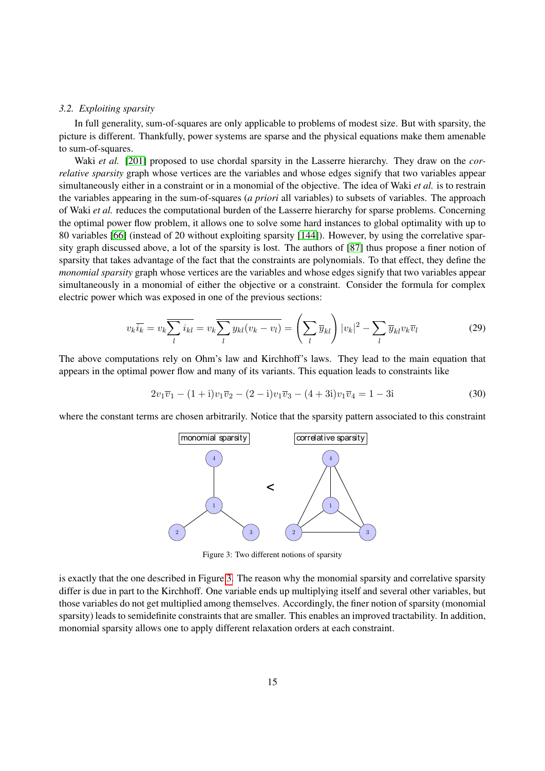### 3.2. Exploiting sparsity

In full generality, sum-of-squares are only applicable to problems of modest size. But with sparsity, the picture is different. Thankfully, power systems are sparse and the physical equations make them amenable to sum-of-squares.

Waki *et al.* [201] proposed to use chordal sparsity in the Lasserre hierarchy. They draw on the *correlative sparsity* graph whose vertices are the variables and whose edges signify that two variables appear simultaneously either in a constraint or in a monomial of the objective. The idea of Waki *et al.* is to restrain the variables appearing in the sum-of-squares (*a priori* all variables) to subsets of variables. The approach of Waki *et al.* reduces the computational burden of the Lasserre hierarchy for sparse problems. Concerning the optimal power flow problem, it allows one to solve some hard instances to global optimality with up to 80 variables [66] (instead of 20 without exploiting sparsity [144]). However, by using the correlative sparsity graph discussed above, a lot of the sparsity is lost. The authors of [87] thus propose a finer notion of sparsity that takes advantage of the fact that the constraints are polynomials. To that effect, they define the *monomial sparsity* graph whose vertices are the variables and whose edges signify that two variables appear simultaneously in a monomial of either the objective or a constraint. Consider the formula for complex electric power which was exposed in one of the previous sections:

$$v_k \overline{i_k} = v_k \overline{\sum_l i_{kl}} = v_k \overline{\sum_l y_{kl}(v_k - v_l)} = \left( \sum_l \overline{y}_{kl} \right) |v_k|^2 - \sum_l \overline{y}_{kl} v_k \overline{v}_l \tag{29}$$

The above computations rely on Ohm's law and Kirchhoff's laws. They lead to the main equation that appears in the optimal power flow and many of its variants. This equation leads to constraints like

$$2v_1\overline{v}_1 - (1+\mathrm{i})v_1\overline{v}_2 - (2-\mathrm{i})v_1\overline{v}_3 - (4+3\mathrm{i})v_1\overline{v}_4 = 1 - 3\mathrm{i} \tag{30}$$

where the constant terms are chosen arbitrarily. Notice that the sparsity pattern associated to this constraint

Figure 3: Two different notions of sparsity

is exactly that the one described in Figure 3. The reason why the monomial sparsity and correlative sparsity differ is due in part to the Kirchhoff. One variable ends up multiplying itself and several other variables, but those variables do not get multiplied among themselves. Accordingly, the finer notion of sparsity (monomial sparsity) leads to semidefinite constraints that are smaller. This enables an improved tractability. In addition, monomial sparsity allows one to apply different relaxation orders at each constraint.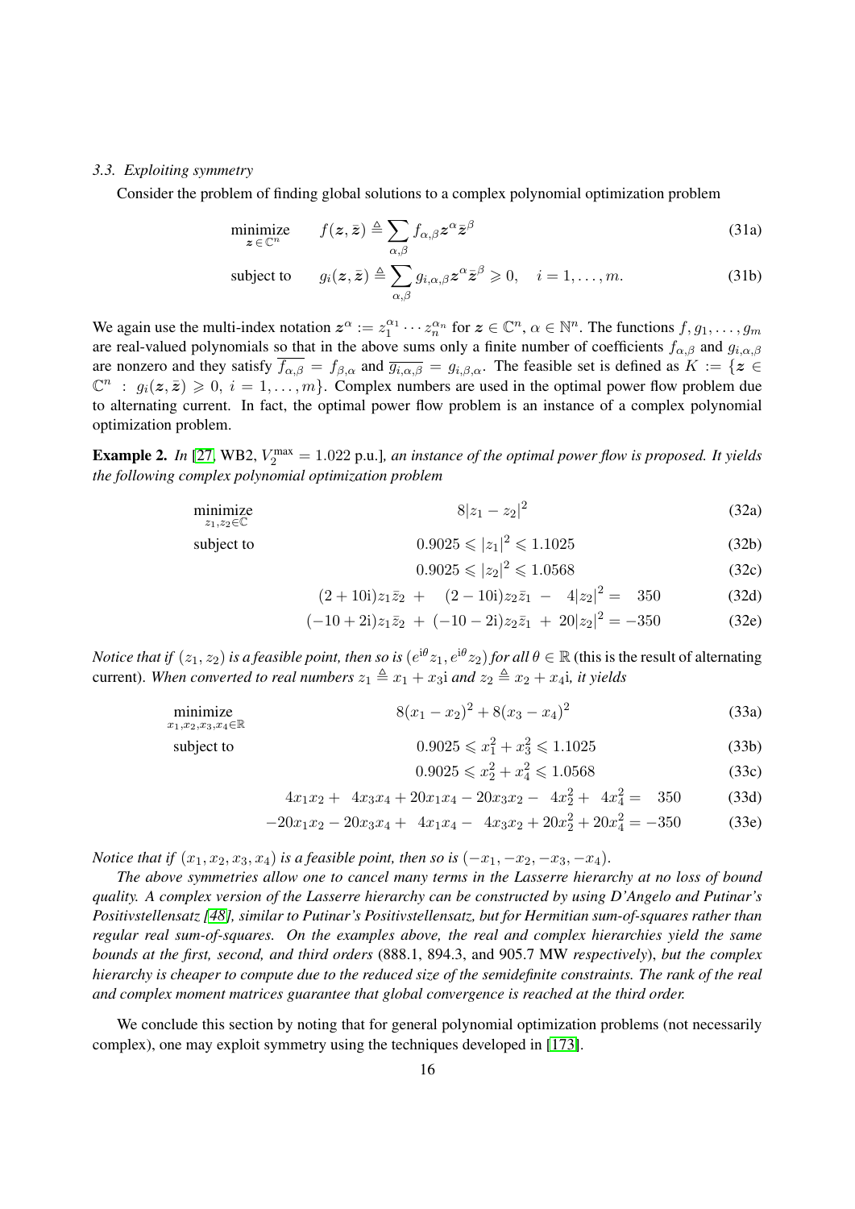### 3.3. Exploiting symmetry

Consider the problem of finding global solutions to a complex polynomial optimization problem

$$\underset{\boldsymbol{z}\,\in\mathbb{C}^n}{\text{minimize}} \qquad f(\boldsymbol{z},\bar{\boldsymbol{z}}) \triangleq \sum_{\alpha,\beta} f_{\alpha,\beta}\boldsymbol{z}^{\alpha}\bar{\boldsymbol{z}}^{\beta} \tag{31a}$$

$$\text{subject to} \qquad g_i(\boldsymbol{z},\bar{\boldsymbol{z}}) \triangleq \sum_{\alpha,\beta} g_{i,\alpha,\beta}\boldsymbol{z}^{\alpha}\bar{\boldsymbol{z}}^{\beta} \geqslant 0, \quad i=1,\ldots,m. \tag{31b}$$

We again use the multi-index notation $\boldsymbol{z}^{\alpha} := z_1^{\alpha_1}\cdots z_n^{\alpha_n}$ for $\boldsymbol{z}\in\mathbb{C}^n$, $\alpha\in\mathbb{N}^n$. The functions $f, g_1, \ldots, g_m$ are real-valued polynomials so that in the above sums only a finite number of coefficients $f_{\alpha,\beta}$ and $g_{i,\alpha,\beta}$ are nonzero and they satisfy $\overline{f_{\alpha,\beta}} = f_{\beta,\alpha}$ and $\overline{g_{i,\alpha,\beta}} = g_{i,\beta,\alpha}$. The feasible set is defined as $K := \{\boldsymbol{z}\in\mathbb{C}^n \;:\; g_i(\boldsymbol{z},\bar{\boldsymbol{z}})\geqslant 0,\; i=1,\ldots,m\}$. Complex numbers are used in the optimal power flow problem due to alternating current. In fact, the optimal power flow problem is an instance of a complex polynomial optimization problem.

**Example 2.** *In* [27, WB2, $V_2^{\max} = 1.022$ p.u.]*, an instance of the optimal power flow is proposed. It yields the following complex polynomial optimization problem*

$$\underset{z_1,z_2\in\mathbb{C}}{\text{minimize}} \qquad 8|z_1 - z_2|^2 \tag{32a}$$

$$\text{subject to} \qquad 0.9025 \leqslant |z_1|^2 \leqslant 1.1025 \tag{32b}$$

$$0.9025 \leqslant |z_2|^2 \leqslant 1.0568 \tag{32c}$$

$$(2+10\mathrm{i})z_1\bar{z}_2 + (2-10\mathrm{i})z_2\bar{z}_1 - 4|z_2|^2 = 350 \tag{32d}$$

$$(-10+2\mathrm{i})z_1\bar{z}_2 + (-10-2\mathrm{i})z_2\bar{z}_1 + 20|z_2|^2 = -350 \tag{32e}$$

*Notice that if $(z_1,z_2)$ is a feasible point, then so is $(e^{\mathrm{i}\theta}z_1, e^{\mathrm{i}\theta}z_2)$ for all $\theta\in\mathbb{R}$* (this is the result of alternating current). *When converted to real numbers $z_1 \triangleq x_1 + x_3\mathrm{i}$ and $z_2 \triangleq x_2 + x_4\mathrm{i}$, it yields*

$$\underset{x_1,x_2,x_3,x_4\in\mathbb{R}}{\text{minimize}} \qquad 8(x_1-x_2)^2 + 8(x_3-x_4)^2 \tag{33a}$$

$$\text{subject to} \qquad 0.9025 \leqslant x_1^2 + x_3^2 \leqslant 1.1025 \tag{33b}$$

$$0.9025 \leqslant x_2^2 + x_4^2 \leqslant 1.0568 \tag{33c}$$

$$4x_1x_2 + 4x_3x_4 + 20x_1x_4 - 20x_3x_2 - 4x_2^2 + 4x_4^2 = 350 \tag{33d}$$

$$-20x_1x_2 - 20x_3x_4 + 4x_1x_4 - 4x_3x_2 + 20x_2^2 + 20x_4^2 = -350 \tag{33e}$$

*Notice that if $(x_1,x_2,x_3,x_4)$ is a feasible point, then so is $(-x_1,-x_2,-x_3,-x_4)$.*

*The above symmetries allow one to cancel many terms in the Lasserre hierarchy at no loss of bound quality. A complex version of the Lasserre hierarchy can be constructed by using D'Angelo and Putinar's Positivstellensatz [48], similar to Putinar's Positivstellensatz, but for Hermitian sum-of-squares rather than regular real sum-of-squares. On the examples above, the real and complex hierarchies yield the same bounds at the first, second, and third orders* (888.1, 894.3, and 905.7 MW *respectively*)*, but the complex hierarchy is cheaper to compute due to the reduced size of the semidefinite constraints. The rank of the real and complex moment matrices guarantee that global convergence is reached at the third order.*

We conclude this section by noting that for general polynomial optimization problems (not necessarily complex), one may exploit symmetry using the techniques developed in [173].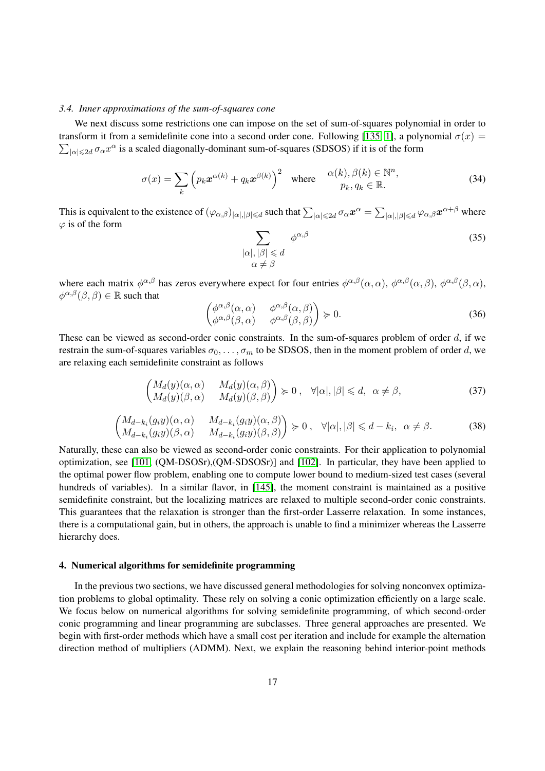### 3.4. Inner approximations of the sum-of-squares cone

We next discuss some restrictions one can impose on the set of sum-of-squares polynomial in order to transform it from a semidefinite cone into a second order cone. Following [135, 1], a polynomial $\sigma(x) = \sum_{|\alpha| \leqslant 2d} \sigma_\alpha x^\alpha$ is a scaled diagonally-dominant sum-of-squares (SDSOS) if it is of the form

$$\sigma(x) = \sum_k \left( p_k \boldsymbol{x}^{\alpha(k)} + q_k \boldsymbol{x}^{\beta(k)} \right)^2 \quad \text{where} \quad \begin{array}{c} \alpha(k), \beta(k) \in \mathbb{N}^n, \\ p_k, q_k \in \mathbb{R}. \end{array} \tag{34}$$

This is equivalent to the existence of $(\varphi_{\alpha,\beta})_{|\alpha|,|\beta| \leqslant d}$ such that $\sum_{|\alpha| \leqslant 2d} \sigma_\alpha \boldsymbol{x}^\alpha = \sum_{|\alpha|,|\beta| \leqslant d} \varphi_{\alpha,\beta} \boldsymbol{x}^{\alpha+\beta}$ where $\varphi$ is of the form

$$\sum_{\substack{|\alpha|, |\beta| \leqslant d \\ \alpha \neq \beta}} \phi^{\alpha,\beta} \tag{35}$$

where each matrix $\phi^{\alpha,\beta}$ has zeros everywhere expect for four entries $\phi^{\alpha,\beta}(\alpha,\alpha)$, $\phi^{\alpha,\beta}(\alpha,\beta)$, $\phi^{\alpha,\beta}(\beta,\alpha)$, $\phi^{\alpha,\beta}(\beta,\beta) \in \mathbb{R}$ such that

$$\begin{pmatrix} \phi^{\alpha,\beta}(\alpha,\alpha) & \phi^{\alpha,\beta}(\alpha,\beta) \\ \phi^{\alpha,\beta}(\beta,\alpha) & \phi^{\alpha,\beta}(\beta,\beta) \end{pmatrix} \succcurlyeq 0. \tag{36}$$

These can be viewed as second-order conic constraints. In the sum-of-squares problem of order $d$, if we restrain the sum-of-squares variables $\sigma_0, \ldots, \sigma_m$ to be SDSOS, then in the moment problem of order $d$, we are relaxing each semidefinite constraint as follows

$$\begin{pmatrix} M_d(y)(\alpha,\alpha) & M_d(y)(\alpha,\beta) \\ M_d(y)(\beta,\alpha) & M_d(y)(\beta,\beta) \end{pmatrix} \succcurlyeq 0\,, \quad \forall |\alpha|, |\beta| \leqslant d, \;\; \alpha \neq \beta, \tag{37}$$

$$\begin{pmatrix} M_{d-k_i}(g_i y)(\alpha,\alpha) & M_{d-k_i}(g_i y)(\alpha,\beta) \\ M_{d-k_i}(g_i y)(\beta,\alpha) & M_{d-k_i}(g_i y)(\beta,\beta) \end{pmatrix} \succcurlyeq 0\,, \quad \forall |\alpha|, |\beta| \leqslant d - k_i, \;\; \alpha \neq \beta. \tag{38}$$

Naturally, these can also be viewed as second-order conic constraints. For their application to polynomial optimization, see [101, (QM-DSOSr),(QM-SDSOSr)] and [102]. In particular, they have been applied to the optimal power flow problem, enabling one to compute lower bound to medium-sized test cases (several hundreds of variables). In a similar flavor, in [145], the moment constraint is maintained as a positive semidefinite constraint, but the localizing matrices are relaxed to multiple second-order conic constraints. This guarantees that the relaxation is stronger than the first-order Lasserre relaxation. In some instances, there is a computational gain, but in others, the approach is unable to find a minimizer whereas the Lasserre hierarchy does.

## 4. Numerical algorithms for semidefinite programming

In the previous two sections, we have discussed general methodologies for solving nonconvex optimization problems to global optimality. These rely on solving a conic optimization efficiently on a large scale. We focus below on numerical algorithms for solving semidefinite programming, of which second-order conic programming and linear programming are subclasses. Three general approaches are presented. We begin with first-order methods which have a small cost per iteration and include for example the alternation direction method of multipliers (ADMM). Next, we explain the reasoning behind interior-point methods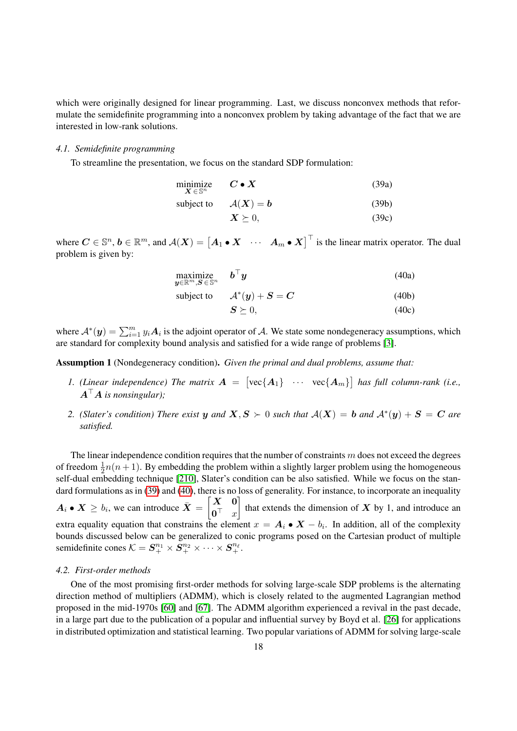which were originally designed for linear programming. Last, we discuss nonconvex methods that reformulate the semidefinite programming into a nonconvex problem by taking advantage of the fact that we are interested in low-rank solutions.

### 4.1. Semidefinite programming

To streamline the presentation, we focus on the standard SDP formulation:

$$\begin{aligned} \underset{\boldsymbol{X}\in\mathbb{S}^n}{\text{minimize}} \quad & \boldsymbol{C}\bullet\boldsymbol{X} && \text{(39a)}\\ \text{subject to} \quad & \mathcal{A}(\boldsymbol{X})=\boldsymbol{b} && \text{(39b)}\\ & \boldsymbol{X}\succeq 0, && \text{(39c)} \end{aligned}$$

where $\boldsymbol{C}\in\mathbb{S}^n$, $\boldsymbol{b}\in\mathbb{R}^m$, and $\mathcal{A}(\boldsymbol{X})=\begin{bmatrix}\boldsymbol{A}_1\bullet\boldsymbol{X} & \cdots & \boldsymbol{A}_m\bullet\boldsymbol{X}\end{bmatrix}^\top$ is the linear matrix operator. The dual problem is given by:

$$\begin{aligned} \underset{\boldsymbol{y}\in\mathbb{R}^m,\boldsymbol{S}\in\mathbb{S}^n}{\text{maximize}} \quad & \boldsymbol{b}^\top\boldsymbol{y} && \text{(40a)}\\ \text{subject to} \quad & \mathcal{A}^*(\boldsymbol{y})+\boldsymbol{S}=\boldsymbol{C} && \text{(40b)}\\ & \boldsymbol{S}\succeq 0, && \text{(40c)} \end{aligned}$$

where $\mathcal{A}^*(\boldsymbol{y})=\sum_{i=1}^m y_i\boldsymbol{A}_i$ is the adjoint operator of $\mathcal{A}$. We state some nondegeneracy assumptions, which are standard for complexity bound analysis and satisfied for a wide range of problems [3].

**Assumption 1** (Nondegeneracy condition)**.** *Given the primal and dual problems, assume that:*

1. *(Linear independence) The matrix $\boldsymbol{A}=\begin{bmatrix}\text{vec}\{\boldsymbol{A}_1\} & \cdots & \text{vec}\{\boldsymbol{A}_m\}\end{bmatrix}$ has full column-rank (i.e., $\boldsymbol{A}^\top\boldsymbol{A}$ is nonsingular);*
2. *(Slater's condition) There exist $\boldsymbol{y}$ and $\boldsymbol{X},\boldsymbol{S}\succ 0$ such that $\mathcal{A}(\boldsymbol{X})=\boldsymbol{b}$ and $\mathcal{A}^*(\boldsymbol{y})+\boldsymbol{S}=\boldsymbol{C}$ are satisfied.*

The linear independence condition requires that the number of constraints $m$ does not exceed the degrees of freedom $\frac{1}{2}n(n+1)$. By embedding the problem within a slightly larger problem using the homogeneous self-dual embedding technique [210], Slater's condition can be also satisfied. While we focus on the standard formulations as in (39) and (40), there is no loss of generality. For instance, to incorporate an inequality $\boldsymbol{A}_i\bullet\boldsymbol{X}\geq b_i$, we can introduce $\bar{\boldsymbol{X}}=\begin{bmatrix}\boldsymbol{X} & \boldsymbol{0}\\ \boldsymbol{0}^\top & x\end{bmatrix}$ that extends the dimension of $\boldsymbol{X}$ by 1, and introduce an extra equality equation that constrains the element $x=\boldsymbol{A}_i\bullet\boldsymbol{X}-b_i$. In addition, all of the complexity bounds discussed below can be generalized to conic programs posed on the Cartesian product of multiple semidefinite cones $\mathcal{K}=\boldsymbol{S}_+^{n_1}\times\boldsymbol{S}_+^{n_2}\times\cdots\times\boldsymbol{S}_+^{n_\ell}$.

### 4.2. First-order methods

One of the most promising first-order methods for solving large-scale SDP problems is the alternating direction method of multipliers (ADMM), which is closely related to the augmented Lagrangian method proposed in the mid-1970s [60] and [67]. The ADMM algorithm experienced a revival in the past decade, in a large part due to the publication of a popular and influential survey by Boyd et al. [26] for applications in distributed optimization and statistical learning. Two popular variations of ADMM for solving large-scale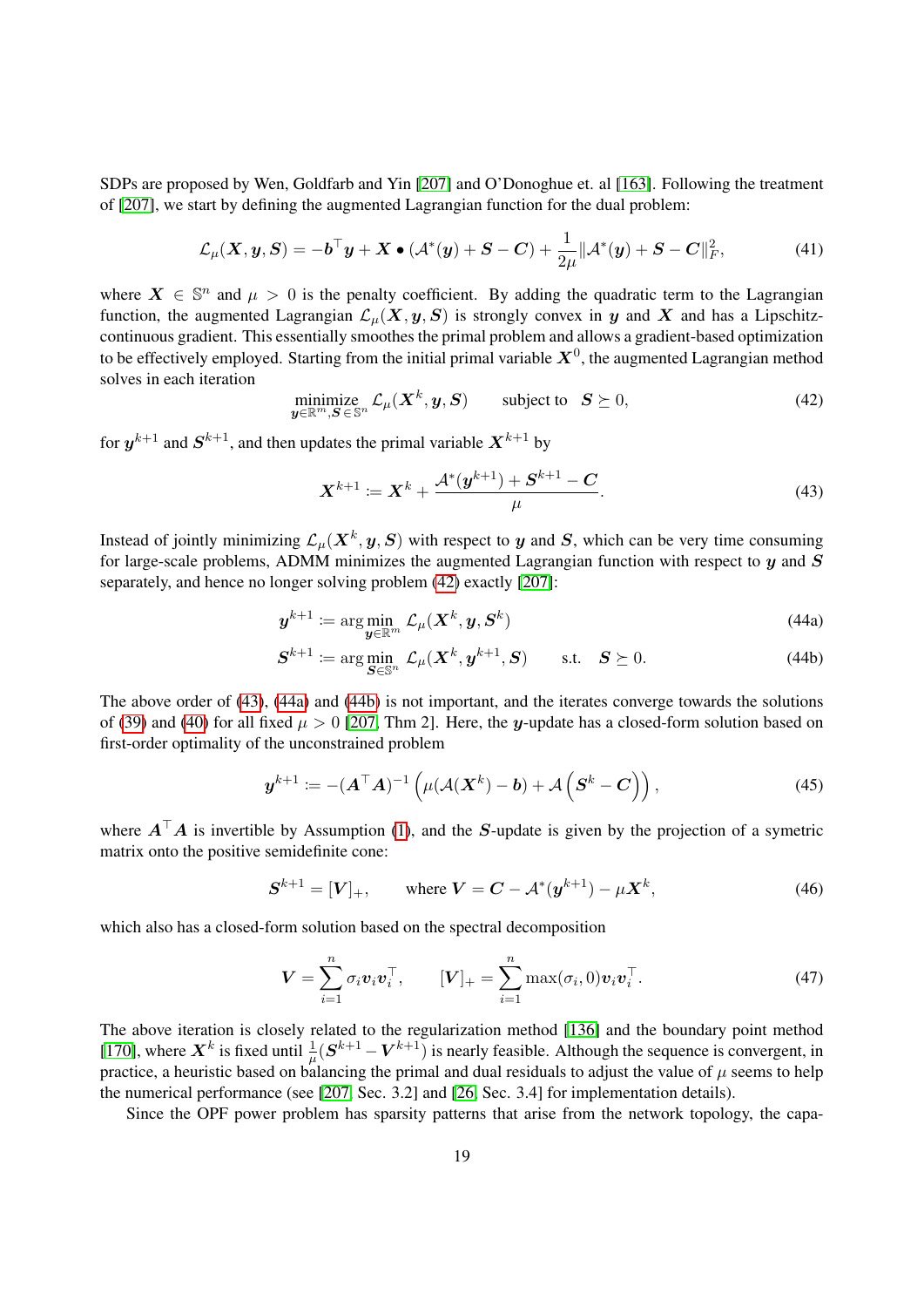SDPs are proposed by Wen, Goldfarb and Yin [207] and O'Donoghue et. al [163]. Following the treatment of [207], we start by defining the augmented Lagrangian function for the dual problem:

$$\mathcal{L}_\mu(\boldsymbol{X}, \boldsymbol{y}, \boldsymbol{S}) = -\boldsymbol{b}^\top \boldsymbol{y} + \boldsymbol{X} \bullet (\mathcal{A}^*(\boldsymbol{y}) + \boldsymbol{S} - \boldsymbol{C}) + \frac{1}{2\mu}\|\mathcal{A}^*(\boldsymbol{y}) + \boldsymbol{S} - \boldsymbol{C}\|_F^2, \tag{41}$$

where $\boldsymbol{X} \in \mathbb{S}^n$ and $\mu > 0$ is the penalty coefficient. By adding the quadratic term to the Lagrangian function, the augmented Lagrangian $\mathcal{L}_\mu(\boldsymbol{X}, \boldsymbol{y}, \boldsymbol{S})$ is strongly convex in $\boldsymbol{y}$ and $\boldsymbol{X}$ and has a Lipschitz-continuous gradient. This essentially smoothes the primal problem and allows a gradient-based optimization to be effectively employed. Starting from the initial primal variable $\boldsymbol{X}^0$, the augmented Lagrangian method solves in each iteration

$$\underset{\boldsymbol{y} \in \mathbb{R}^m, \boldsymbol{S} \in \mathbb{S}^n}{\text{minimize}} \ \mathcal{L}_\mu(\boldsymbol{X}^k, \boldsymbol{y}, \boldsymbol{S}) \qquad \text{subject to} \quad \boldsymbol{S} \succeq 0, \tag{42}$$

for $\boldsymbol{y}^{k+1}$ and $\boldsymbol{S}^{k+1}$, and then updates the primal variable $\boldsymbol{X}^{k+1}$ by

$$\boldsymbol{X}^{k+1} := \boldsymbol{X}^k + \frac{\mathcal{A}^*(\boldsymbol{y}^{k+1}) + \boldsymbol{S}^{k+1} - \boldsymbol{C}}{\mu}. \tag{43}$$

Instead of jointly minimizing $\mathcal{L}_\mu(\boldsymbol{X}^k, \boldsymbol{y}, \boldsymbol{S})$ with respect to $\boldsymbol{y}$ and $\boldsymbol{S}$, which can be very time consuming for large-scale problems, ADMM minimizes the augmented Lagrangian function with respect to $\boldsymbol{y}$ and $\boldsymbol{S}$ separately, and hence no longer solving problem (42) exactly [207]:

$$\boldsymbol{y}^{k+1} := \arg\min_{\boldsymbol{y} \in \mathbb{R}^m} \ \mathcal{L}_\mu(\boldsymbol{X}^k, \boldsymbol{y}, \boldsymbol{S}^k) \tag{44a}$$

$$\boldsymbol{S}^{k+1} := \arg\min_{\boldsymbol{S} \in \mathbb{S}^n} \ \mathcal{L}_\mu(\boldsymbol{X}^k, \boldsymbol{y}^{k+1}, \boldsymbol{S}) \qquad \text{s.t.} \quad \boldsymbol{S} \succeq 0. \tag{44b}$$

The above order of (43), (44a) and (44b) is not important, and the iterates converge towards the solutions of (39) and (40) for all fixed $\mu > 0$ [207, Thm 2]. Here, the $\boldsymbol{y}$-update has a closed-form solution based on first-order optimality of the unconstrained problem

$$\boldsymbol{y}^{k+1} := -(\boldsymbol{A}^\top \boldsymbol{A})^{-1}\left(\mu(\mathcal{A}(\boldsymbol{X}^k) - \boldsymbol{b}) + \mathcal{A}\left(\boldsymbol{S}^k - \boldsymbol{C}\right)\right), \tag{45}$$

where $\boldsymbol{A}^\top \boldsymbol{A}$ is invertible by Assumption (1), and the $\boldsymbol{S}$-update is given by the projection of a symetric matrix onto the positive semidefinite cone:

$$\boldsymbol{S}^{k+1} = [\boldsymbol{V}]_+, \qquad \text{where } \boldsymbol{V} = \boldsymbol{C} - \mathcal{A}^*(\boldsymbol{y}^{k+1}) - \mu \boldsymbol{X}^k, \tag{46}$$

which also has a closed-form solution based on the spectral decomposition

$$\boldsymbol{V} = \sum_{i=1}^n \sigma_i \boldsymbol{v}_i \boldsymbol{v}_i^\top, \qquad [\boldsymbol{V}]_+ = \sum_{i=1}^n \max(\sigma_i, 0) \boldsymbol{v}_i \boldsymbol{v}_i^\top. \tag{47}$$

The above iteration is closely related to the regularization method [136] and the boundary point method [170], where $\boldsymbol{X}^k$ is fixed until $\frac{1}{\mu}(\boldsymbol{S}^{k+1} - \boldsymbol{V}^{k+1})$ is nearly feasible. Although the sequence is convergent, in practice, a heuristic based on balancing the primal and dual residuals to adjust the value of $\mu$ seems to help the numerical performance (see [207, Sec. 3.2] and [26, Sec. 3.4] for implementation details).

Since the OPF power problem has sparsity patterns that arise from the network topology, the capa-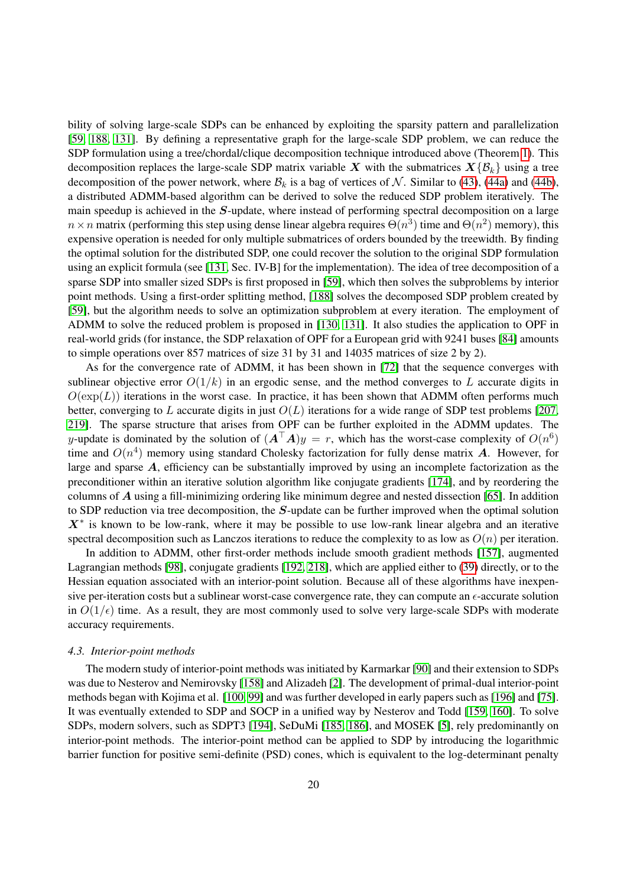bility of solving large-scale SDPs can be enhanced by exploiting the sparsity pattern and parallelization [59, 188, 131]. By defining a representative graph for the large-scale SDP problem, we can reduce the SDP formulation using a tree/chordal/clique decomposition technique introduced above (Theorem 1). This decomposition replaces the large-scale SDP matrix variable $\boldsymbol{X}$ with the submatrices $\boldsymbol{X}\{\mathcal{B}_k\}$ using a tree decomposition of the power network, where $\mathcal{B}_k$ is a bag of vertices of $\mathcal{N}$. Similar to (43), (44a) and (44b), a distributed ADMM-based algorithm can be derived to solve the reduced SDP problem iteratively. The main speedup is achieved in the $\boldsymbol{S}$-update, where instead of performing spectral decomposition on a large $n \times n$ matrix (performing this step using dense linear algebra requires $\Theta(n^3)$ time and $\Theta(n^2)$ memory), this expensive operation is needed for only multiple submatrices of orders bounded by the treewidth. By finding the optimal solution for the distributed SDP, one could recover the solution to the original SDP formulation using an explicit formula (see [131, Sec. IV-B] for the implementation). The idea of tree decomposition of a sparse SDP into smaller sized SDPs is first proposed in [59], which then solves the subproblems by interior point methods. Using a first-order splitting method, [188] solves the decomposed SDP problem created by [59], but the algorithm needs to solve an optimization subproblem at every iteration. The employment of ADMM to solve the reduced problem is proposed in [130, 131]. It also studies the application to OPF in real-world grids (for instance, the SDP relaxation of OPF for a European grid with 9241 buses [84] amounts to simple operations over 857 matrices of size 31 by 31 and 14035 matrices of size 2 by 2).

As for the convergence rate of ADMM, it has been shown in [72] that the sequence converges with sublinear objective error $O(1/k)$ in an ergodic sense, and the method converges to $L$ accurate digits in $O(\exp(L))$ iterations in the worst case. In practice, it has been shown that ADMM often performs much better, converging to $L$ accurate digits in just $O(L)$ iterations for a wide range of SDP test problems [207, 219]. The sparse structure that arises from OPF can be further exploited in the ADMM updates. The $y$-update is dominated by the solution of $(\boldsymbol{A}^\top \boldsymbol{A})y = r$, which has the worst-case complexity of $O(n^6)$ time and $O(n^4)$ memory using standard Cholesky factorization for fully dense matrix $\boldsymbol{A}$. However, for large and sparse $\boldsymbol{A}$, efficiency can be substantially improved by using an incomplete factorization as the preconditioner within an iterative solution algorithm like conjugate gradients [174], and by reordering the columns of $\boldsymbol{A}$ using a fill-minimizing ordering like minimum degree and nested dissection [65]. In addition to SDP reduction via tree decomposition, the $\boldsymbol{S}$-update can be further improved when the optimal solution $\boldsymbol{X}^*$ is known to be low-rank, where it may be possible to use low-rank linear algebra and an iterative spectral decomposition such as Lanczos iterations to reduce the complexity to as low as $O(n)$ per iteration.

In addition to ADMM, other first-order methods include smooth gradient methods [157], augmented Lagrangian methods [98], conjugate gradients [192, 218], which are applied either to (39) directly, or to the Hessian equation associated with an interior-point solution. Because all of these algorithms have inexpensive per-iteration costs but a sublinear worst-case convergence rate, they can compute an $\epsilon$-accurate solution in $O(1/\epsilon)$ time. As a result, they are most commonly used to solve very large-scale SDPs with moderate accuracy requirements.

### 4.3. Interior-point methods

The modern study of interior-point methods was initiated by Karmarkar [90] and their extension to SDPs was due to Nesterov and Nemirovsky [158] and Alizadeh [2]. The development of primal-dual interior-point methods began with Kojima et al. [100, 99] and was further developed in early papers such as [196] and [75]. It was eventually extended to SDP and SOCP in a unified way by Nesterov and Todd [159, 160]. To solve SDPs, modern solvers, such as SDPT3 [194], SeDuMi [185, 186], and MOSEK [5], rely predominantly on interior-point methods. The interior-point method can be applied to SDP by introducing the logarithmic barrier function for positive semi-definite (PSD) cones, which is equivalent to the log-determinant penalty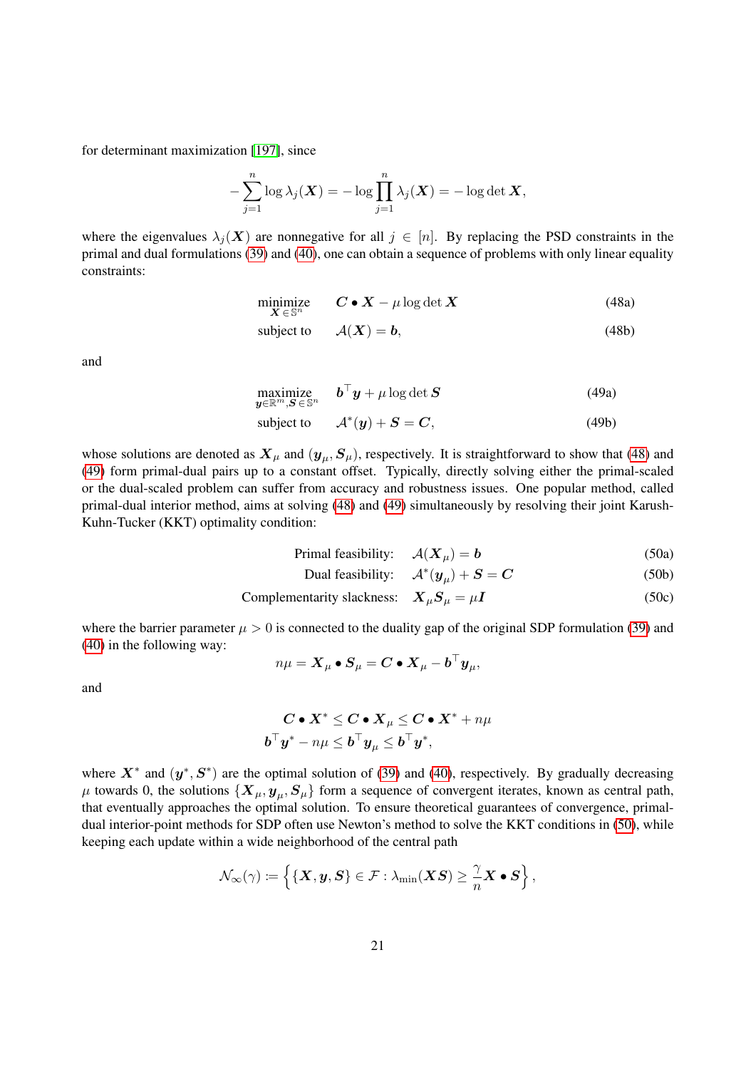for determinant maximization [197], since

$$-\sum_{j=1}^{n} \log \lambda_j(\boldsymbol{X}) = -\log \prod_{j=1}^{n} \lambda_j(\boldsymbol{X}) = -\log\det \boldsymbol{X},$$

where the eigenvalues $\lambda_j(\boldsymbol{X})$ are nonnegative for all $j \in [n]$. By replacing the PSD constraints in the primal and dual formulations (39) and (40), one can obtain a sequence of problems with only linear equality constraints:

$$\begin{aligned} \underset{\boldsymbol{X} \in \mathbb{S}^n}{\text{minimize}} \quad & \boldsymbol{C} \bullet \boldsymbol{X} - \mu \log\det \boldsymbol{X} && \text{(48a)} \\ \text{subject to} \quad & \mathcal{A}(\boldsymbol{X}) = \boldsymbol{b}, && \text{(48b)} \end{aligned}$$

and

$$\begin{aligned} \underset{\boldsymbol{y} \in \mathbb{R}^m, \boldsymbol{S} \in \mathbb{S}^n}{\text{maximize}} \quad & \boldsymbol{b}^\top \boldsymbol{y} + \mu \log\det \boldsymbol{S} && \text{(49a)} \\ \text{subject to} \quad & \mathcal{A}^*(\boldsymbol{y}) + \boldsymbol{S} = \boldsymbol{C}, && \text{(49b)} \end{aligned}$$

whose solutions are denoted as $\boldsymbol{X}_\mu$ and $(\boldsymbol{y}_\mu, \boldsymbol{S}_\mu)$, respectively. It is straightforward to show that (48) and (49) form primal-dual pairs up to a constant offset. Typically, directly solving either the primal-scaled or the dual-scaled problem can suffer from accuracy and robustness issues. One popular method, called primal-dual interior method, aims at solving (48) and (49) simultaneously by resolving their joint Karush-Kuhn-Tucker (KKT) optimality condition:

$$\begin{aligned} \text{Primal feasibility:} \quad & \mathcal{A}(\boldsymbol{X}_\mu) = \boldsymbol{b} && \text{(50a)} \\ \text{Dual feasibility:} \quad & \mathcal{A}^*(\boldsymbol{y}_\mu) + \boldsymbol{S} = \boldsymbol{C} && \text{(50b)} \\ \text{Complementarity slackness:} \quad & \boldsymbol{X}_\mu \boldsymbol{S}_\mu = \mu \boldsymbol{I} && \text{(50c)} \end{aligned}$$

where the barrier parameter $\mu > 0$ is connected to the duality gap of the original SDP formulation (39) and (40) in the following way:

$$n\mu = \boldsymbol{X}_\mu \bullet \boldsymbol{S}_\mu = \boldsymbol{C} \bullet \boldsymbol{X}_\mu - \boldsymbol{b}^\top \boldsymbol{y}_\mu,$$

and

$$\begin{aligned} \boldsymbol{C} \bullet \boldsymbol{X}^* \leq \boldsymbol{C} \bullet \boldsymbol{X}_\mu \leq \boldsymbol{C} \bullet \boldsymbol{X}^* + n\mu \\ \boldsymbol{b}^\top \boldsymbol{y}^* - n\mu \leq \boldsymbol{b}^\top \boldsymbol{y}_\mu \leq \boldsymbol{b}^\top \boldsymbol{y}^*, \end{aligned}$$

where $\boldsymbol{X}^*$ and $(\boldsymbol{y}^*, \boldsymbol{S}^*)$ are the optimal solution of (39) and (40), respectively. By gradually decreasing $\mu$ towards 0, the solutions $\{\boldsymbol{X}_\mu, \boldsymbol{y}_\mu, \boldsymbol{S}_\mu\}$ form a sequence of convergent iterates, known as central path, that eventually approaches the optimal solution. To ensure theoretical guarantees of convergence, primal-dual interior-point methods for SDP often use Newton's method to solve the KKT conditions in (50), while keeping each update within a wide neighborhood of the central path

$$\mathcal{N}_\infty(\gamma) := \left\{ \{\boldsymbol{X}, \boldsymbol{y}, \boldsymbol{S}\} \in \mathcal{F} : \lambda_{\min}(\boldsymbol{X}\boldsymbol{S}) \geq \frac{\gamma}{n} \boldsymbol{X} \bullet \boldsymbol{S} \right\},$$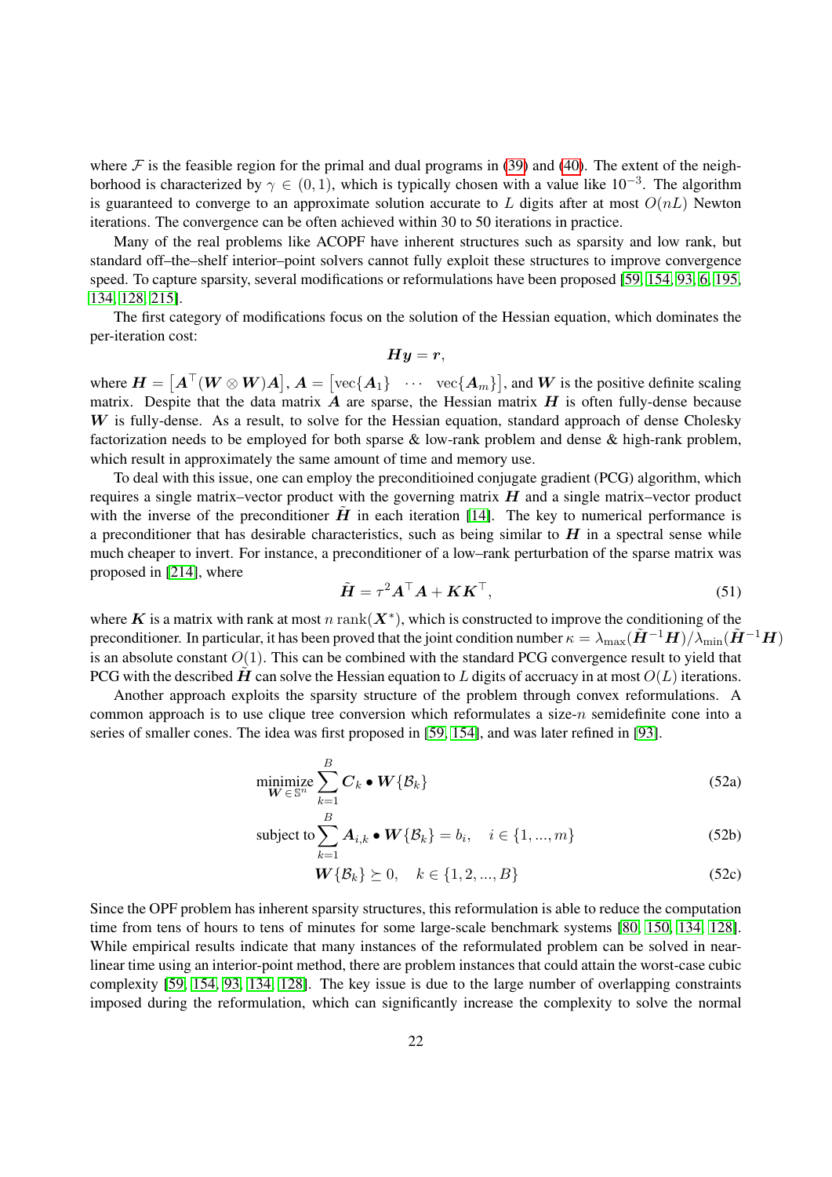where $\mathcal{F}$ is the feasible region for the primal and dual programs in (39) and (40). The extent of the neighborhood is characterized by $\gamma \in (0, 1)$, which is typically chosen with a value like $10^{-3}$. The algorithm is guaranteed to converge to an approximate solution accurate to $L$ digits after at most $O(nL)$ Newton iterations. The convergence can be often achieved within 30 to 50 iterations in practice.

Many of the real problems like ACOPF have inherent structures such as sparsity and low rank, but standard off–the–shelf interior–point solvers cannot fully exploit these structures to improve convergence speed. To capture sparsity, several modifications or reformulations have been proposed [59, 154, 93, 6, 195, 134, 128, 215].

The first category of modifications focus on the solution of the Hessian equation, which dominates the per-iteration cost:

$$\boldsymbol{H}\boldsymbol{y} = \boldsymbol{r},$$

where $\boldsymbol{H} = \left[\boldsymbol{A}^\top(\boldsymbol{W} \otimes \boldsymbol{W})\boldsymbol{A}\right]$, $\boldsymbol{A} = \left[\mathrm{vec}\{\boldsymbol{A}_1\} \quad \cdots \quad \mathrm{vec}\{\boldsymbol{A}_m\}\right]$, and $\boldsymbol{W}$ is the positive definite scaling matrix. Despite that the data matrix $\boldsymbol{A}$ are sparse, the Hessian matrix $\boldsymbol{H}$ is often fully-dense because $\boldsymbol{W}$ is fully-dense. As a result, to solve for the Hessian equation, standard approach of dense Cholesky factorization needs to be employed for both sparse & low-rank problem and dense & high-rank problem, which result in approximately the same amount of time and memory use.

To deal with this issue, one can employ the precondition­ined conjugate gradient (PCG) algorithm, which requires a single matrix–vector product with the governing matrix $\boldsymbol{H}$ and a single matrix–vector product with the inverse of the preconditioner $\tilde{\boldsymbol{H}}$ in each iteration [14]. The key to numerical performance is a preconditioner that has desirable characteristics, such as being similar to $\boldsymbol{H}$ in a spectral sense while much cheaper to invert. For instance, a preconditioner of a low–rank perturbation of the sparse matrix was proposed in [214], where

$$\tilde{\boldsymbol{H}} = \tau^2 \boldsymbol{A}^\top \boldsymbol{A} + \boldsymbol{K}\boldsymbol{K}^\top, \tag{51}$$

where $\boldsymbol{K}$ is a matrix with rank at most $n\,\mathrm{rank}(\boldsymbol{X}^*)$, which is constructed to improve the conditioning of the preconditioner. In particular, it has been proved that the joint condition number $\kappa = \lambda_{\max}(\tilde{\boldsymbol{H}}^{-1}\boldsymbol{H})/\lambda_{\min}(\tilde{\boldsymbol{H}}^{-1}\boldsymbol{H})$ is an absolute constant $O(1)$. This can be combined with the standard PCG convergence result to yield that PCG with the described $\tilde{\boldsymbol{H}}$ can solve the Hessian equation to $L$ digits of accruacy in at most $O(L)$ iterations.

Another approach exploits the sparsity structure of the problem through convex reformulations. A common approach is to use clique tree conversion which reformulates a size-$n$ semidefinite cone into a series of smaller cones. The idea was first proposed in [59, 154], and was later refined in [93].

$$\underset{\boldsymbol{W} \in \mathbb{S}^n}{\text{minimize}} \sum_{k=1}^{B} \boldsymbol{C}_k \bullet \boldsymbol{W}\{\mathcal{B}_k\} \tag{52a}$$

$$\text{subject to} \sum_{k=1}^{B} \boldsymbol{A}_{i,k} \bullet \boldsymbol{W}\{\mathcal{B}_k\} = b_i, \quad i \in \{1, ..., m\} \tag{52b}$$

$$\boldsymbol{W}\{\mathcal{B}_k\} \succeq 0, \quad k \in \{1, 2, ..., B\} \tag{52c}$$

Since the OPF problem has inherent sparsity structures, this reformulation is able to reduce the computation time from tens of hours to tens of minutes for some large-scale benchmark systems [80, 150, 134, 128]. While empirical results indicate that many instances of the reformulated problem can be solved in near-linear time using an interior-point method, there are problem instances that could attain the worst-case cubic complexity [59, 154, 93, 134, 128]. The key issue is due to the large number of overlapping constraints imposed during the reformulation, which can significantly increase the complexity to solve the normal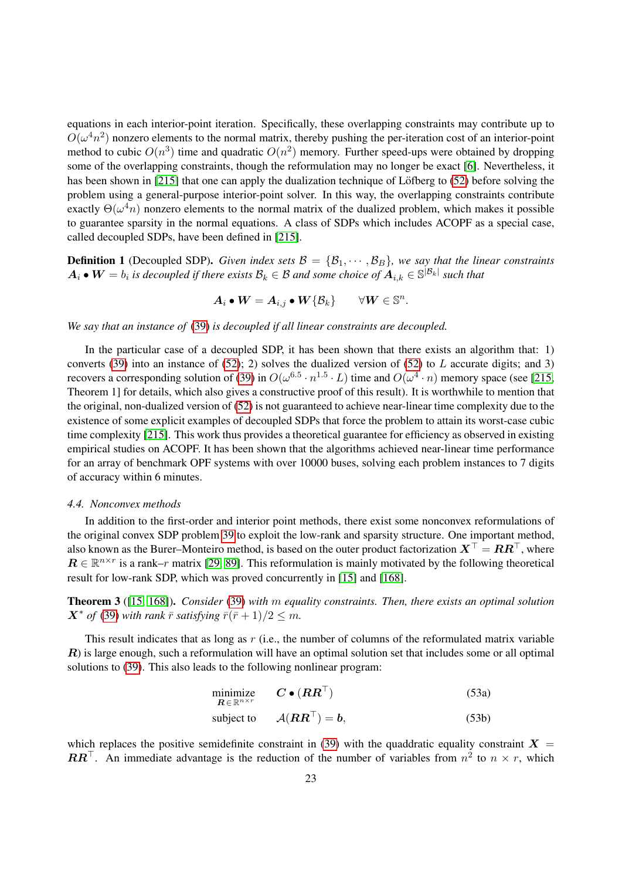equations in each interior-point iteration. Specifically, these overlapping constraints may contribute up to $O(\omega^4 n^2)$ nonzero elements to the normal matrix, thereby pushing the per-iteration cost of an interior-point method to cubic $O(n^3)$ time and quadratic $O(n^2)$ memory. Further speed-ups were obtained by dropping some of the overlapping constraints, though the reformulation may no longer be exact [6]. Nevertheless, it has been shown in [215] that one can apply the dualization technique of Löfberg to (52) before solving the problem using a general-purpose interior-point solver. In this way, the overlapping constraints contribute exactly $\Theta(\omega^4 n)$ nonzero elements to the normal matrix of the dualized problem, which makes it possible to guarantee sparsity in the normal equations. A class of SDPs which includes ACOPF as a special case, called decoupled SDPs, have been defined in [215].

**Definition 1** (Decoupled SDP). *Given index sets $\mathcal{B} = \{\mathcal{B}_1, \cdots, \mathcal{B}_B\}$, we say that the linear constraints $\boldsymbol{A}_i \bullet \boldsymbol{W} = b_i$ is decoupled if there exists $\mathcal{B}_k \in \mathcal{B}$ and some choice of $\boldsymbol{A}_{i,k} \in \mathbb{S}^{|\mathcal{B}_k|}$ such that*

$$\boldsymbol{A}_i \bullet \boldsymbol{W} = \boldsymbol{A}_{i,j} \bullet \boldsymbol{W}\{\mathcal{B}_k\} \qquad \forall \boldsymbol{W} \in \mathbb{S}^n.$$

*We say that an instance of (39) is decoupled if all linear constraints are decoupled.*

In the particular case of a decoupled SDP, it has been shown that there exists an algorithm that: 1) converts (39) into an instance of (52); 2) solves the dualized version of (52) to $L$ accurate digits; and 3) recovers a corresponding solution of (39) in $O(\omega^{6.5} \cdot n^{1.5} \cdot L)$ time and $O(\omega^4 \cdot n)$ memory space (see [215, Theorem 1] for details, which also gives a constructive proof of this result). It is worthwhile to mention that the original, non-dualized version of (52) is not guaranteed to achieve near-linear time complexity due to the existence of some explicit examples of decoupled SDPs that force the problem to attain its worst-case cubic time complexity [215]. This work thus provides a theoretical guarantee for efficiency as observed in existing empirical studies on ACOPF. It has been shown that the algorithms achieved near-linear time performance for an array of benchmark OPF systems with over 10000 buses, solving each problem instances to 7 digits of accuracy within 6 minutes.

### *4.4. Nonconvex methods*

In addition to the first-order and interior point methods, there exist some nonconvex reformulations of the original convex SDP problem 39 to exploit the low-rank and sparsity structure. One important method, also known as the Burer–Monteiro method, is based on the outer product factorization $\boldsymbol{X}^\top = \boldsymbol{R}\boldsymbol{R}^\top$, where $\boldsymbol{R} \in \mathbb{R}^{n \times r}$ is a rank–$r$ matrix [29, 89]. This reformulation is mainly motivated by the following theoretical result for low-rank SDP, which was proved concurrently in [15] and [168].

**Theorem 3** ([15, 168]). *Consider (39) with $m$ equality constraints. Then, there exists an optimal solution $\boldsymbol{X}^*$ of (39) with rank $\bar{r}$ satisfying $\bar{r}(\bar{r}+1)/2 \le m$.*

This result indicates that as long as $r$ (i.e., the number of columns of the reformulated matrix variable $\boldsymbol{R}$) is large enough, such a reformulation will have an optimal solution set that includes some or all optimal solutions to (39). This also leads to the following nonlinear program:

$$\underset{\boldsymbol{R} \in \mathbb{R}^{n \times r}}{\text{minimize}} \quad \boldsymbol{C} \bullet (\boldsymbol{R}\boldsymbol{R}^\top) \tag{53a}$$

$$\text{subject to} \quad \mathcal{A}(\boldsymbol{R}\boldsymbol{R}^\top) = \boldsymbol{b}, \tag{53b}$$

which replaces the positive semidefinite constraint in (39) with the quadratic equality constraint $\boldsymbol{X} = \boldsymbol{R}\boldsymbol{R}^\top$. An immediate advantage is the reduction of the number of variables from $n^2$ to $n \times r$, which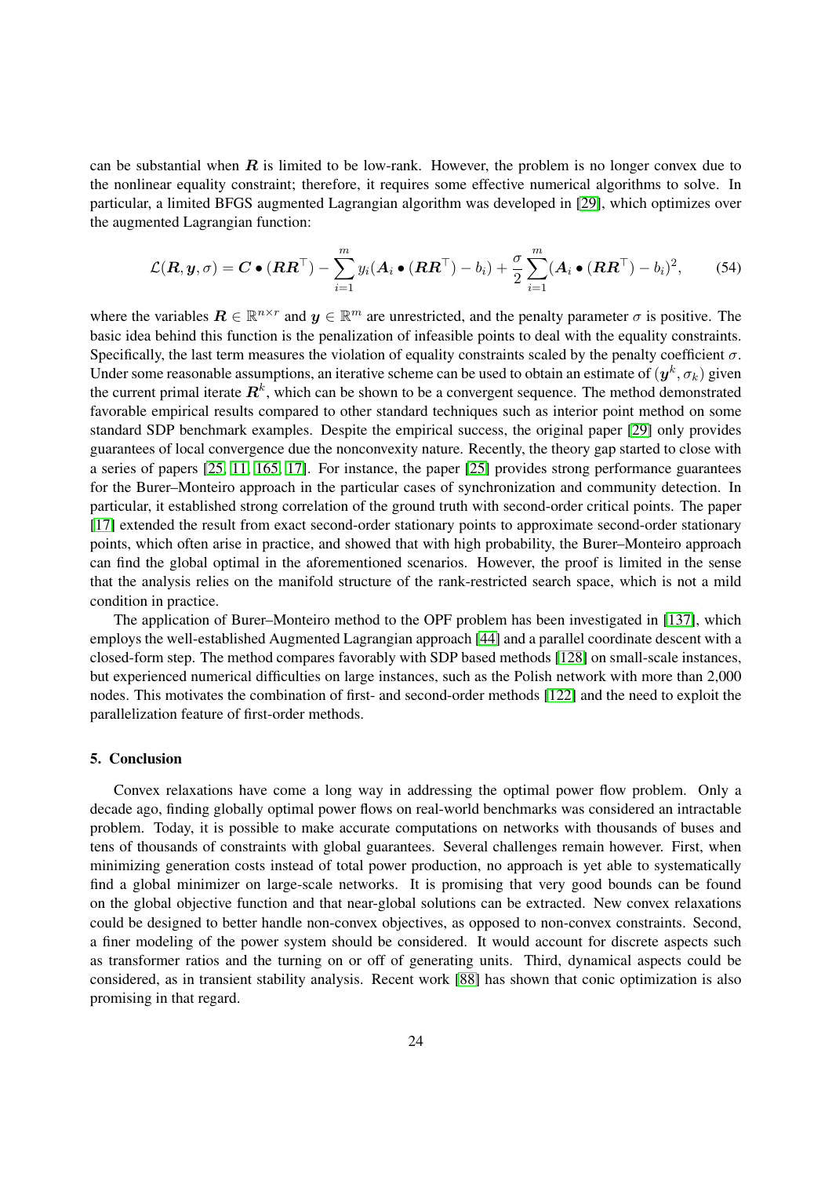can be substantial when $\boldsymbol{R}$ is limited to be low-rank. However, the problem is no longer convex due to the nonlinear equality constraint; therefore, it requires some effective numerical algorithms to solve. In particular, a limited BFGS augmented Lagrangian algorithm was developed in [29], which optimizes over the augmented Lagrangian function:

$$\mathcal{L}(\boldsymbol{R}, \boldsymbol{y}, \sigma) = \boldsymbol{C} \bullet (\boldsymbol{R}\boldsymbol{R}^\top) - \sum_{i=1}^{m} y_i(\boldsymbol{A}_i \bullet (\boldsymbol{R}\boldsymbol{R}^\top) - b_i) + \frac{\sigma}{2}\sum_{i=1}^{m}(\boldsymbol{A}_i \bullet (\boldsymbol{R}\boldsymbol{R}^\top) - b_i)^2, \tag{54}$$

where the variables $\boldsymbol{R} \in \mathbb{R}^{n\times r}$ and $\boldsymbol{y} \in \mathbb{R}^m$ are unrestricted, and the penalty parameter $\sigma$ is positive. The basic idea behind this function is the penalization of infeasible points to deal with the equality constraints. Specifically, the last term measures the violation of equality constraints scaled by the penalty coefficient $\sigma$. Under some reasonable assumptions, an iterative scheme can be used to obtain an estimate of $(\boldsymbol{y}^k, \sigma_k)$ given the current primal iterate $\boldsymbol{R}^k$, which can be shown to be a convergent sequence. The method demonstrated favorable empirical results compared to other standard techniques such as interior point method on some standard SDP benchmark examples. Despite the empirical success, the original paper [29] only provides guarantees of local convergence due the nonconvexity nature. Recently, the theory gap started to close with a series of papers [25, 11, 165, 17]. For instance, the paper [25] provides strong performance guarantees for the Burer–Monteiro approach in the particular cases of synchronization and community detection. In particular, it established strong correlation of the ground truth with second-order critical points. The paper [17] extended the result from exact second-order stationary points to approximate second-order stationary points, which often arise in practice, and showed that with high probability, the Burer–Monteiro approach can find the global optimal in the aforementioned scenarios. However, the proof is limited in the sense that the analysis relies on the manifold structure of the rank-restricted search space, which is not a mild condition in practice.

The application of Burer–Monteiro method to the OPF problem has been investigated in [137], which employs the well-established Augmented Lagrangian approach [44] and a parallel coordinate descent with a closed-form step. The method compares favorably with SDP based methods [128] on small-scale instances, but experienced numerical difficulties on large instances, such as the Polish network with more than 2,000 nodes. This motivates the combination of first- and second-order methods [122] and the need to exploit the parallelization feature of first-order methods.

## 5. Conclusion

Convex relaxations have come a long way in addressing the optimal power flow problem. Only a decade ago, finding globally optimal power flows on real-world benchmarks was considered an intractable problem. Today, it is possible to make accurate computations on networks with thousands of buses and tens of thousands of constraints with global guarantees. Several challenges remain however. First, when minimizing generation costs instead of total power production, no approach is yet able to systematically find a global minimizer on large-scale networks. It is promising that very good bounds can be found on the global objective function and that near-global solutions can be extracted. New convex relaxations could be designed to better handle non-convex objectives, as opposed to non-convex constraints. Second, a finer modeling of the power system should be considered. It would account for discrete aspects such as transformer ratios and the turning on or off of generating units. Third, dynamical aspects could be considered, as in transient stability analysis. Recent work [88] has shown that conic optimization is also promising in that regard.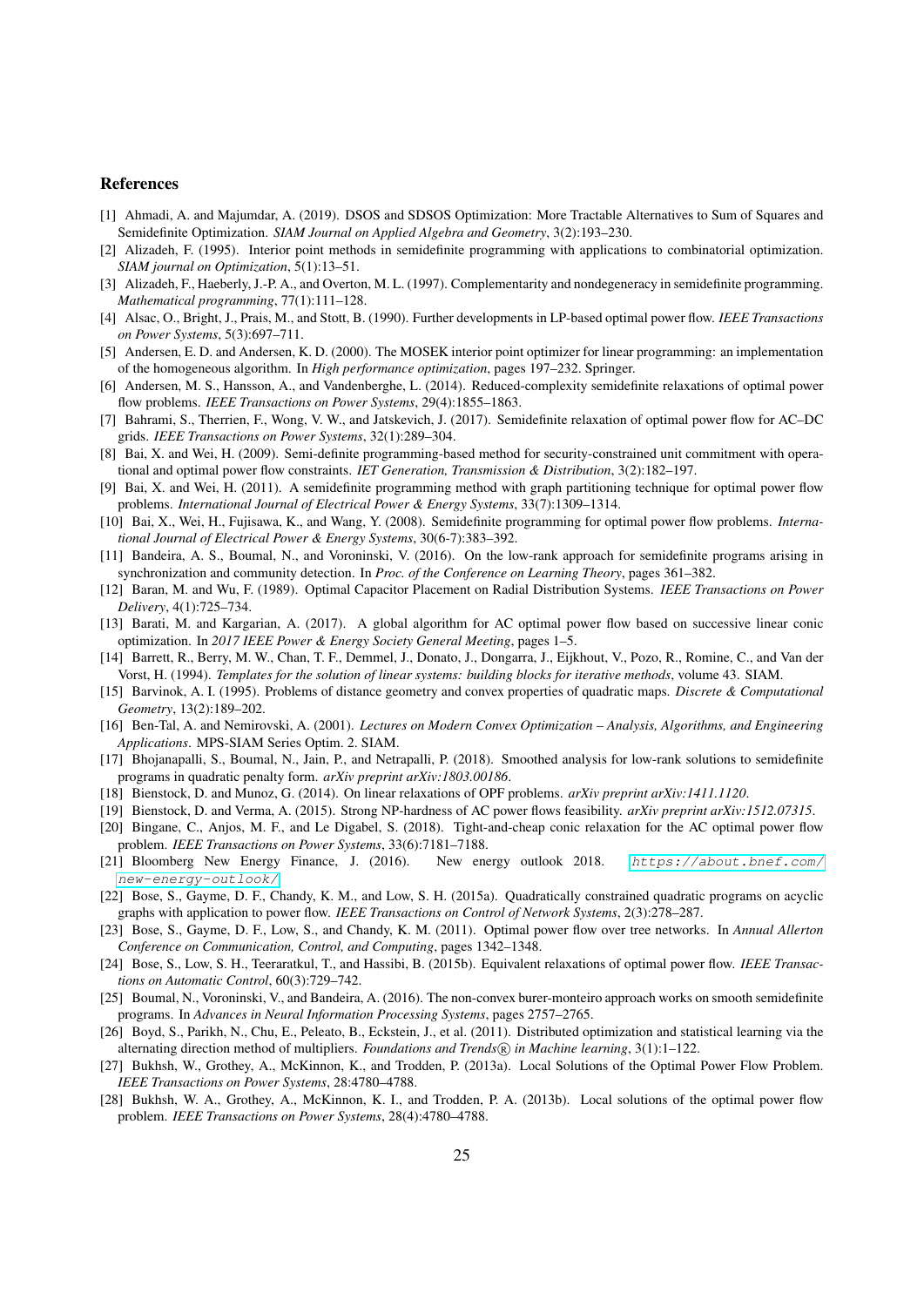## References

[1] Ahmadi, A. and Majumdar, A. (2019). DSOS and SDSOS Optimization: More Tractable Alternatives to Sum of Squares and Semidefinite Optimization. *SIAM Journal on Applied Algebra and Geometry*, 3(2):193–230.

[2] Alizadeh, F. (1995). Interior point methods in semidefinite programming with applications to combinatorial optimization. *SIAM journal on Optimization*, 5(1):13–51.

[3] Alizadeh, F., Haeberly, J.-P. A., and Overton, M. L. (1997). Complementarity and nondegeneracy in semidefinite programming. *Mathematical programming*, 77(1):111–128.

[4] Alsac, O., Bright, J., Prais, M., and Stott, B. (1990). Further developments in LP-based optimal power flow. *IEEE Transactions on Power Systems*, 5(3):697–711.

[5] Andersen, E. D. and Andersen, K. D. (2000). The MOSEK interior point optimizer for linear programming: an implementation of the homogeneous algorithm. In *High performance optimization*, pages 197–232. Springer.

[6] Andersen, M. S., Hansson, A., and Vandenberghe, L. (2014). Reduced-complexity semidefinite relaxations of optimal power flow problems. *IEEE Transactions on Power Systems*, 29(4):1855–1863.

[7] Bahrami, S., Therrien, F., Wong, V. W., and Jatskevich, J. (2017). Semidefinite relaxation of optimal power flow for AC–DC grids. *IEEE Transactions on Power Systems*, 32(1):289–304.

[8] Bai, X. and Wei, H. (2009). Semi-definite programming-based method for security-constrained unit commitment with operational and optimal power flow constraints. *IET Generation, Transmission & Distribution*, 3(2):182–197.

[9] Bai, X. and Wei, H. (2011). A semidefinite programming method with graph partitioning technique for optimal power flow problems. *International Journal of Electrical Power & Energy Systems*, 33(7):1309–1314.

[10] Bai, X., Wei, H., Fujisawa, K., and Wang, Y. (2008). Semidefinite programming for optimal power flow problems. *International Journal of Electrical Power & Energy Systems*, 30(6-7):383–392.

[11] Bandeira, A. S., Boumal, N., and Voroninski, V. (2016). On the low-rank approach for semidefinite programs arising in synchronization and community detection. In *Proc. of the Conference on Learning Theory*, pages 361–382.

[12] Baran, M. and Wu, F. (1989). Optimal Capacitor Placement on Radial Distribution Systems. *IEEE Transactions on Power Delivery*, 4(1):725–734.

[13] Barati, M. and Kargarian, A. (2017). A global algorithm for AC optimal power flow based on successive linear conic optimization. In *2017 IEEE Power & Energy Society General Meeting*, pages 1–5.

[14] Barrett, R., Berry, M. W., Chan, T. F., Demmel, J., Donato, J., Dongarra, J., Eijkhout, V., Pozo, R., Romine, C., and Van der Vorst, H. (1994). *Templates for the solution of linear systems: building blocks for iterative methods*, volume 43. SIAM.

[15] Barvinok, A. I. (1995). Problems of distance geometry and convex properties of quadratic maps. *Discrete & Computational Geometry*, 13(2):189–202.

[16] Ben-Tal, A. and Nemirovski, A. (2001). *Lectures on Modern Convex Optimization – Analysis, Algorithms, and Engineering Applications*. MPS-SIAM Series Optim. 2. SIAM.

[17] Bhojanapalli, S., Boumal, N., Jain, P., and Netrapalli, P. (2018). Smoothed analysis for low-rank solutions to semidefinite programs in quadratic penalty form. *arXiv preprint arXiv:1803.00186*.

[18] Bienstock, D. and Munoz, G. (2014). On linear relaxations of OPF problems. *arXiv preprint arXiv:1411.1120*.

[19] Bienstock, D. and Verma, A. (2015). Strong NP-hardness of AC power flows feasibility. *arXiv preprint arXiv:1512.07315*.

[20] Bingane, C., Anjos, M. F., and Le Digabel, S. (2018). Tight-and-cheap conic relaxation for the AC optimal power flow problem. *IEEE Transactions on Power Systems*, 33(6):7181–7188.

[21] Bloomberg New Energy Finance, J. (2016). New energy outlook 2018. `https://about.bnef.com/new-energy-outlook/`

[22] Bose, S., Gayme, D. F., Chandy, K. M., and Low, S. H. (2015a). Quadratically constrained quadratic programs on acyclic graphs with application to power flow. *IEEE Transactions on Control of Network Systems*, 2(3):278–287.

[23] Bose, S., Gayme, D. F., Low, S., and Chandy, K. M. (2011). Optimal power flow over tree networks. In *Annual Allerton Conference on Communication, Control, and Computing*, pages 1342–1348.

[24] Bose, S., Low, S. H., Teeraratkul, T., and Hassibi, B. (2015b). Equivalent relaxations of optimal power flow. *IEEE Transactions on Automatic Control*, 60(3):729–742.

[25] Boumal, N., Voroninski, V., and Bandeira, A. (2016). The non-convex burer-monteiro approach works on smooth semidefinite programs. In *Advances in Neural Information Processing Systems*, pages 2757–2765.

[26] Boyd, S., Parikh, N., Chu, E., Peleato, B., Eckstein, J., et al. (2011). Distributed optimization and statistical learning via the alternating direction method of multipliers. *Foundations and Trends® in Machine learning*, 3(1):1–122.

[27] Bukhsh, W., Grothey, A., McKinnon, K., and Trodden, P. (2013a). Local Solutions of the Optimal Power Flow Problem. *IEEE Transactions on Power Systems*, 28:4780–4788.

[28] Bukhsh, W. A., Grothey, A., McKinnon, K. I., and Trodden, P. A. (2013b). Local solutions of the optimal power flow problem. *IEEE Transactions on Power Systems*, 28(4):4780–4788.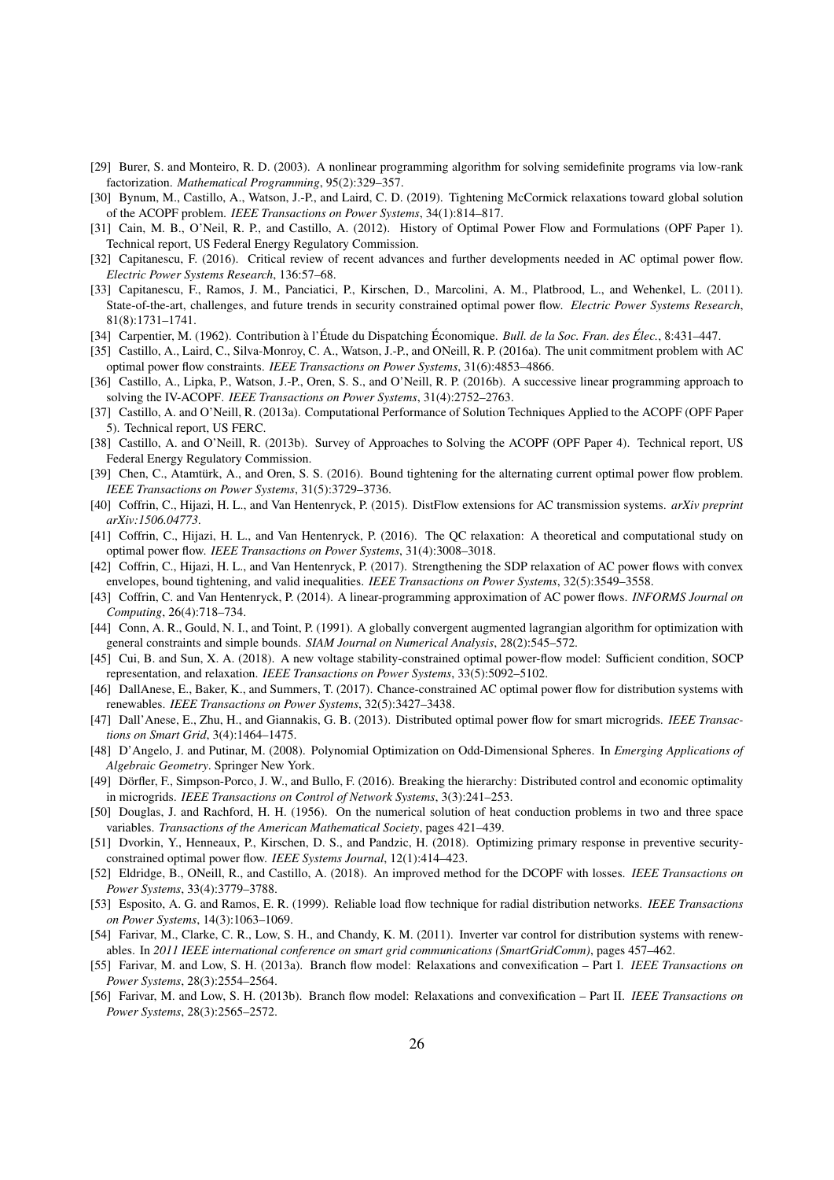[29] Burer, S. and Monteiro, R. D. (2003). A nonlinear programming algorithm for solving semidefinite programs via low-rank factorization. *Mathematical Programming*, 95(2):329–357.

[30] Bynum, M., Castillo, A., Watson, J.-P., and Laird, C. D. (2019). Tightening McCormick relaxations toward global solution of the ACOPF problem. *IEEE Transactions on Power Systems*, 34(1):814–817.

[31] Cain, M. B., O'Neil, R. P., and Castillo, A. (2012). History of Optimal Power Flow and Formulations (OPF Paper 1). Technical report, US Federal Energy Regulatory Commission.

[32] Capitanescu, F. (2016). Critical review of recent advances and further developments needed in AC optimal power flow. *Electric Power Systems Research*, 136:57–68.

[33] Capitanescu, F., Ramos, J. M., Panciatici, P., Kirschen, D., Marcolini, A. M., Platbrood, L., and Wehenkel, L. (2011). State-of-the-art, challenges, and future trends in security constrained optimal power flow. *Electric Power Systems Research*, 81(8):1731–1741.

[34] Carpentier, M. (1962). Contribution à l'Étude du Dispatching Économique. *Bull. de la Soc. Fran. des Élec.*, 8:431–447.

[35] Castillo, A., Laird, C., Silva-Monroy, C. A., Watson, J.-P., and ONeill, R. P. (2016a). The unit commitment problem with AC optimal power flow constraints. *IEEE Transactions on Power Systems*, 31(6):4853–4866.

[36] Castillo, A., Lipka, P., Watson, J.-P., Oren, S. S., and O'Neill, R. P. (2016b). A successive linear programming approach to solving the IV-ACOPF. *IEEE Transactions on Power Systems*, 31(4):2752–2763.

[37] Castillo, A. and O'Neill, R. (2013a). Computational Performance of Solution Techniques Applied to the ACOPF (OPF Paper 5). Technical report, US FERC.

[38] Castillo, A. and O'Neill, R. (2013b). Survey of Approaches to Solving the ACOPF (OPF Paper 4). Technical report, US Federal Energy Regulatory Commission.

[39] Chen, C., Atamtürk, A., and Oren, S. S. (2016). Bound tightening for the alternating current optimal power flow problem. *IEEE Transactions on Power Systems*, 31(5):3729–3736.

[40] Coffrin, C., Hijazi, H. L., and Van Hentenryck, P. (2015). DistFlow extensions for AC transmission systems. *arXiv preprint arXiv:1506.04773*.

[41] Coffrin, C., Hijazi, H. L., and Van Hentenryck, P. (2016). The QC relaxation: A theoretical and computational study on optimal power flow. *IEEE Transactions on Power Systems*, 31(4):3008–3018.

[42] Coffrin, C., Hijazi, H. L., and Van Hentenryck, P. (2017). Strengthening the SDP relaxation of AC power flows with convex envelopes, bound tightening, and valid inequalities. *IEEE Transactions on Power Systems*, 32(5):3549–3558.

[43] Coffrin, C. and Van Hentenryck, P. (2014). A linear-programming approximation of AC power flows. *INFORMS Journal on Computing*, 26(4):718–734.

[44] Conn, A. R., Gould, N. I., and Toint, P. (1991). A globally convergent augmented lagrangian algorithm for optimization with general constraints and simple bounds. *SIAM Journal on Numerical Analysis*, 28(2):545–572.

[45] Cui, B. and Sun, X. A. (2018). A new voltage stability-constrained optimal power-flow model: Sufficient condition, SOCP representation, and relaxation. *IEEE Transactions on Power Systems*, 33(5):5092–5102.

[46] DallAnese, E., Baker, K., and Summers, T. (2017). Chance-constrained AC optimal power flow for distribution systems with renewables. *IEEE Transactions on Power Systems*, 32(5):3427–3438.

[47] Dall'Anese, E., Zhu, H., and Giannakis, G. B. (2013). Distributed optimal power flow for smart microgrids. *IEEE Transactions on Smart Grid*, 3(4):1464–1475.

[48] D'Angelo, J. and Putinar, M. (2008). Polynomial Optimization on Odd-Dimensional Spheres. In *Emerging Applications of Algebraic Geometry*. Springer New York.

[49] Dörfler, F., Simpson-Porco, J. W., and Bullo, F. (2016). Breaking the hierarchy: Distributed control and economic optimality in microgrids. *IEEE Transactions on Control of Network Systems*, 3(3):241–253.

[50] Douglas, J. and Rachford, H. H. (1956). On the numerical solution of heat conduction problems in two and three space variables. *Transactions of the American Mathematical Society*, pages 421–439.

[51] Dvorkin, Y., Henneaux, P., Kirschen, D. S., and Pandzic, H. (2018). Optimizing primary response in preventive security-constrained optimal power flow. *IEEE Systems Journal*, 12(1):414–423.

[52] Eldridge, B., ONeill, R., and Castillo, A. (2018). An improved method for the DCOPF with losses. *IEEE Transactions on Power Systems*, 33(4):3779–3788.

[53] Esposito, A. G. and Ramos, E. R. (1999). Reliable load flow technique for radial distribution networks. *IEEE Transactions on Power Systems*, 14(3):1063–1069.

[54] Farivar, M., Clarke, C. R., Low, S. H., and Chandy, K. M. (2011). Inverter var control for distribution systems with renewables. In *2011 IEEE international conference on smart grid communications (SmartGridComm)*, pages 457–462.

[55] Farivar, M. and Low, S. H. (2013a). Branch flow model: Relaxations and convexification – Part I. *IEEE Transactions on Power Systems*, 28(3):2554–2564.

[56] Farivar, M. and Low, S. H. (2013b). Branch flow model: Relaxations and convexification – Part II. *IEEE Transactions on Power Systems*, 28(3):2565–2572.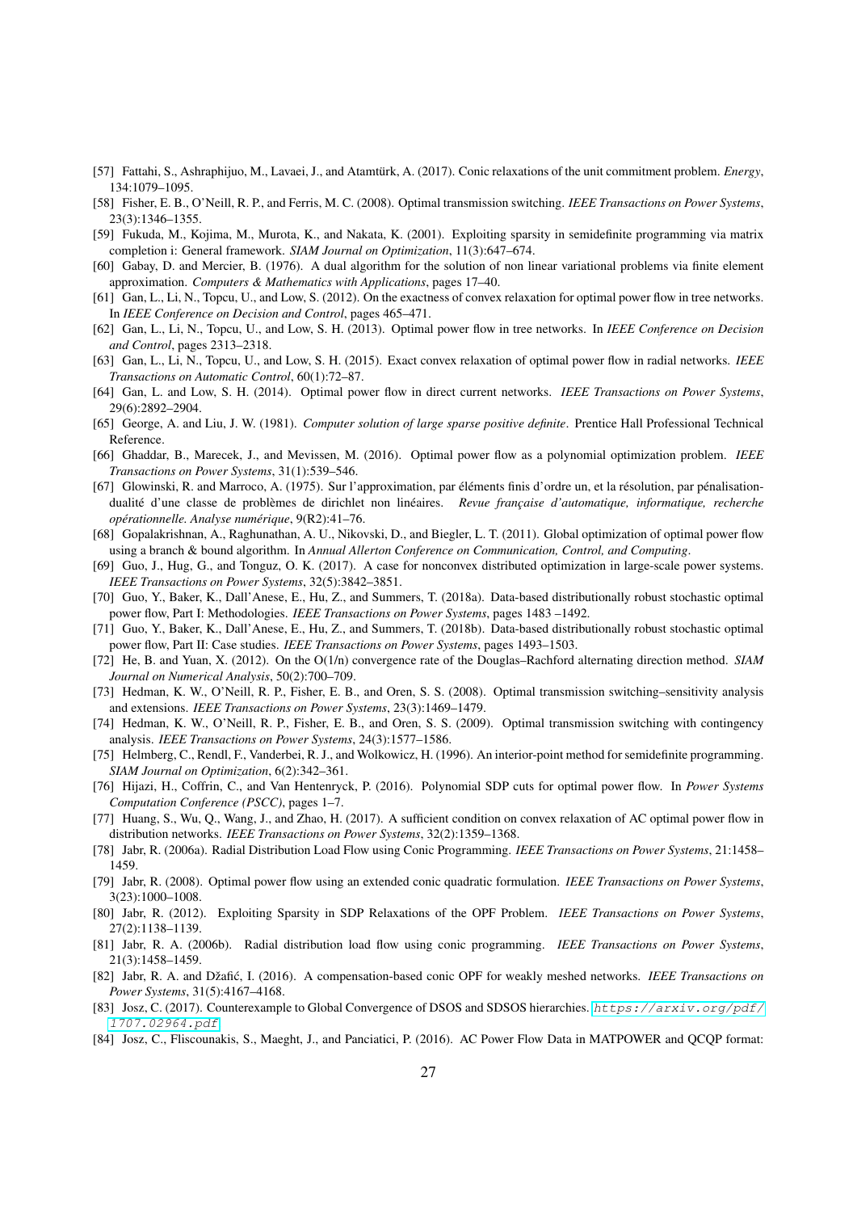[57] Fattahi, S., Ashraphijuo, M., Lavaei, J., and Atamtürk, A. (2017). Conic relaxations of the unit commitment problem. *Energy*, 134:1079–1095.

[58] Fisher, E. B., O'Neill, R. P., and Ferris, M. C. (2008). Optimal transmission switching. *IEEE Transactions on Power Systems*, 23(3):1346–1355.

[59] Fukuda, M., Kojima, M., Murota, K., and Nakata, K. (2001). Exploiting sparsity in semidefinite programming via matrix completion i: General framework. *SIAM Journal on Optimization*, 11(3):647–674.

[60] Gabay, D. and Mercier, B. (1976). A dual algorithm for the solution of non linear variational problems via finite element approximation. *Computers & Mathematics with Applications*, pages 17–40.

[61] Gan, L., Li, N., Topcu, U., and Low, S. (2012). On the exactness of convex relaxation for optimal power flow in tree networks. In *IEEE Conference on Decision and Control*, pages 465–471.

[62] Gan, L., Li, N., Topcu, U., and Low, S. H. (2013). Optimal power flow in tree networks. In *IEEE Conference on Decision and Control*, pages 2313–2318.

[63] Gan, L., Li, N., Topcu, U., and Low, S. H. (2015). Exact convex relaxation of optimal power flow in radial networks. *IEEE Transactions on Automatic Control*, 60(1):72–87.

[64] Gan, L. and Low, S. H. (2014). Optimal power flow in direct current networks. *IEEE Transactions on Power Systems*, 29(6):2892–2904.

[65] George, A. and Liu, J. W. (1981). *Computer solution of large sparse positive definite*. Prentice Hall Professional Technical Reference.

[66] Ghaddar, B., Marecek, J., and Mevissen, M. (2016). Optimal power flow as a polynomial optimization problem. *IEEE Transactions on Power Systems*, 31(1):539–546.

[67] Glowinski, R. and Marroco, A. (1975). Sur l'approximation, par éléments finis d'ordre un, et la résolution, par pénalisation-dualité d'une classe de problèmes de dirichlet non linéaires. *Revue française d'automatique, informatique, recherche opérationnelle. Analyse numérique*, 9(R2):41–76.

[68] Gopalakrishnan, A., Raghunathan, A. U., Nikovski, D., and Biegler, L. T. (2011). Global optimization of optimal power flow using a branch & bound algorithm. In *Annual Allerton Conference on Communication, Control, and Computing*.

[69] Guo, J., Hug, G., and Tonguz, O. K. (2017). A case for nonconvex distributed optimization in large-scale power systems. *IEEE Transactions on Power Systems*, 32(5):3842–3851.

[70] Guo, Y., Baker, K., Dall'Anese, E., Hu, Z., and Summers, T. (2018a). Data-based distributionally robust stochastic optimal power flow, Part I: Methodologies. *IEEE Transactions on Power Systems*, pages 1483 –1492.

[71] Guo, Y., Baker, K., Dall'Anese, E., Hu, Z., and Summers, T. (2018b). Data-based distributionally robust stochastic optimal power flow, Part II: Case studies. *IEEE Transactions on Power Systems*, pages 1493–1503.

[72] He, B. and Yuan, X. (2012). On the O(1/n) convergence rate of the Douglas–Rachford alternating direction method. *SIAM Journal on Numerical Analysis*, 50(2):700–709.

[73] Hedman, K. W., O'Neill, R. P., Fisher, E. B., and Oren, S. S. (2008). Optimal transmission switching–sensitivity analysis and extensions. *IEEE Transactions on Power Systems*, 23(3):1469–1479.

[74] Hedman, K. W., O'Neill, R. P., Fisher, E. B., and Oren, S. S. (2009). Optimal transmission switching with contingency analysis. *IEEE Transactions on Power Systems*, 24(3):1577–1586.

[75] Helmberg, C., Rendl, F., Vanderbei, R. J., and Wolkowicz, H. (1996). An interior-point method for semidefinite programming. *SIAM Journal on Optimization*, 6(2):342–361.

[76] Hijazi, H., Coffrin, C., and Van Hentenryck, P. (2016). Polynomial SDP cuts for optimal power flow. In *Power Systems Computation Conference (PSCC)*, pages 1–7.

[77] Huang, S., Wu, Q., Wang, J., and Zhao, H. (2017). A sufficient condition on convex relaxation of AC optimal power flow in distribution networks. *IEEE Transactions on Power Systems*, 32(2):1359–1368.

[78] Jabr, R. (2006a). Radial Distribution Load Flow using Conic Programming. *IEEE Transactions on Power Systems*, 21:1458–1459.

[79] Jabr, R. (2008). Optimal power flow using an extended conic quadratic formulation. *IEEE Transactions on Power Systems*, 3(23):1000–1008.

[80] Jabr, R. (2012). Exploiting Sparsity in SDP Relaxations of the OPF Problem. *IEEE Transactions on Power Systems*, 27(2):1138–1139.

[81] Jabr, R. A. (2006b). Radial distribution load flow using conic programming. *IEEE Transactions on Power Systems*, 21(3):1458–1459.

[82] Jabr, R. A. and Džafić, I. (2016). A compensation-based conic OPF for weakly meshed networks. *IEEE Transactions on Power Systems*, 31(5):4167–4168.

[83] Josz, C. (2017). Counterexample to Global Convergence of DSOS and SDSOS hierarchies. https://arxiv.org/pdf/1707.02964.pdf.

[84] Josz, C., Fliscounakis, S., Maeght, J., and Panciatici, P. (2016). AC Power Flow Data in MATPOWER and QCQP format: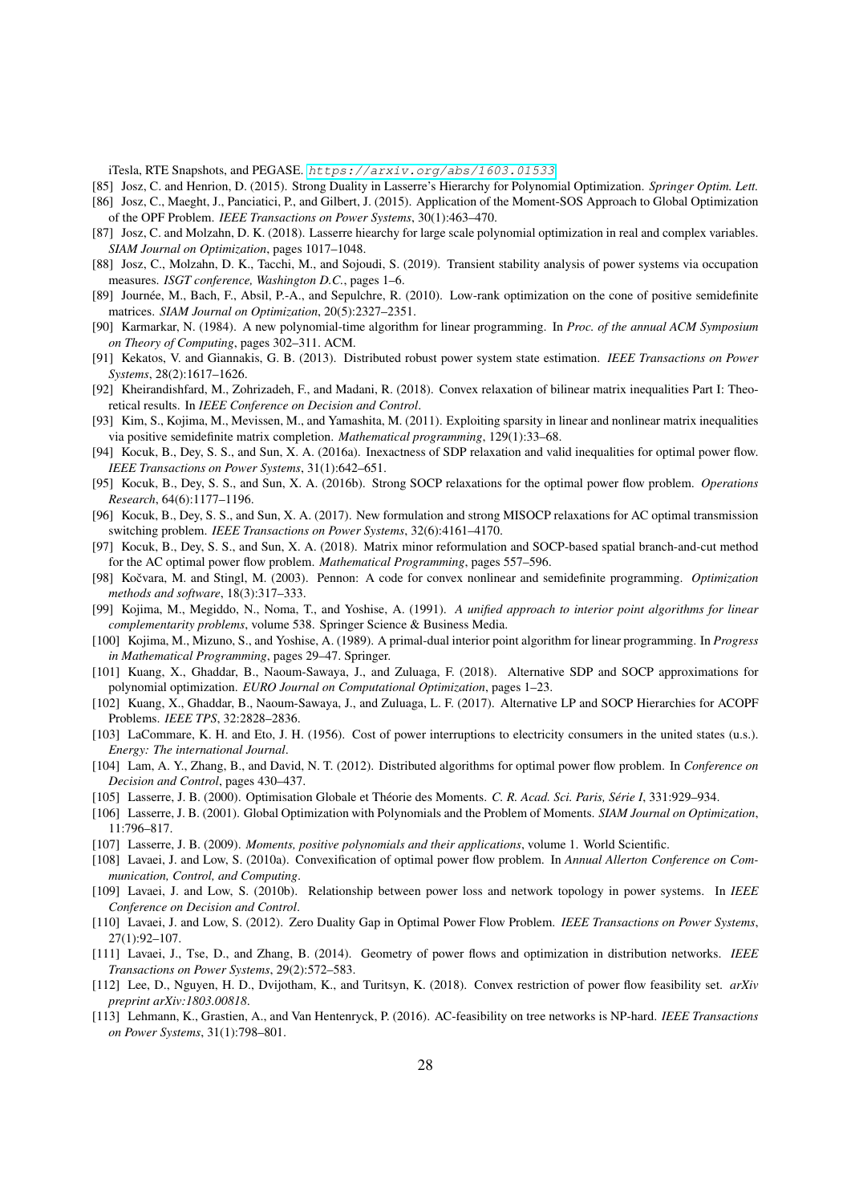iTesla, RTE Snapshots, and PEGASE. https://arxiv.org/abs/1603.01533

[85] Josz, C. and Henrion, D. (2015). Strong Duality in Lasserre's Hierarchy for Polynomial Optimization. *Springer Optim. Lett.*

[86] Josz, C., Maeght, J., Panciatici, P., and Gilbert, J. (2015). Application of the Moment-SOS Approach to Global Optimization of the OPF Problem. *IEEE Transactions on Power Systems*, 30(1):463–470.

[87] Josz, C. and Molzahn, D. K. (2018). Lasserre hiearchy for large scale polynomial optimization in real and complex variables. *SIAM Journal on Optimization*, pages 1017–1048.

[88] Josz, C., Molzahn, D. K., Tacchi, M., and Sojoudi, S. (2019). Transient stability analysis of power systems via occupation measures. *ISGT conference, Washington D.C.*, pages 1–6.

[89] Journée, M., Bach, F., Absil, P.-A., and Sepulchre, R. (2010). Low-rank optimization on the cone of positive semidefinite matrices. *SIAM Journal on Optimization*, 20(5):2327–2351.

[90] Karmarkar, N. (1984). A new polynomial-time algorithm for linear programming. In *Proc. of the annual ACM Symposium on Theory of Computing*, pages 302–311. ACM.

[91] Kekatos, V. and Giannakis, G. B. (2013). Distributed robust power system state estimation. *IEEE Transactions on Power Systems*, 28(2):1617–1626.

[92] Kheirandishfard, M., Zohrizadeh, F., and Madani, R. (2018). Convex relaxation of bilinear matrix inequalities Part I: Theoretical results. In *IEEE Conference on Decision and Control*.

[93] Kim, S., Kojima, M., Mevissen, M., and Yamashita, M. (2011). Exploiting sparsity in linear and nonlinear matrix inequalities via positive semidefinite matrix completion. *Mathematical programming*, 129(1):33–68.

[94] Kocuk, B., Dey, S. S., and Sun, X. A. (2016a). Inexactness of SDP relaxation and valid inequalities for optimal power flow. *IEEE Transactions on Power Systems*, 31(1):642–651.

[95] Kocuk, B., Dey, S. S., and Sun, X. A. (2016b). Strong SOCP relaxations for the optimal power flow problem. *Operations Research*, 64(6):1177–1196.

[96] Kocuk, B., Dey, S. S., and Sun, X. A. (2017). New formulation and strong MISOCP relaxations for AC optimal transmission switching problem. *IEEE Transactions on Power Systems*, 32(6):4161–4170.

[97] Kocuk, B., Dey, S. S., and Sun, X. A. (2018). Matrix minor reformulation and SOCP-based spatial branch-and-cut method for the AC optimal power flow problem. *Mathematical Programming*, pages 557–596.

[98] Kočvara, M. and Stingl, M. (2003). Pennon: A code for convex nonlinear and semidefinite programming. *Optimization methods and software*, 18(3):317–333.

[99] Kojima, M., Megiddo, N., Noma, T., and Yoshise, A. (1991). *A unified approach to interior point algorithms for linear complementarity problems*, volume 538. Springer Science & Business Media.

[100] Kojima, M., Mizuno, S., and Yoshise, A. (1989). A primal-dual interior point algorithm for linear programming. In *Progress in Mathematical Programming*, pages 29–47. Springer.

[101] Kuang, X., Ghaddar, B., Naoum-Sawaya, J., and Zuluaga, F. (2018). Alternative SDP and SOCP approximations for polynomial optimization. *EURO Journal on Computational Optimization*, pages 1–23.

[102] Kuang, X., Ghaddar, B., Naoum-Sawaya, J., and Zuluaga, L. F. (2017). Alternative LP and SOCP Hierarchies for ACOPF Problems. *IEEE TPS*, 32:2828–2836.

[103] LaCommare, K. H. and Eto, J. H. (1956). Cost of power interruptions to electricity consumers in the united states (u.s.). *Energy: The international Journal*.

[104] Lam, A. Y., Zhang, B., and David, N. T. (2012). Distributed algorithms for optimal power flow problem. In *Conference on Decision and Control*, pages 430–437.

[105] Lasserre, J. B. (2000). Optimisation Globale et Théorie des Moments. *C. R. Acad. Sci. Paris, Série I*, 331:929–934.

[106] Lasserre, J. B. (2001). Global Optimization with Polynomials and the Problem of Moments. *SIAM Journal on Optimization*, 11:796–817.

[107] Lasserre, J. B. (2009). *Moments, positive polynomials and their applications*, volume 1. World Scientific.

[108] Lavaei, J. and Low, S. (2010a). Convexification of optimal power flow problem. In *Annual Allerton Conference on Communication, Control, and Computing*.

[109] Lavaei, J. and Low, S. (2010b). Relationship between power loss and network topology in power systems. In *IEEE Conference on Decision and Control*.

[110] Lavaei, J. and Low, S. (2012). Zero Duality Gap in Optimal Power Flow Problem. *IEEE Transactions on Power Systems*, 27(1):92–107.

[111] Lavaei, J., Tse, D., and Zhang, B. (2014). Geometry of power flows and optimization in distribution networks. *IEEE Transactions on Power Systems*, 29(2):572–583.

[112] Lee, D., Nguyen, H. D., Dvijotham, K., and Turitsyn, K. (2018). Convex restriction of power flow feasibility set. *arXiv preprint arXiv:1803.00818*.

[113] Lehmann, K., Grastien, A., and Van Hentenryck, P. (2016). AC-feasibility on tree networks is NP-hard. *IEEE Transactions on Power Systems*, 31(1):798–801.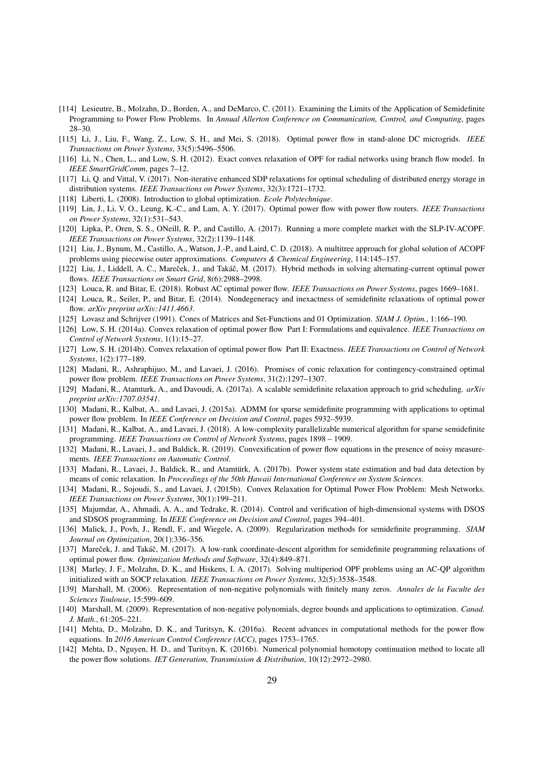[114] Lesieutre, B., Molzahn, D., Borden, A., and DeMarco, C. (2011). Examining the Limits of the Application of Semidefinite Programming to Power Flow Problems. In *Annual Allerton Conference on Communication, Control, and Computing*, pages 28–30.

[115] Li, J., Liu, F., Wang, Z., Low, S. H., and Mei, S. (2018). Optimal power flow in stand-alone DC microgrids. *IEEE Transactions on Power Systems*, 33(5):5496–5506.

[116] Li, N., Chen, L., and Low, S. H. (2012). Exact convex relaxation of OPF for radial networks using branch flow model. In *IEEE SmartGridComm*, pages 7–12.

[117] Li, Q. and Vittal, V. (2017). Non-iterative enhanced SDP relaxations for optimal scheduling of distributed energy storage in distribution systems. *IEEE Transactions on Power Systems*, 32(3):1721–1732.

[118] Liberti, L. (2008). Introduction to global optimization. *Ecole Polytechnique*.

[119] Lin, J., Li, V. O., Leung, K.-C., and Lam, A. Y. (2017). Optimal power flow with power flow routers. *IEEE Transactions on Power Systems*, 32(1):531–543.

[120] Lipka, P., Oren, S. S., ONeill, R. P., and Castillo, A. (2017). Running a more complete market with the SLP-IV-ACOPF. *IEEE Transactions on Power Systems*, 32(2):1139–1148.

[121] Liu, J., Bynum, M., Castillo, A., Watson, J.-P., and Laird, C. D. (2018). A multitree approach for global solution of ACOPF problems using piecewise outer approximations. *Computers & Chemical Engineering*, 114:145–157.

[122] Liu, J., Liddell, A. C., Mareček, J., and Takáč, M. (2017). Hybrid methods in solving alternating-current optimal power flows. *IEEE Transactions on Smart Grid*, 8(6):2988–2998.

[123] Louca, R. and Bitar, E. (2018). Robust AC optimal power flow. *IEEE Transactions on Power Systems*, pages 1669–1681.

[124] Louca, R., Seiler, P., and Bitar, E. (2014). Nondegeneracy and inexactness of semidefinite relaxations of optimal power flow. *arXiv preprint arXiv:1411.4663*.

[125] Lovasz and Schrijver (1991). Cones of Matrices and Set-Functions and 01 Optimization. *SIAM J. Optim.*, 1:166–190.

[126] Low, S. H. (2014a). Convex relaxation of optimal power flow Part I: Formulations and equivalence. *IEEE Transactions on Control of Network Systems*, 1(1):15–27.

[127] Low, S. H. (2014b). Convex relaxation of optimal power flow Part II: Exactness. *IEEE Transactions on Control of Network Systems*, 1(2):177–189.

[128] Madani, R., Ashraphijuo, M., and Lavaei, J. (2016). Promises of conic relaxation for contingency-constrained optimal power flow problem. *IEEE Transactions on Power Systems*, 31(2):1297–1307.

[129] Madani, R., Atamturk, A., and Davoudi, A. (2017a). A scalable semidefinite relaxation approach to grid scheduling. *arXiv preprint arXiv:1707.03541*.

[130] Madani, R., Kalbat, A., and Lavaei, J. (2015a). ADMM for sparse semidefinite programming with applications to optimal power flow problem. In *IEEE Conference on Decision and Control*, pages 5932–5939.

[131] Madani, R., Kalbat, A., and Lavaei, J. (2018). A low-complexity parallelizable numerical algorithm for sparse semidefinite programming. *IEEE Transactions on Control of Network Systems*, pages 1898 – 1909.

[132] Madani, R., Lavaei, J., and Baldick, R. (2019). Convexification of power flow equations in the presence of noisy measurements. *IEEE Transactions on Automatic Control*.

[133] Madani, R., Lavaei, J., Baldick, R., and Atamtürk, A. (2017b). Power system state estimation and bad data detection by means of conic relaxation. In *Proceedings of the 50th Hawaii International Conference on System Sciences*.

[134] Madani, R., Sojoudi, S., and Lavaei, J. (2015b). Convex Relaxation for Optimal Power Flow Problem: Mesh Networks. *IEEE Transactions on Power Systems*, 30(1):199–211.

[135] Majumdar, A., Ahmadi, A. A., and Tedrake, R. (2014). Control and verification of high-dimensional systems with DSOS and SDSOS programming. In *IEEE Conference on Decision and Control*, pages 394–401.

[136] Malick, J., Povh, J., Rendl, F., and Wiegele, A. (2009). Regularization methods for semidefinite programming. *SIAM Journal on Optimization*, 20(1):336–356.

[137] Mareček, J. and Takáč, M. (2017). A low-rank coordinate-descent algorithm for semidefinite programming relaxations of optimal power flow. *Optimization Methods and Software*, 32(4):849–871.

[138] Marley, J. F., Molzahn, D. K., and Hiskens, I. A. (2017). Solving multiperiod OPF problems using an AC-QP algorithm initialized with an SOCP relaxation. *IEEE Transactions on Power Systems*, 32(5):3538–3548.

[139] Marshall, M. (2006). Representation of non-negative polynomials with finitely many zeros. *Annales de la Faculte des Sciences Toulouse*, 15:599–609.

[140] Marshall, M. (2009). Representation of non-negative polynomials, degree bounds and applications to optimization. *Canad. J. Math.*, 61:205–221.

[141] Mehta, D., Molzahn, D. K., and Turitsyn, K. (2016a). Recent advances in computational methods for the power flow equations. In *2016 American Control Conference (ACC)*, pages 1753–1765.

[142] Mehta, D., Nguyen, H. D., and Turitsyn, K. (2016b). Numerical polynomial homotopy continuation method to locate all the power flow solutions. *IET Generation, Transmission & Distribution*, 10(12):2972–2980.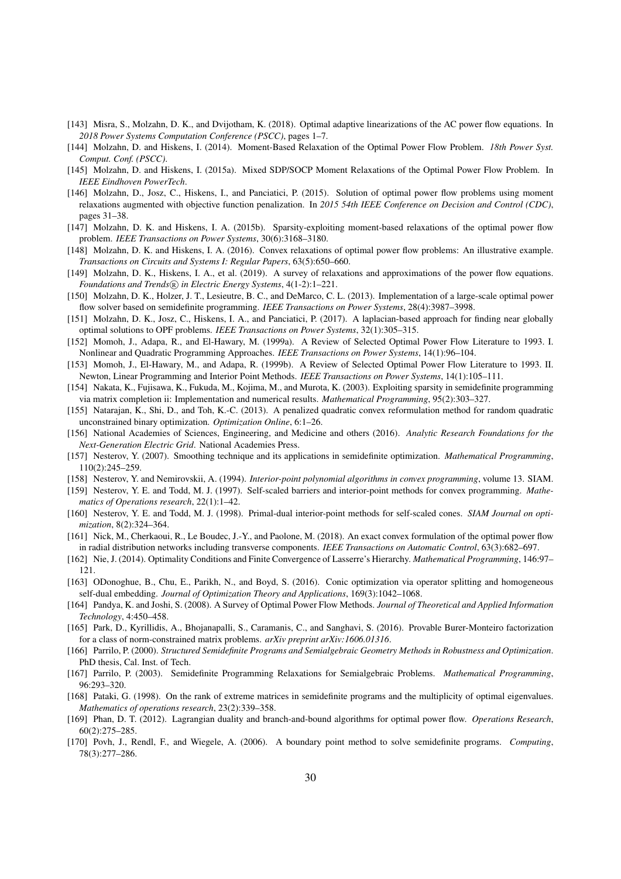[143] Misra, S., Molzahn, D. K., and Dvijotham, K. (2018). Optimal adaptive linearizations of the AC power flow equations. In *2018 Power Systems Computation Conference (PSCC)*, pages 1–7.

[144] Molzahn, D. and Hiskens, I. (2014). Moment-Based Relaxation of the Optimal Power Flow Problem. *18th Power Syst. Comput. Conf. (PSCC)*.

[145] Molzahn, D. and Hiskens, I. (2015a). Mixed SDP/SOCP Moment Relaxations of the Optimal Power Flow Problem. In *IEEE Eindhoven PowerTech*.

[146] Molzahn, D., Josz, C., Hiskens, I., and Panciatici, P. (2015). Solution of optimal power flow problems using moment relaxations augmented with objective function penalization. In *2015 54th IEEE Conference on Decision and Control (CDC)*, pages 31–38.

[147] Molzahn, D. K. and Hiskens, I. A. (2015b). Sparsity-exploiting moment-based relaxations of the optimal power flow problem. *IEEE Transactions on Power Systems*, 30(6):3168–3180.

[148] Molzahn, D. K. and Hiskens, I. A. (2016). Convex relaxations of optimal power flow problems: An illustrative example. *Transactions on Circuits and Systems I: Regular Papers*, 63(5):650–660.

[149] Molzahn, D. K., Hiskens, I. A., et al. (2019). A survey of relaxations and approximations of the power flow equations. *Foundations and Trends® in Electric Energy Systems*, 4(1-2):1–221.

[150] Molzahn, D. K., Holzer, J. T., Lesieutre, B. C., and DeMarco, C. L. (2013). Implementation of a large-scale optimal power flow solver based on semidefinite programming. *IEEE Transactions on Power Systems*, 28(4):3987–3998.

[151] Molzahn, D. K., Josz, C., Hiskens, I. A., and Panciatici, P. (2017). A laplacian-based approach for finding near globally optimal solutions to OPF problems. *IEEE Transactions on Power Systems*, 32(1):305–315.

[152] Momoh, J., Adapa, R., and El-Hawary, M. (1999a). A Review of Selected Optimal Power Flow Literature to 1993. I. Nonlinear and Quadratic Programming Approaches. *IEEE Transactions on Power Systems*, 14(1):96–104.

[153] Momoh, J., El-Hawary, M., and Adapa, R. (1999b). A Review of Selected Optimal Power Flow Literature to 1993. II. Newton, Linear Programming and Interior Point Methods. *IEEE Transactions on Power Systems*, 14(1):105–111.

[154] Nakata, K., Fujisawa, K., Fukuda, M., Kojima, M., and Murota, K. (2003). Exploiting sparsity in semidefinite programming via matrix completion ii: Implementation and numerical results. *Mathematical Programming*, 95(2):303–327.

[155] Natarajan, K., Shi, D., and Toh, K.-C. (2013). A penalized quadratic convex reformulation method for random quadratic unconstrained binary optimization. *Optimization Online*, 6:1–26.

[156] National Academies of Sciences, Engineering, and Medicine and others (2016). *Analytic Research Foundations for the Next-Generation Electric Grid*. National Academies Press.

[157] Nesterov, Y. (2007). Smoothing technique and its applications in semidefinite optimization. *Mathematical Programming*, 110(2):245–259.

[158] Nesterov, Y. and Nemirovskii, A. (1994). *Interior-point polynomial algorithms in convex programming*, volume 13. SIAM.

[159] Nesterov, Y. E. and Todd, M. J. (1997). Self-scaled barriers and interior-point methods for convex programming. *Mathematics of Operations research*, 22(1):1–42.

[160] Nesterov, Y. E. and Todd, M. J. (1998). Primal-dual interior-point methods for self-scaled cones. *SIAM Journal on optimization*, 8(2):324–364.

[161] Nick, M., Cherkaoui, R., Le Boudec, J.-Y., and Paolone, M. (2018). An exact convex formulation of the optimal power flow in radial distribution networks including transverse components. *IEEE Transactions on Automatic Control*, 63(3):682–697.

[162] Nie, J. (2014). Optimality Conditions and Finite Convergence of Lasserre's Hierarchy. *Mathematical Programming*, 146:97–121.

[163] ODonoghue, B., Chu, E., Parikh, N., and Boyd, S. (2016). Conic optimization via operator splitting and homogeneous self-dual embedding. *Journal of Optimization Theory and Applications*, 169(3):1042–1068.

[164] Pandya, K. and Joshi, S. (2008). A Survey of Optimal Power Flow Methods. *Journal of Theoretical and Applied Information Technology*, 4:450–458.

[165] Park, D., Kyrillidis, A., Bhojanapalli, S., Caramanis, C., and Sanghavi, S. (2016). Provable Burer-Monteiro factorization for a class of norm-constrained matrix problems. *arXiv preprint arXiv:1606.01316*.

[166] Parrilo, P. (2000). *Structured Semidefinite Programs and Semialgebraic Geometry Methods in Robustness and Optimization*. PhD thesis, Cal. Inst. of Tech.

[167] Parrilo, P. (2003). Semidefinite Programming Relaxations for Semialgebraic Problems. *Mathematical Programming*, 96:293–320.

[168] Pataki, G. (1998). On the rank of extreme matrices in semidefinite programs and the multiplicity of optimal eigenvalues. *Mathematics of operations research*, 23(2):339–358.

[169] Phan, D. T. (2012). Lagrangian duality and branch-and-bound algorithms for optimal power flow. *Operations Research*, 60(2):275–285.

[170] Povh, J., Rendl, F., and Wiegele, A. (2006). A boundary point method to solve semidefinite programs. *Computing*, 78(3):277–286.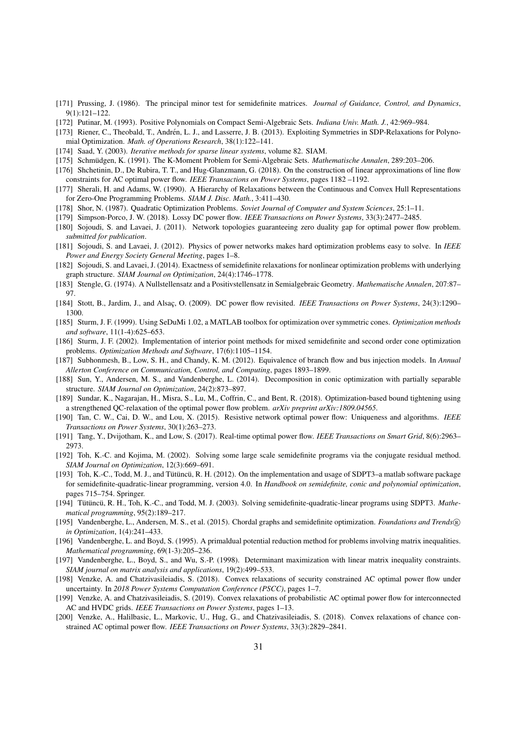[171] Prussing, J. (1986). The principal minor test for semidefinite matrices. *Journal of Guidance, Control, and Dynamics*, 9(1):121–122.

[172] Putinar, M. (1993). Positive Polynomials on Compact Semi-Algebraic Sets. *Indiana Univ. Math. J.*, 42:969–984.

[173] Riener, C., Theobald, T., Andrén, L. J., and Lasserre, J. B. (2013). Exploiting Symmetries in SDP-Relaxations for Polynomial Optimization. *Math. of Operations Research*, 38(1):122–141.

[174] Saad, Y. (2003). *Iterative methods for sparse linear systems*, volume 82. SIAM.

[175] Schmüdgen, K. (1991). The K-Moment Problem for Semi-Algebraic Sets. *Mathematische Annalen*, 289:203–206.

[176] Shchetinin, D., De Rubira, T. T., and Hug-Glanzmann, G. (2018). On the construction of linear approximations of line flow constraints for AC optimal power flow. *IEEE Transactions on Power Systems*, pages 1182 –1192.

[177] Sherali, H. and Adams, W. (1990). A Hierarchy of Relaxations between the Continuous and Convex Hull Representations for Zero-One Programming Problems. *SIAM J. Disc. Math.*, 3:411–430.

[178] Shor, N. (1987). Quadratic Optimization Problems. *Soviet Journal of Computer and System Sciences*, 25:1–11.

[179] Simpson-Porco, J. W. (2018). Lossy DC power flow. *IEEE Transactions on Power Systems*, 33(3):2477–2485.

[180] Sojoudi, S. and Lavaei, J. (2011). Network topologies guaranteeing zero duality gap for optimal power flow problem. *submitted for publication*.

[181] Sojoudi, S. and Lavaei, J. (2012). Physics of power networks makes hard optimization problems easy to solve. In *IEEE Power and Energy Society General Meeting*, pages 1–8.

[182] Sojoudi, S. and Lavaei, J. (2014). Exactness of semidefinite relaxations for nonlinear optimization problems with underlying graph structure. *SIAM Journal on Optimization*, 24(4):1746–1778.

[183] Stengle, G. (1974). A Nullstellensatz and a Positivstellensatz in Semialgebraic Geometry. *Mathematische Annalen*, 207:87–97.

[184] Stott, B., Jardim, J., and Alsaç, O. (2009). DC power flow revisited. *IEEE Transactions on Power Systems*, 24(3):1290–1300.

[185] Sturm, J. F. (1999). Using SeDuMi 1.02, a MATLAB toolbox for optimization over symmetric cones. *Optimization methods and software*, 11(1-4):625–653.

[186] Sturm, J. F. (2002). Implementation of interior point methods for mixed semidefinite and second order cone optimization problems. *Optimization Methods and Software*, 17(6):1105–1154.

[187] Subhonmesh, B., Low, S. H., and Chandy, K. M. (2012). Equivalence of branch flow and bus injection models. In *Annual Allerton Conference on Communication, Control, and Computing*, pages 1893–1899.

[188] Sun, Y., Andersen, M. S., and Vandenberghe, L. (2014). Decomposition in conic optimization with partially separable structure. *SIAM Journal on Optimization*, 24(2):873–897.

[189] Sundar, K., Nagarajan, H., Misra, S., Lu, M., Coffrin, C., and Bent, R. (2018). Optimization-based bound tightening using a strengthened QC-relaxation of the optimal power flow problem. *arXiv preprint arXiv:1809.04565*.

[190] Tan, C. W., Cai, D. W., and Lou, X. (2015). Resistive network optimal power flow: Uniqueness and algorithms. *IEEE Transactions on Power Systems*, 30(1):263–273.

[191] Tang, Y., Dvijotham, K., and Low, S. (2017). Real-time optimal power flow. *IEEE Transactions on Smart Grid*, 8(6):2963–2973.

[192] Toh, K.-C. and Kojima, M. (2002). Solving some large scale semidefinite programs via the conjugate residual method. *SIAM Journal on Optimization*, 12(3):669–691.

[193] Toh, K.-C., Todd, M. J., and Tütüncü, R. H. (2012). On the implementation and usage of SDPT3–a matlab software package for semidefinite-quadratic-linear programming, version 4.0. In *Handbook on semidefinite, conic and polynomial optimization*, pages 715–754. Springer.

[194] Tütüncü, R. H., Toh, K.-C., and Todd, M. J. (2003). Solving semidefinite-quadratic-linear programs using SDPT3. *Mathematical programming*, 95(2):189–217.

[195] Vandenberghe, L., Andersen, M. S., et al. (2015). Chordal graphs and semidefinite optimization. *Foundations and Trends® in Optimization*, 1(4):241–433.

[196] Vandenberghe, L. and Boyd, S. (1995). A primaldual potential reduction method for problems involving matrix inequalities. *Mathematical programming*, 69(1-3):205–236.

[197] Vandenberghe, L., Boyd, S., and Wu, S.-P. (1998). Determinant maximization with linear matrix inequality constraints. *SIAM journal on matrix analysis and applications*, 19(2):499–533.

[198] Venzke, A. and Chatzivasileiadis, S. (2018). Convex relaxations of security constrained AC optimal power flow under uncertainty. In *2018 Power Systems Computation Conference (PSCC)*, pages 1–7.

[199] Venzke, A. and Chatzivasileiadis, S. (2019). Convex relaxations of probabilistic AC optimal power flow for interconnected AC and HVDC grids. *IEEE Transactions on Power Systems*, pages 1–13.

[200] Venzke, A., Halilbasic, L., Markovic, U., Hug, G., and Chatzivasileiadis, S. (2018). Convex relaxations of chance constrained AC optimal power flow. *IEEE Transactions on Power Systems*, 33(3):2829–2841.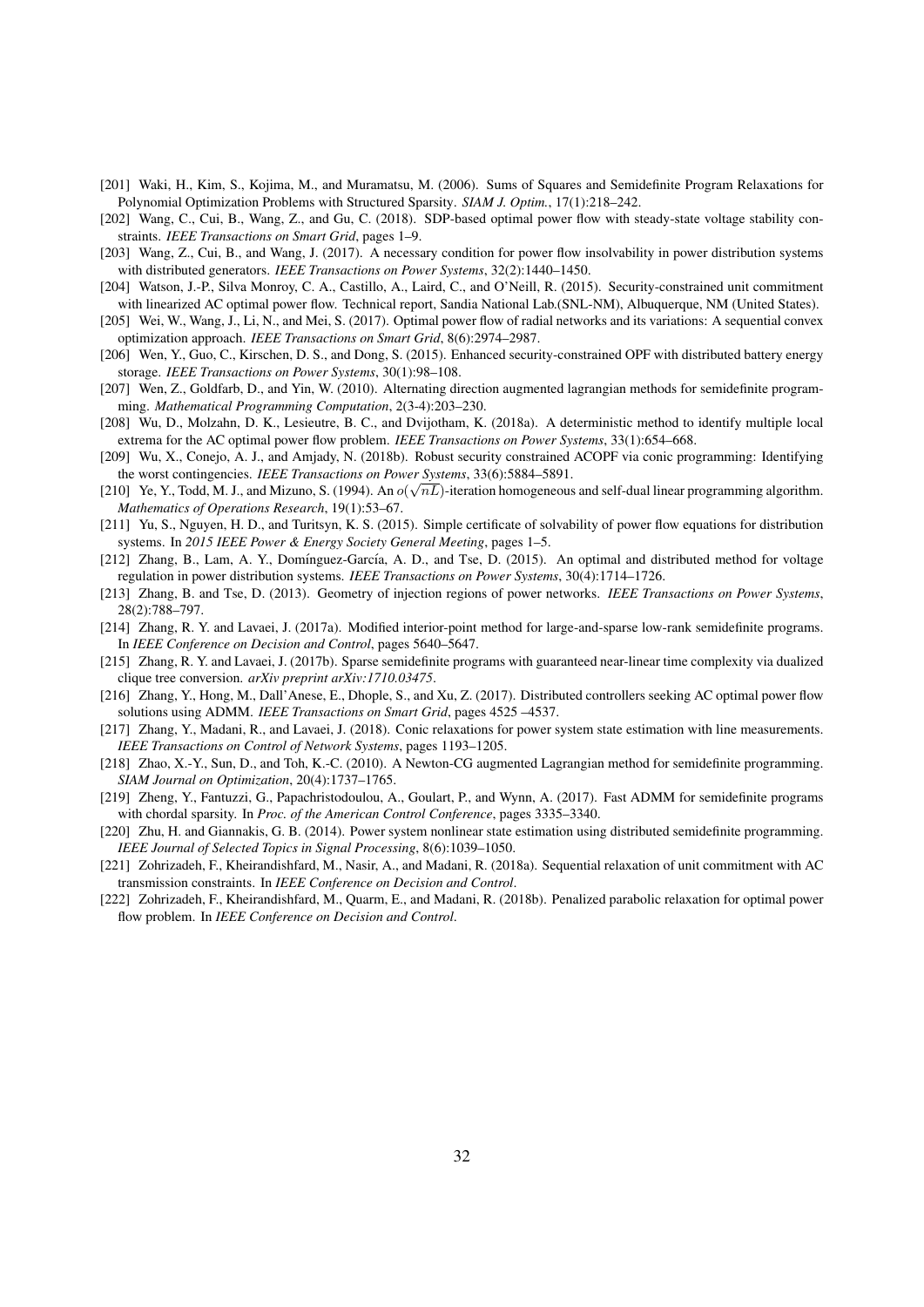[201] Waki, H., Kim, S., Kojima, M., and Muramatsu, M. (2006). Sums of Squares and Semidefinite Program Relaxations for Polynomial Optimization Problems with Structured Sparsity. *SIAM J. Optim.*, 17(1):218–242.

[202] Wang, C., Cui, B., Wang, Z., and Gu, C. (2018). SDP-based optimal power flow with steady-state voltage stability constraints. *IEEE Transactions on Smart Grid*, pages 1–9.

[203] Wang, Z., Cui, B., and Wang, J. (2017). A necessary condition for power flow insolvability in power distribution systems with distributed generators. *IEEE Transactions on Power Systems*, 32(2):1440–1450.

[204] Watson, J.-P., Silva Monroy, C. A., Castillo, A., Laird, C., and O'Neill, R. (2015). Security-constrained unit commitment with linearized AC optimal power flow. Technical report, Sandia National Lab.(SNL-NM), Albuquerque, NM (United States).

[205] Wei, W., Wang, J., Li, N., and Mei, S. (2017). Optimal power flow of radial networks and its variations: A sequential convex optimization approach. *IEEE Transactions on Smart Grid*, 8(6):2974–2987.

[206] Wen, Y., Guo, C., Kirschen, D. S., and Dong, S. (2015). Enhanced security-constrained OPF with distributed battery energy storage. *IEEE Transactions on Power Systems*, 30(1):98–108.

[207] Wen, Z., Goldfarb, D., and Yin, W. (2010). Alternating direction augmented lagrangian methods for semidefinite programming. *Mathematical Programming Computation*, 2(3-4):203–230.

[208] Wu, D., Molzahn, D. K., Lesieutre, B. C., and Dvijotham, K. (2018a). A deterministic method to identify multiple local extrema for the AC optimal power flow problem. *IEEE Transactions on Power Systems*, 33(1):654–668.

[209] Wu, X., Conejo, A. J., and Amjady, N. (2018b). Robust security constrained ACOPF via conic programming: Identifying the worst contingencies. *IEEE Transactions on Power Systems*, 33(6):5884–5891.

[210] Ye, Y., Todd, M. J., and Mizuno, S. (1994). An $o(\sqrt{n}L)$-iteration homogeneous and self-dual linear programming algorithm. *Mathematics of Operations Research*, 19(1):53–67.

[211] Yu, S., Nguyen, H. D., and Turitsyn, K. S. (2015). Simple certificate of solvability of power flow equations for distribution systems. In *2015 IEEE Power & Energy Society General Meeting*, pages 1–5.

[212] Zhang, B., Lam, A. Y., Domínguez-García, A. D., and Tse, D. (2015). An optimal and distributed method for voltage regulation in power distribution systems. *IEEE Transactions on Power Systems*, 30(4):1714–1726.

[213] Zhang, B. and Tse, D. (2013). Geometry of injection regions of power networks. *IEEE Transactions on Power Systems*, 28(2):788–797.

[214] Zhang, R. Y. and Lavaei, J. (2017a). Modified interior-point method for large-and-sparse low-rank semidefinite programs. In *IEEE Conference on Decision and Control*, pages 5640–5647.

[215] Zhang, R. Y. and Lavaei, J. (2017b). Sparse semidefinite programs with guaranteed near-linear time complexity via dualized clique tree conversion. *arXiv preprint arXiv:1710.03475*.

[216] Zhang, Y., Hong, M., Dall'Anese, E., Dhople, S., and Xu, Z. (2017). Distributed controllers seeking AC optimal power flow solutions using ADMM. *IEEE Transactions on Smart Grid*, pages 4525 –4537.

[217] Zhang, Y., Madani, R., and Lavaei, J. (2018). Conic relaxations for power system state estimation with line measurements. *IEEE Transactions on Control of Network Systems*, pages 1193–1205.

[218] Zhao, X.-Y., Sun, D., and Toh, K.-C. (2010). A Newton-CG augmented Lagrangian method for semidefinite programming. *SIAM Journal on Optimization*, 20(4):1737–1765.

[219] Zheng, Y., Fantuzzi, G., Papachristodoulou, A., Goulart, P., and Wynn, A. (2017). Fast ADMM for semidefinite programs with chordal sparsity. In *Proc. of the American Control Conference*, pages 3335–3340.

[220] Zhu, H. and Giannakis, G. B. (2014). Power system nonlinear state estimation using distributed semidefinite programming. *IEEE Journal of Selected Topics in Signal Processing*, 8(6):1039–1050.

[221] Zohrizadeh, F., Kheirandishfard, M., Nasir, A., and Madani, R. (2018a). Sequential relaxation of unit commitment with AC transmission constraints. In *IEEE Conference on Decision and Control*.

[222] Zohrizadeh, F., Kheirandishfard, M., Quarm, E., and Madani, R. (2018b). Penalized parabolic relaxation for optimal power flow problem. In *IEEE Conference on Decision and Control*.